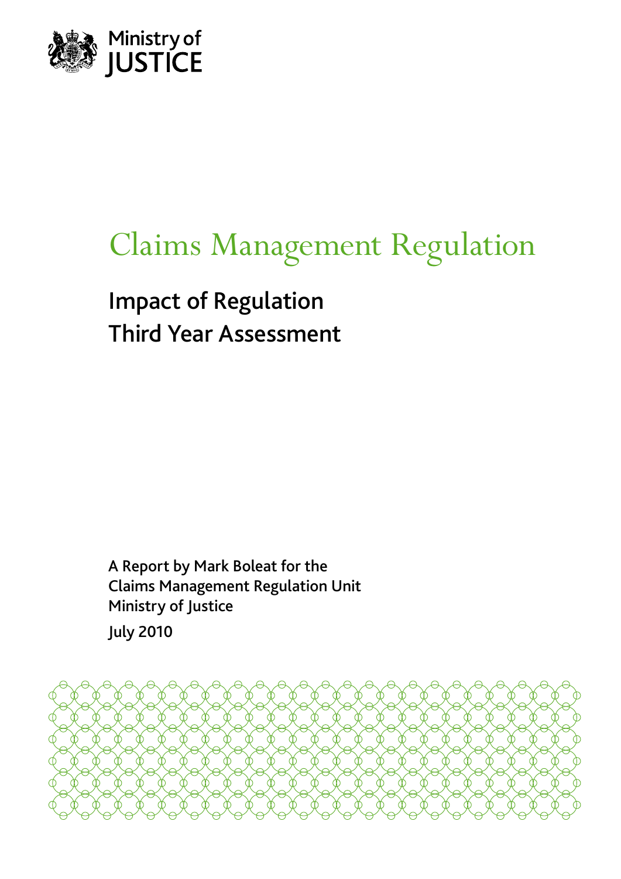Ministry of JUSTICE

# Claims Management Regulation

## Impact of Regulation Third Year Assessment

A Report by Mark Boleat for the Claims Management Regulation Unit Ministry of Justice

July 2010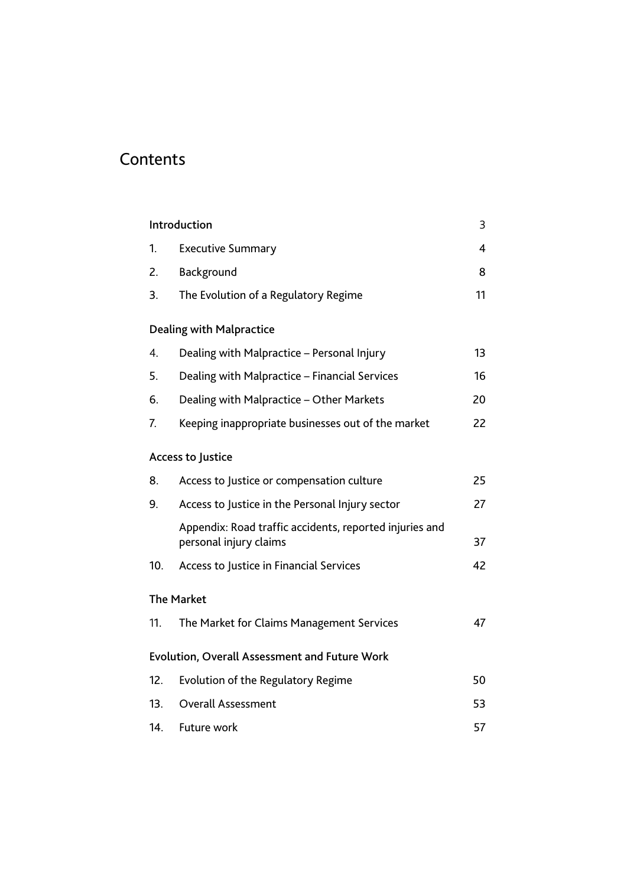# Contents

| | | |
|---|---|---|
| Introduction | | 3 |
| 1. | Executive Summary | 4 |
| 2. | Background | 8 |
| 3. | The Evolution of a Regulatory Regime | 11 |
| **Dealing with Malpractice** | | |
| 4. | Dealing with Malpractice – Personal Injury | 13 |
| 5. | Dealing with Malpractice – Financial Services | 16 |
| 6. | Dealing with Malpractice – Other Markets | 20 |
| 7. | Keeping inappropriate businesses out of the market | 22 |
| **Access to Justice** | | |
| 8. | Access to Justice or compensation culture | 25 |
| 9. | Access to Justice in the Personal Injury sector | 27 |
| | Appendix: Road traffic accidents, reported injuries and personal injury claims | 37 |
| 10. | Access to Justice in Financial Services | 42 |
| **The Market** | | |
| 11. | The Market for Claims Management Services | 47 |
| **Evolution, Overall Assessment and Future Work** | | |
| 12. | Evolution of the Regulatory Regime | 50 |
| 13. | Overall Assessment | 53 |
| 14. | Future work | 57 |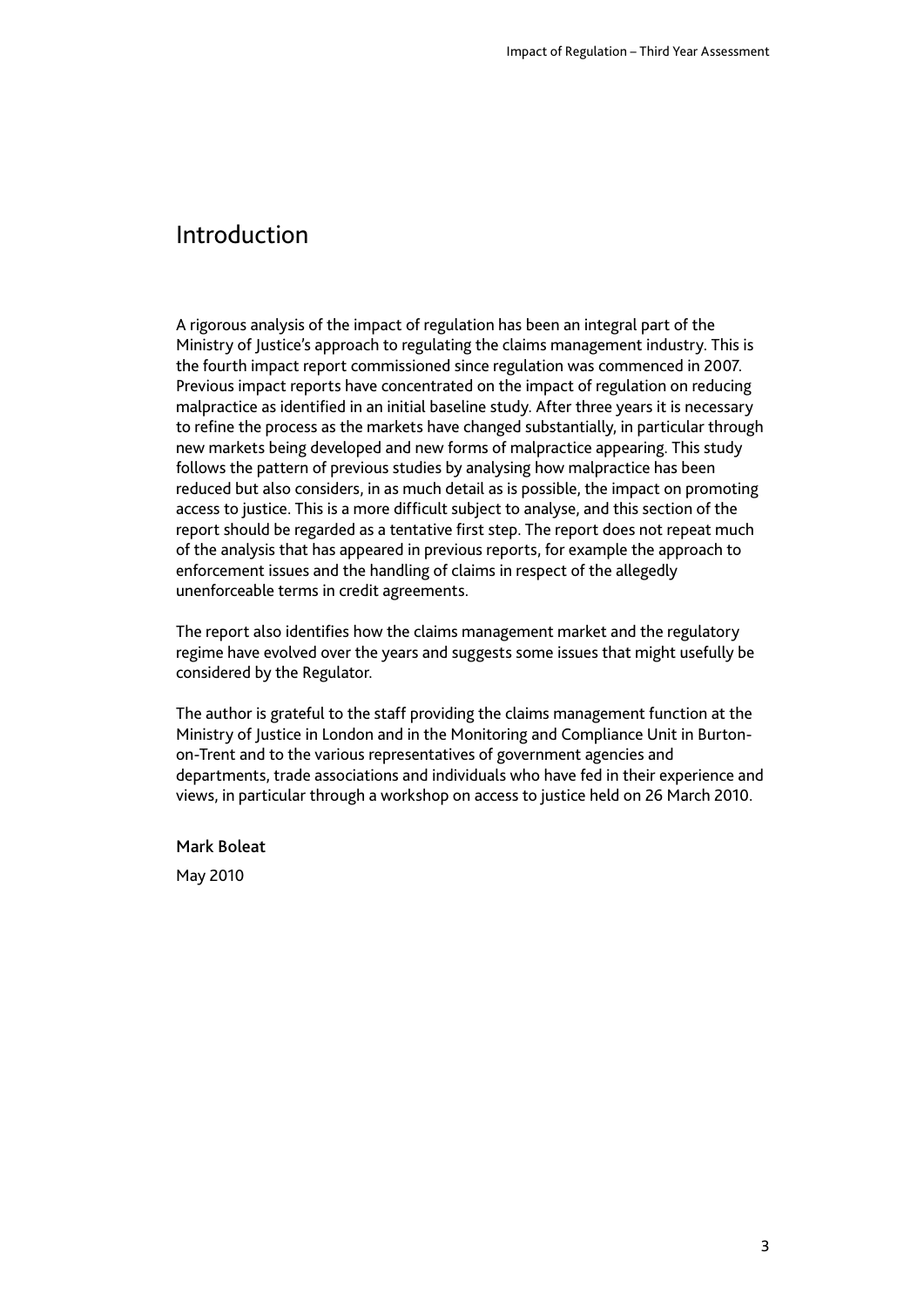# Introduction

A rigorous analysis of the impact of regulation has been an integral part of the Ministry of Justice's approach to regulating the claims management industry. This is the fourth impact report commissioned since regulation was commenced in 2007. Previous impact reports have concentrated on the impact of regulation on reducing malpractice as identified in an initial baseline study. After three years it is necessary to refine the process as the markets have changed substantially, in particular through new markets being developed and new forms of malpractice appearing. This study follows the pattern of previous studies by analysing how malpractice has been reduced but also considers, in as much detail as is possible, the impact on promoting access to justice. This is a more difficult subject to analyse, and this section of the report should be regarded as a tentative first step. The report does not repeat much of the analysis that has appeared in previous reports, for example the approach to enforcement issues and the handling of claims in respect of the allegedly unenforceable terms in credit agreements.

The report also identifies how the claims management market and the regulatory regime have evolved over the years and suggests some issues that might usefully be considered by the Regulator.

The author is grateful to the staff providing the claims management function at the Ministry of Justice in London and in the Monitoring and Compliance Unit in Burton-on-Trent and to the various representatives of government agencies and departments, trade associations and individuals who have fed in their experience and views, in particular through a workshop on access to justice held on 26 March 2010.

Mark Boleat

May 2010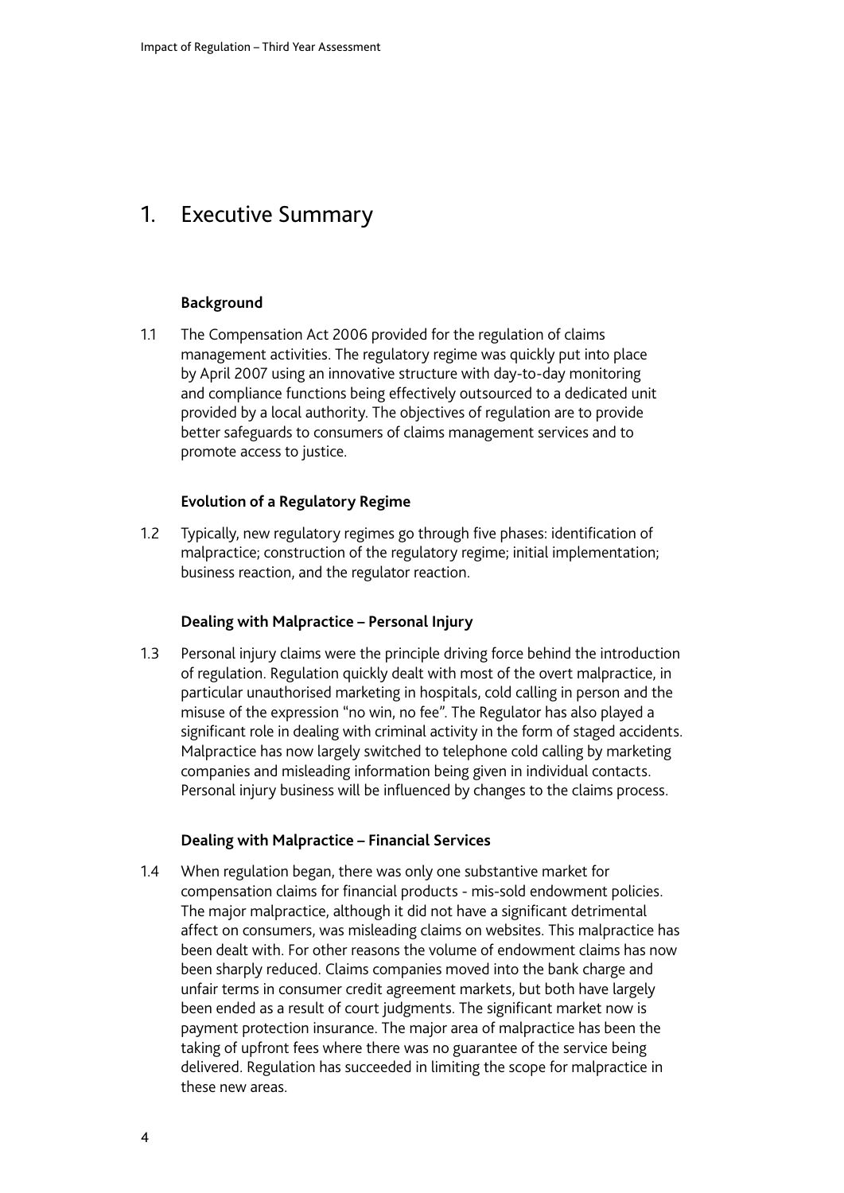# 1. Executive Summary

### Background

1.1 The Compensation Act 2006 provided for the regulation of claims management activities. The regulatory regime was quickly put into place by April 2007 using an innovative structure with day-to-day monitoring and compliance functions being effectively outsourced to a dedicated unit provided by a local authority. The objectives of regulation are to provide better safeguards to consumers of claims management services and to promote access to justice.

### Evolution of a Regulatory Regime

1.2 Typically, new regulatory regimes go through five phases: identification of malpractice; construction of the regulatory regime; initial implementation; business reaction, and the regulator reaction.

### Dealing with Malpractice – Personal Injury

1.3 Personal injury claims were the principle driving force behind the introduction of regulation. Regulation quickly dealt with most of the overt malpractice, in particular unauthorised marketing in hospitals, cold calling in person and the misuse of the expression "no win, no fee". The Regulator has also played a significant role in dealing with criminal activity in the form of staged accidents. Malpractice has now largely switched to telephone cold calling by marketing companies and misleading information being given in individual contacts. Personal injury business will be influenced by changes to the claims process.

### Dealing with Malpractice – Financial Services

1.4 When regulation began, there was only one substantive market for compensation claims for financial products - mis-sold endowment policies. The major malpractice, although it did not have a significant detrimental affect on consumers, was misleading claims on websites. This malpractice has been dealt with. For other reasons the volume of endowment claims has now been sharply reduced. Claims companies moved into the bank charge and unfair terms in consumer credit agreement markets, but both have largely been ended as a result of court judgments. The significant market now is payment protection insurance. The major area of malpractice has been the taking of upfront fees where there was no guarantee of the service being delivered. Regulation has succeeded in limiting the scope for malpractice in these new areas.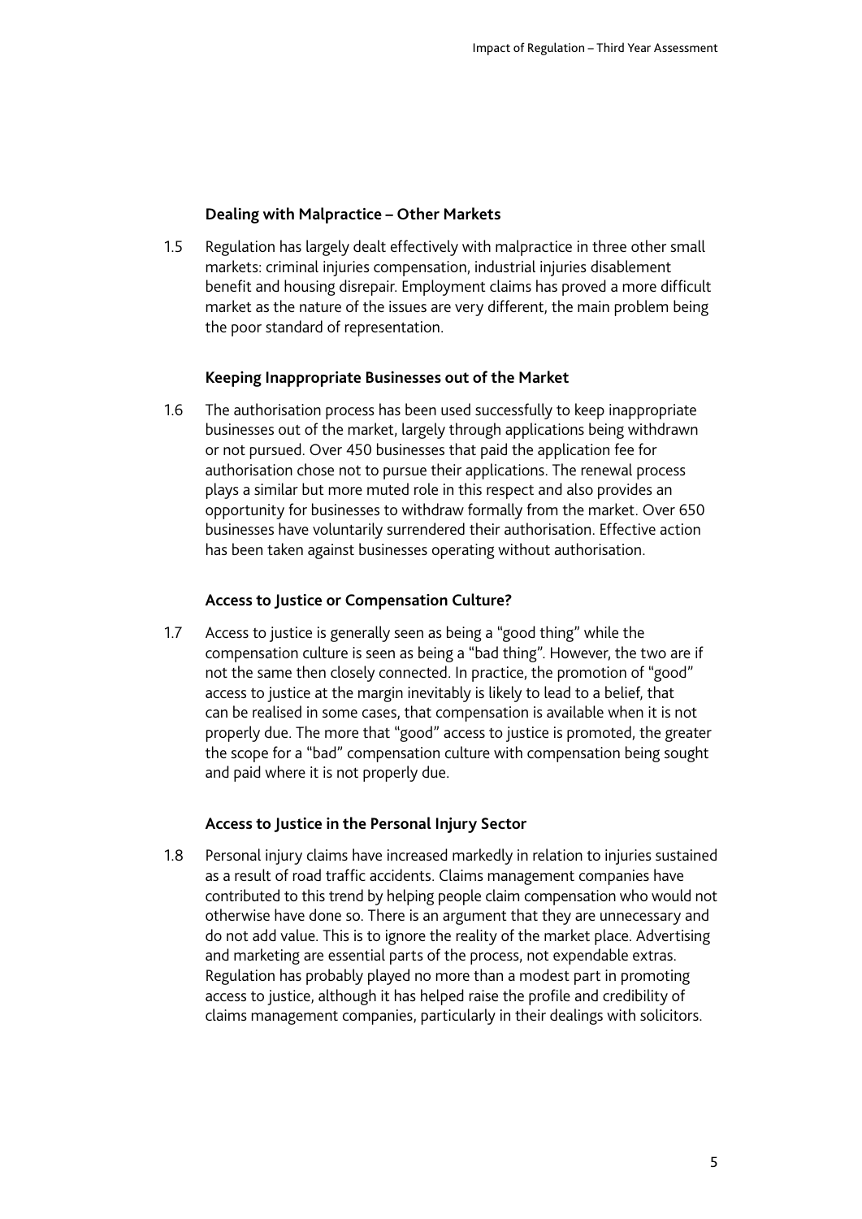### Dealing with Malpractice – Other Markets

1.5 Regulation has largely dealt effectively with malpractice in three other small markets: criminal injuries compensation, industrial injuries disablement benefit and housing disrepair. Employment claims has proved a more difficult market as the nature of the issues are very different, the main problem being the poor standard of representation.

### Keeping Inappropriate Businesses out of the Market

1.6 The authorisation process has been used successfully to keep inappropriate businesses out of the market, largely through applications being withdrawn or not pursued. Over 450 businesses that paid the application fee for authorisation chose not to pursue their applications. The renewal process plays a similar but more muted role in this respect and also provides an opportunity for businesses to withdraw formally from the market. Over 650 businesses have voluntarily surrendered their authorisation. Effective action has been taken against businesses operating without authorisation.

### Access to Justice or Compensation Culture?

1.7 Access to justice is generally seen as being a "good thing" while the compensation culture is seen as being a "bad thing". However, the two are if not the same then closely connected. In practice, the promotion of "good" access to justice at the margin inevitably is likely to lead to a belief, that can be realised in some cases, that compensation is available when it is not properly due. The more that "good" access to justice is promoted, the greater the scope for a "bad" compensation culture with compensation being sought and paid where it is not properly due.

### Access to Justice in the Personal Injury Sector

1.8 Personal injury claims have increased markedly in relation to injuries sustained as a result of road traffic accidents. Claims management companies have contributed to this trend by helping people claim compensation who would not otherwise have done so. There is an argument that they are unnecessary and do not add value. This is to ignore the reality of the market place. Advertising and marketing are essential parts of the process, not expendable extras. Regulation has probably played no more than a modest part in promoting access to justice, although it has helped raise the profile and credibility of claims management companies, particularly in their dealings with solicitors.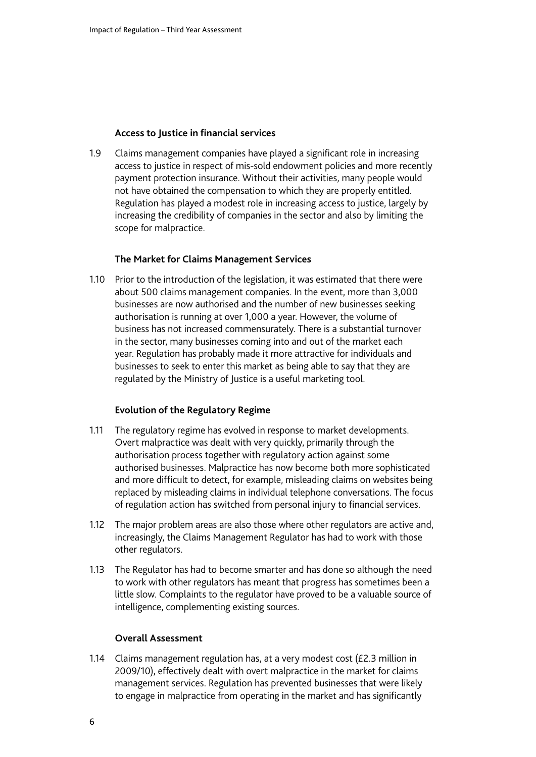### Access to Justice in financial services

1.9 Claims management companies have played a significant role in increasing access to justice in respect of mis-sold endowment policies and more recently payment protection insurance. Without their activities, many people would not have obtained the compensation to which they are properly entitled. Regulation has played a modest role in increasing access to justice, largely by increasing the credibility of companies in the sector and also by limiting the scope for malpractice.

### The Market for Claims Management Services

1.10 Prior to the introduction of the legislation, it was estimated that there were about 500 claims management companies. In the event, more than 3,000 businesses are now authorised and the number of new businesses seeking authorisation is running at over 1,000 a year. However, the volume of business has not increased commensurately. There is a substantial turnover in the sector, many businesses coming into and out of the market each year. Regulation has probably made it more attractive for individuals and businesses to seek to enter this market as being able to say that they are regulated by the Ministry of Justice is a useful marketing tool.

### Evolution of the Regulatory Regime

1.11 The regulatory regime has evolved in response to market developments. Overt malpractice was dealt with very quickly, primarily through the authorisation process together with regulatory action against some authorised businesses. Malpractice has now become both more sophisticated and more difficult to detect, for example, misleading claims on websites being replaced by misleading claims in individual telephone conversations. The focus of regulation action has switched from personal injury to financial services.

1.12 The major problem areas are also those where other regulators are active and, increasingly, the Claims Management Regulator has had to work with those other regulators.

1.13 The Regulator has had to become smarter and has done so although the need to work with other regulators has meant that progress has sometimes been a little slow. Complaints to the regulator have proved to be a valuable source of intelligence, complementing existing sources.

### Overall Assessment

1.14 Claims management regulation has, at a very modest cost (£2.3 million in 2009/10), effectively dealt with overt malpractice in the market for claims management services. Regulation has prevented businesses that were likely to engage in malpractice from operating in the market and has significantly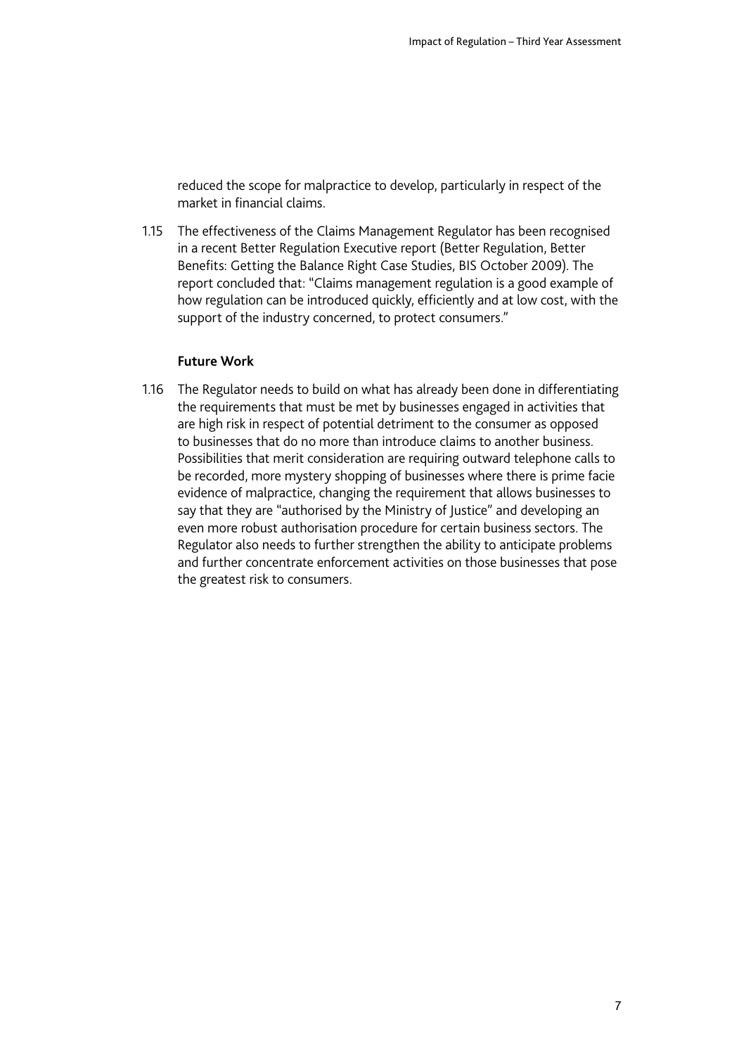reduced the scope for malpractice to develop, particularly in respect of the market in financial claims.

1.15 The effectiveness of the Claims Management Regulator has been recognised in a recent Better Regulation Executive report (Better Regulation, Better Benefits: Getting the Balance Right Case Studies, BIS October 2009). The report concluded that: "Claims management regulation is a good example of how regulation can be introduced quickly, efficiently and at low cost, with the support of the industry concerned, to protect consumers."

**Future Work**

1.16 The Regulator needs to build on what has already been done in differentiating the requirements that must be met by businesses engaged in activities that are high risk in respect of potential detriment to the consumer as opposed to businesses that do no more than introduce claims to another business. Possibilities that merit consideration are requiring outward telephone calls to be recorded, more mystery shopping of businesses where there is prime facie evidence of malpractice, changing the requirement that allows businesses to say that they are "authorised by the Ministry of Justice" and developing an even more robust authorisation procedure for certain business sectors. The Regulator also needs to further strengthen the ability to anticipate problems and further concentrate enforcement activities on those businesses that pose the greatest risk to consumers.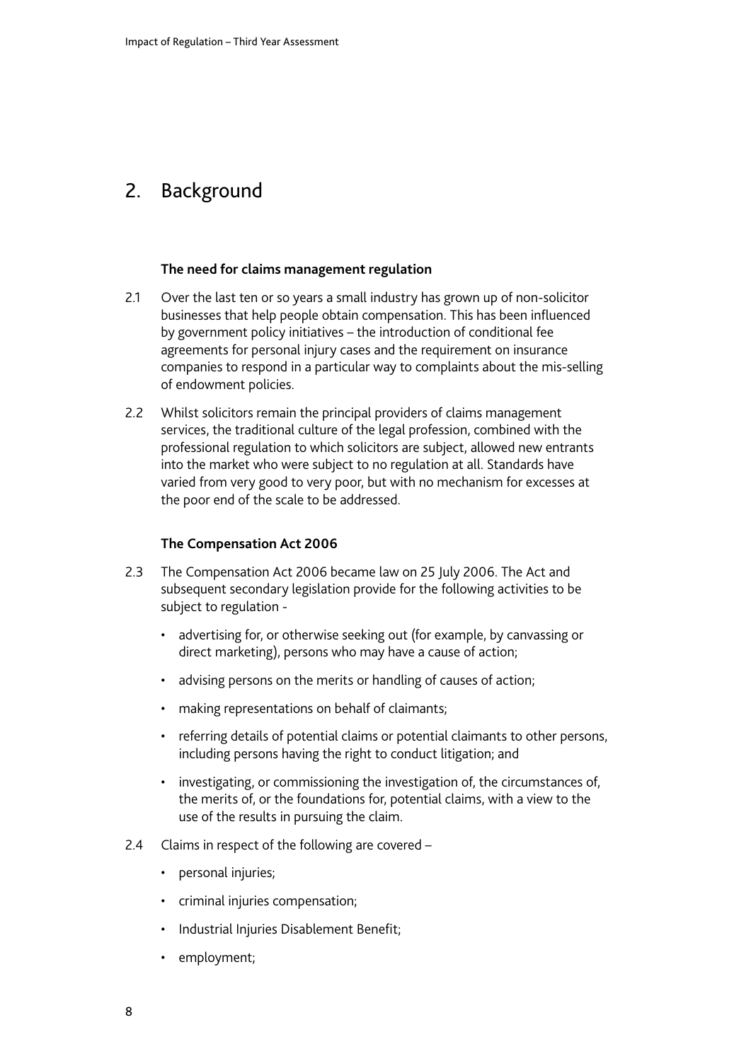## 2. Background

### The need for claims management regulation

2.1 Over the last ten or so years a small industry has grown up of non-solicitor businesses that help people obtain compensation. This has been influenced by government policy initiatives – the introduction of conditional fee agreements for personal injury cases and the requirement on insurance companies to respond in a particular way to complaints about the mis-selling of endowment policies.

2.2 Whilst solicitors remain the principal providers of claims management services, the traditional culture of the legal profession, combined with the professional regulation to which solicitors are subject, allowed new entrants into the market who were subject to no regulation at all. Standards have varied from very good to very poor, but with no mechanism for excesses at the poor end of the scale to be addressed.

### The Compensation Act 2006

2.3 The Compensation Act 2006 became law on 25 July 2006. The Act and subsequent secondary legislation provide for the following activities to be subject to regulation -

- advertising for, or otherwise seeking out (for example, by canvassing or direct marketing), persons who may have a cause of action;
- advising persons on the merits or handling of causes of action;
- making representations on behalf of claimants;
- referring details of potential claims or potential claimants to other persons, including persons having the right to conduct litigation; and
- investigating, or commissioning the investigation of, the circumstances of, the merits of, or the foundations for, potential claims, with a view to the use of the results in pursuing the claim.

2.4 Claims in respect of the following are covered –

- personal injuries;
- criminal injuries compensation;
- Industrial Injuries Disablement Benefit;
- employment;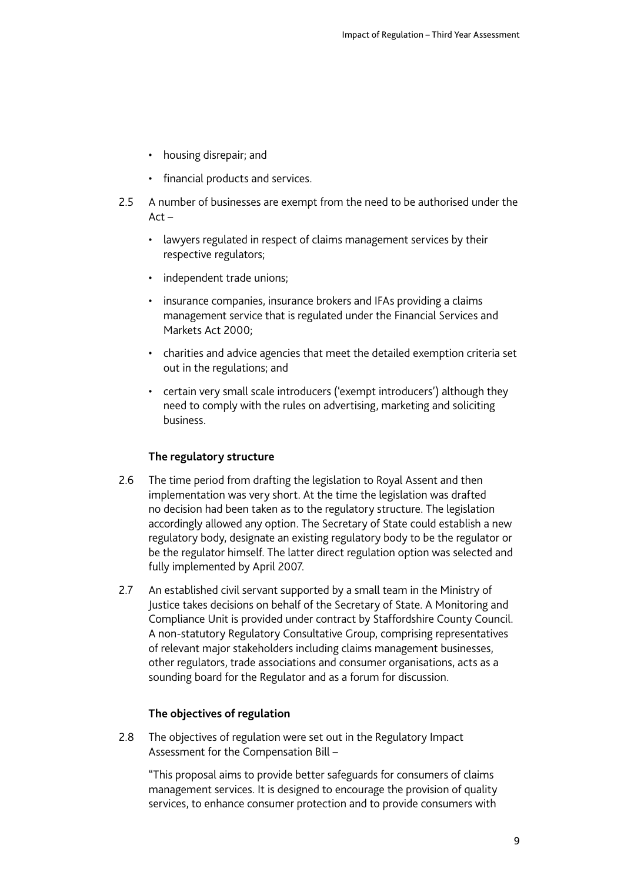- housing disrepair; and
- financial products and services.

2.5 A number of businesses are exempt from the need to be authorised under the Act –

- lawyers regulated in respect of claims management services by their respective regulators;
- independent trade unions;
- insurance companies, insurance brokers and IFAs providing a claims management service that is regulated under the Financial Services and Markets Act 2000;
- charities and advice agencies that meet the detailed exemption criteria set out in the regulations; and
- certain very small scale introducers ('exempt introducers') although they need to comply with the rules on advertising, marketing and soliciting business.

### The regulatory structure

2.6 The time period from drafting the legislation to Royal Assent and then implementation was very short. At the time the legislation was drafted no decision had been taken as to the regulatory structure. The legislation accordingly allowed any option. The Secretary of State could establish a new regulatory body, designate an existing regulatory body to be the regulator or be the regulator himself. The latter direct regulation option was selected and fully implemented by April 2007.

2.7 An established civil servant supported by a small team in the Ministry of Justice takes decisions on behalf of the Secretary of State. A Monitoring and Compliance Unit is provided under contract by Staffordshire County Council. A non-statutory Regulatory Consultative Group, comprising representatives of relevant major stakeholders including claims management businesses, other regulators, trade associations and consumer organisations, acts as a sounding board for the Regulator and as a forum for discussion.

### The objectives of regulation

2.8 The objectives of regulation were set out in the Regulatory Impact Assessment for the Compensation Bill –

"This proposal aims to provide better safeguards for consumers of claims management services. It is designed to encourage the provision of quality services, to enhance consumer protection and to provide consumers with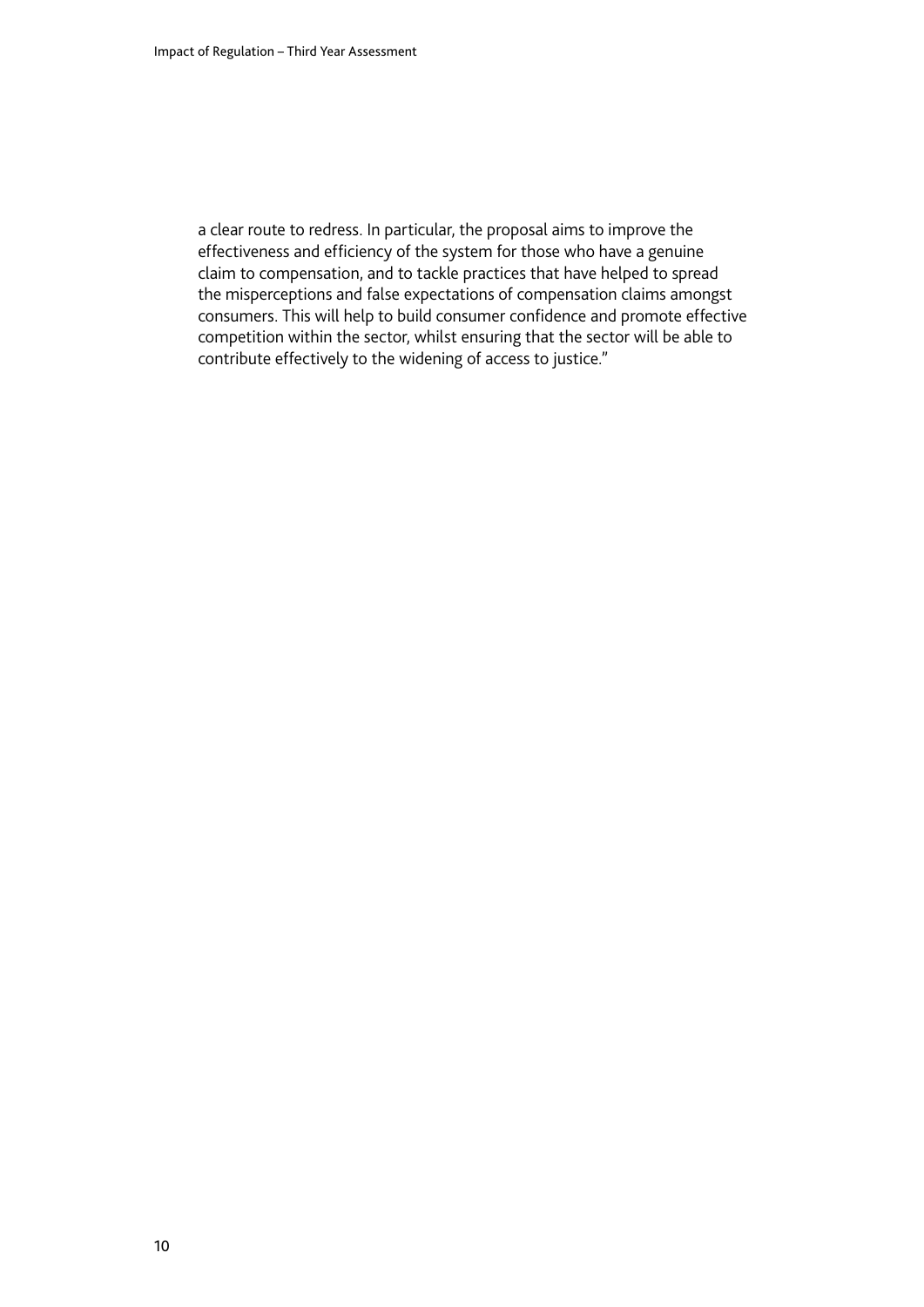a clear route to redress. In particular, the proposal aims to improve the effectiveness and efficiency of the system for those who have a genuine claim to compensation, and to tackle practices that have helped to spread the misperceptions and false expectations of compensation claims amongst consumers. This will help to build consumer confidence and promote effective competition within the sector, whilst ensuring that the sector will be able to contribute effectively to the widening of access to justice."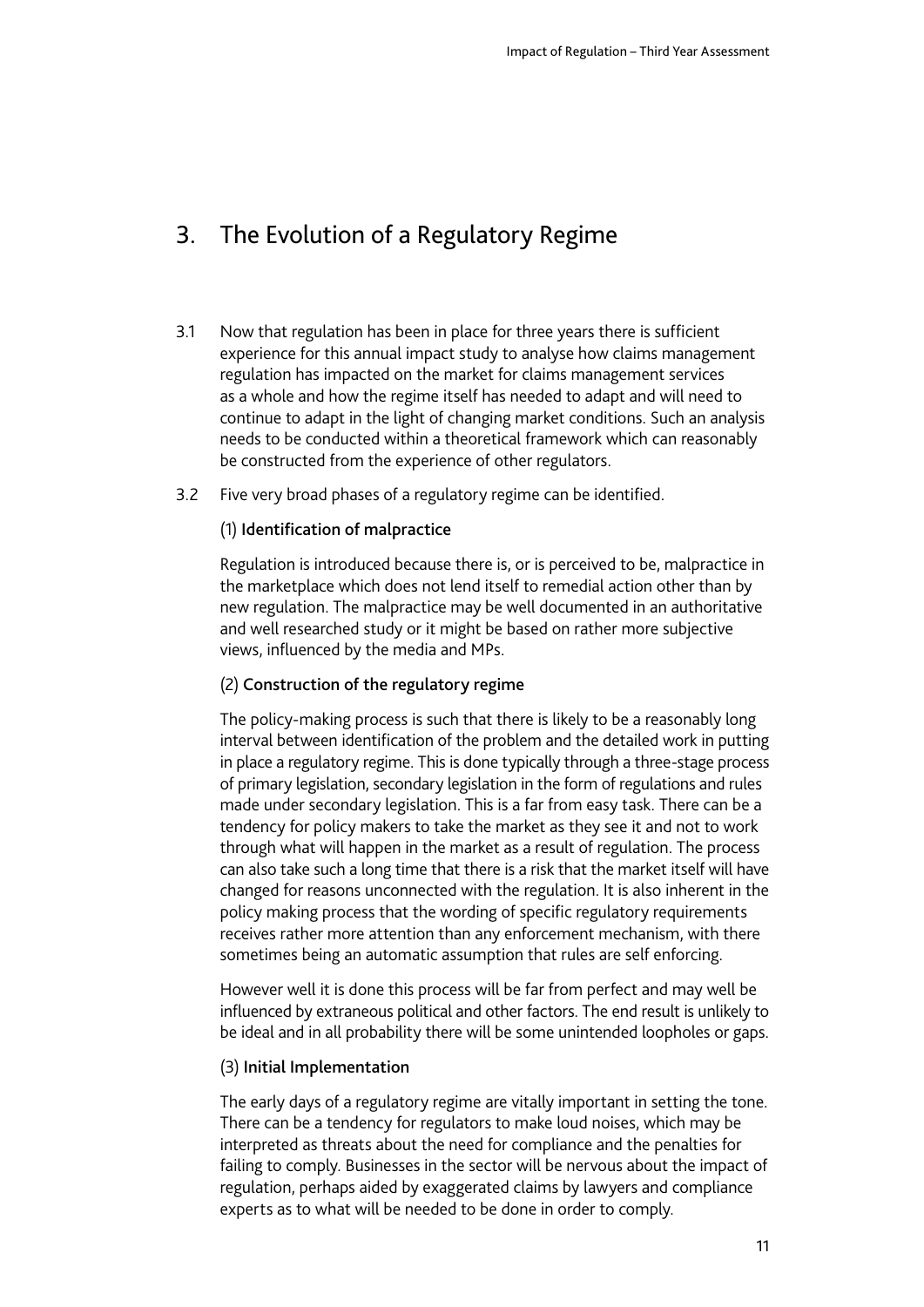# 3. The Evolution of a Regulatory Regime

3.1 Now that regulation has been in place for three years there is sufficient experience for this annual impact study to analyse how claims management regulation has impacted on the market for claims management services as a whole and how the regime itself has needed to adapt and will need to continue to adapt in the light of changing market conditions. Such an analysis needs to be conducted within a theoretical framework which can reasonably be constructed from the experience of other regulators.

3.2 Five very broad phases of a regulatory regime can be identified.

(1) **Identification of malpractice**

Regulation is introduced because there is, or is perceived to be, malpractice in the marketplace which does not lend itself to remedial action other than by new regulation. The malpractice may be well documented in an authoritative and well researched study or it might be based on rather more subjective views, influenced by the media and MPs.

(2) **Construction of the regulatory regime**

The policy-making process is such that there is likely to be a reasonably long interval between identification of the problem and the detailed work in putting in place a regulatory regime. This is done typically through a three-stage process of primary legislation, secondary legislation in the form of regulations and rules made under secondary legislation. This is a far from easy task. There can be a tendency for policy makers to take the market as they see it and not to work through what will happen in the market as a result of regulation. The process can also take such a long time that there is a risk that the market itself will have changed for reasons unconnected with the regulation. It is also inherent in the policy making process that the wording of specific regulatory requirements receives rather more attention than any enforcement mechanism, with there sometimes being an automatic assumption that rules are self enforcing.

However well it is done this process will be far from perfect and may well be influenced by extraneous political and other factors. The end result is unlikely to be ideal and in all probability there will be some unintended loopholes or gaps.

(3) **Initial Implementation**

The early days of a regulatory regime are vitally important in setting the tone. There can be a tendency for regulators to make loud noises, which may be interpreted as threats about the need for compliance and the penalties for failing to comply. Businesses in the sector will be nervous about the impact of regulation, perhaps aided by exaggerated claims by lawyers and compliance experts as to what will be needed to be done in order to comply.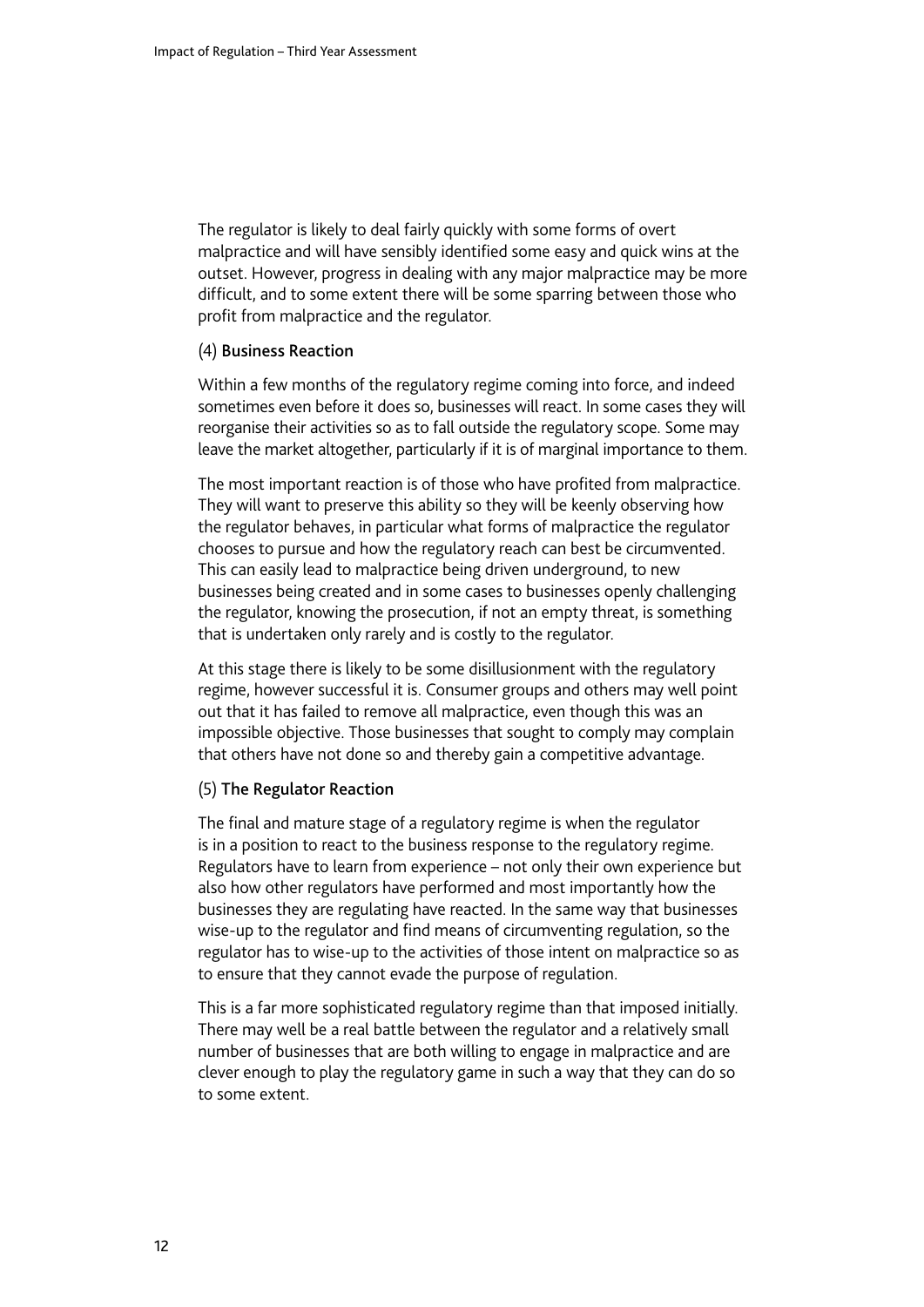The regulator is likely to deal fairly quickly with some forms of overt malpractice and will have sensibly identified some easy and quick wins at the outset. However, progress in dealing with any major malpractice may be more difficult, and to some extent there will be some sparring between those who profit from malpractice and the regulator.

(4) **Business Reaction**

Within a few months of the regulatory regime coming into force, and indeed sometimes even before it does so, businesses will react. In some cases they will reorganise their activities so as to fall outside the regulatory scope. Some may leave the market altogether, particularly if it is of marginal importance to them.

The most important reaction is of those who have profited from malpractice. They will want to preserve this ability so they will be keenly observing how the regulator behaves, in particular what forms of malpractice the regulator chooses to pursue and how the regulatory reach can best be circumvented. This can easily lead to malpractice being driven underground, to new businesses being created and in some cases to businesses openly challenging the regulator, knowing the prosecution, if not an empty threat, is something that is undertaken only rarely and is costly to the regulator.

At this stage there is likely to be some disillusionment with the regulatory regime, however successful it is. Consumer groups and others may well point out that it has failed to remove all malpractice, even though this was an impossible objective. Those businesses that sought to comply may complain that others have not done so and thereby gain a competitive advantage.

(5) **The Regulator Reaction**

The final and mature stage of a regulatory regime is when the regulator is in a position to react to the business response to the regulatory regime. Regulators have to learn from experience – not only their own experience but also how other regulators have performed and most importantly how the businesses they are regulating have reacted. In the same way that businesses wise-up to the regulator and find means of circumventing regulation, so the regulator has to wise-up to the activities of those intent on malpractice so as to ensure that they cannot evade the purpose of regulation.

This is a far more sophisticated regulatory regime than that imposed initially. There may well be a real battle between the regulator and a relatively small number of businesses that are both willing to engage in malpractice and are clever enough to play the regulatory game in such a way that they can do so to some extent.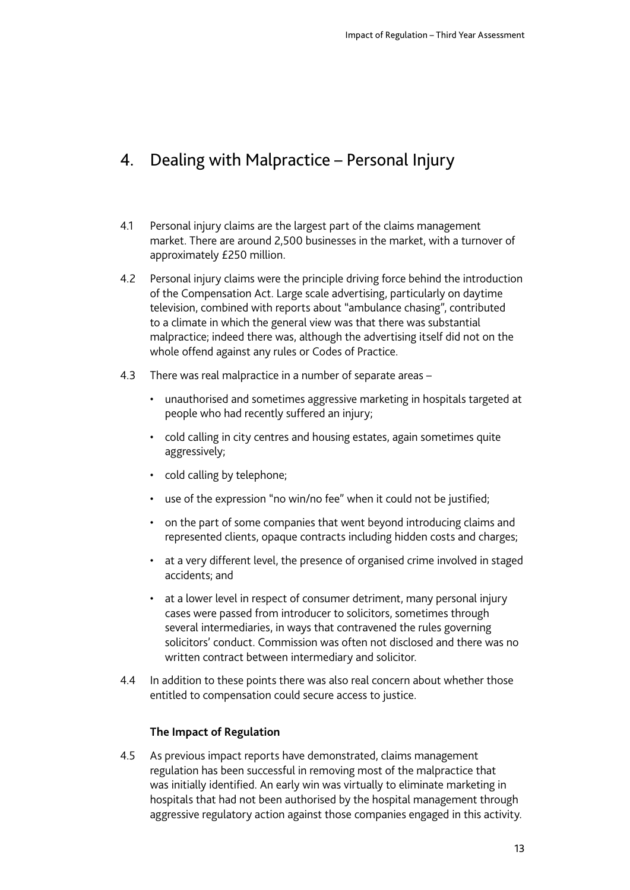# 4. Dealing with Malpractice – Personal Injury

4.1 Personal injury claims are the largest part of the claims management market. There are around 2,500 businesses in the market, with a turnover of approximately £250 million.

4.2 Personal injury claims were the principle driving force behind the introduction of the Compensation Act. Large scale advertising, particularly on daytime television, combined with reports about "ambulance chasing", contributed to a climate in which the general view was that there was substantial malpractice; indeed there was, although the advertising itself did not on the whole offend against any rules or Codes of Practice.

4.3 There was real malpractice in a number of separate areas –

- unauthorised and sometimes aggressive marketing in hospitals targeted at people who had recently suffered an injury;
- cold calling in city centres and housing estates, again sometimes quite aggressively;
- cold calling by telephone;
- use of the expression "no win/no fee" when it could not be justified;
- on the part of some companies that went beyond introducing claims and represented clients, opaque contracts including hidden costs and charges;
- at a very different level, the presence of organised crime involved in staged accidents; and
- at a lower level in respect of consumer detriment, many personal injury cases were passed from introducer to solicitors, sometimes through several intermediaries, in ways that contravened the rules governing solicitors' conduct. Commission was often not disclosed and there was no written contract between intermediary and solicitor.

4.4 In addition to these points there was also real concern about whether those entitled to compensation could secure access to justice.

**The Impact of Regulation**

4.5 As previous impact reports have demonstrated, claims management regulation has been successful in removing most of the malpractice that was initially identified. An early win was virtually to eliminate marketing in hospitals that had not been authorised by the hospital management through aggressive regulatory action against those companies engaged in this activity.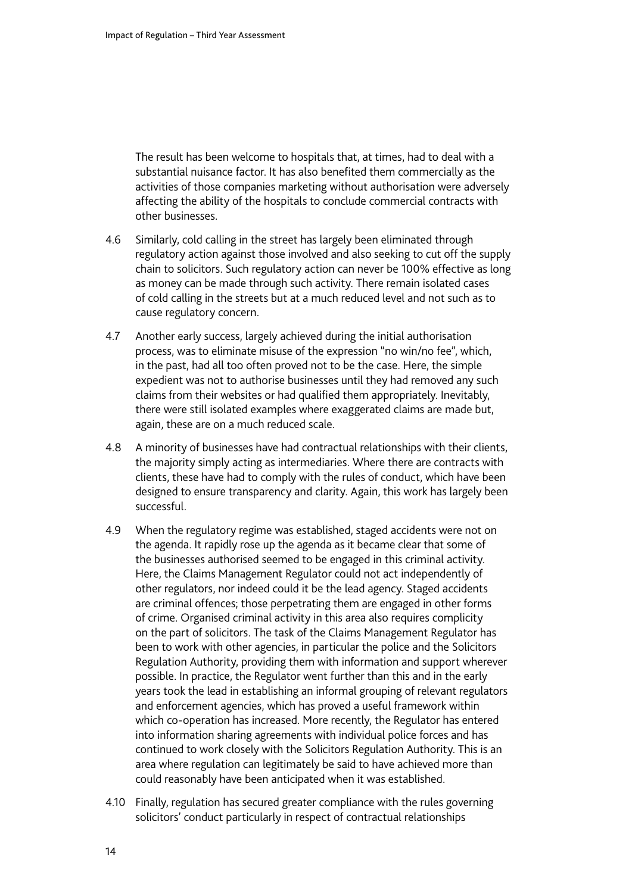The result has been welcome to hospitals that, at times, had to deal with a substantial nuisance factor. It has also benefited them commercially as the activities of those companies marketing without authorisation were adversely affecting the ability of the hospitals to conclude commercial contracts with other businesses.

4.6 Similarly, cold calling in the street has largely been eliminated through regulatory action against those involved and also seeking to cut off the supply chain to solicitors. Such regulatory action can never be 100% effective as long as money can be made through such activity. There remain isolated cases of cold calling in the streets but at a much reduced level and not such as to cause regulatory concern.

4.7 Another early success, largely achieved during the initial authorisation process, was to eliminate misuse of the expression "no win/no fee", which, in the past, had all too often proved not to be the case. Here, the simple expedient was not to authorise businesses until they had removed any such claims from their websites or had qualified them appropriately. Inevitably, there were still isolated examples where exaggerated claims are made but, again, these are on a much reduced scale.

4.8 A minority of businesses have had contractual relationships with their clients, the majority simply acting as intermediaries. Where there are contracts with clients, these have had to comply with the rules of conduct, which have been designed to ensure transparency and clarity. Again, this work has largely been successful.

4.9 When the regulatory regime was established, staged accidents were not on the agenda. It rapidly rose up the agenda as it became clear that some of the businesses authorised seemed to be engaged in this criminal activity. Here, the Claims Management Regulator could not act independently of other regulators, nor indeed could it be the lead agency. Staged accidents are criminal offences; those perpetrating them are engaged in other forms of crime. Organised criminal activity in this area also requires complicity on the part of solicitors. The task of the Claims Management Regulator has been to work with other agencies, in particular the police and the Solicitors Regulation Authority, providing them with information and support wherever possible. In practice, the Regulator went further than this and in the early years took the lead in establishing an informal grouping of relevant regulators and enforcement agencies, which has proved a useful framework within which co-operation has increased. More recently, the Regulator has entered into information sharing agreements with individual police forces and has continued to work closely with the Solicitors Regulation Authority. This is an area where regulation can legitimately be said to have achieved more than could reasonably have been anticipated when it was established.

4.10 Finally, regulation has secured greater compliance with the rules governing solicitors' conduct particularly in respect of contractual relationships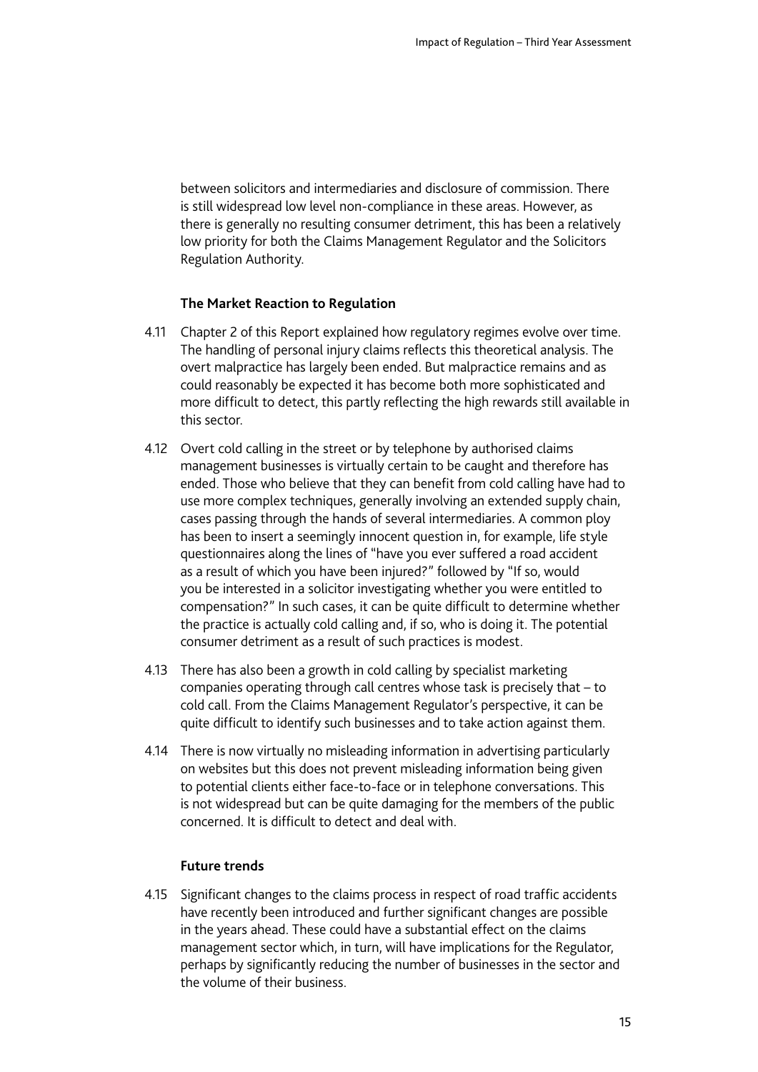between solicitors and intermediaries and disclosure of commission. There is still widespread low level non-compliance in these areas. However, as there is generally no resulting consumer detriment, this has been a relatively low priority for both the Claims Management Regulator and the Solicitors Regulation Authority.

### The Market Reaction to Regulation

4.11 Chapter 2 of this Report explained how regulatory regimes evolve over time. The handling of personal injury claims reflects this theoretical analysis. The overt malpractice has largely been ended. But malpractice remains and as could reasonably be expected it has become both more sophisticated and more difficult to detect, this partly reflecting the high rewards still available in this sector.

4.12 Overt cold calling in the street or by telephone by authorised claims management businesses is virtually certain to be caught and therefore has ended. Those who believe that they can benefit from cold calling have had to use more complex techniques, generally involving an extended supply chain, cases passing through the hands of several intermediaries. A common ploy has been to insert a seemingly innocent question in, for example, life style questionnaires along the lines of "have you ever suffered a road accident as a result of which you have been injured?" followed by "If so, would you be interested in a solicitor investigating whether you were entitled to compensation?" In such cases, it can be quite difficult to determine whether the practice is actually cold calling and, if so, who is doing it. The potential consumer detriment as a result of such practices is modest.

4.13 There has also been a growth in cold calling by specialist marketing companies operating through call centres whose task is precisely that – to cold call. From the Claims Management Regulator's perspective, it can be quite difficult to identify such businesses and to take action against them.

4.14 There is now virtually no misleading information in advertising particularly on websites but this does not prevent misleading information being given to potential clients either face-to-face or in telephone conversations. This is not widespread but can be quite damaging for the members of the public concerned. It is difficult to detect and deal with.

### Future trends

4.15 Significant changes to the claims process in respect of road traffic accidents have recently been introduced and further significant changes are possible in the years ahead. These could have a substantial effect on the claims management sector which, in turn, will have implications for the Regulator, perhaps by significantly reducing the number of businesses in the sector and the volume of their business.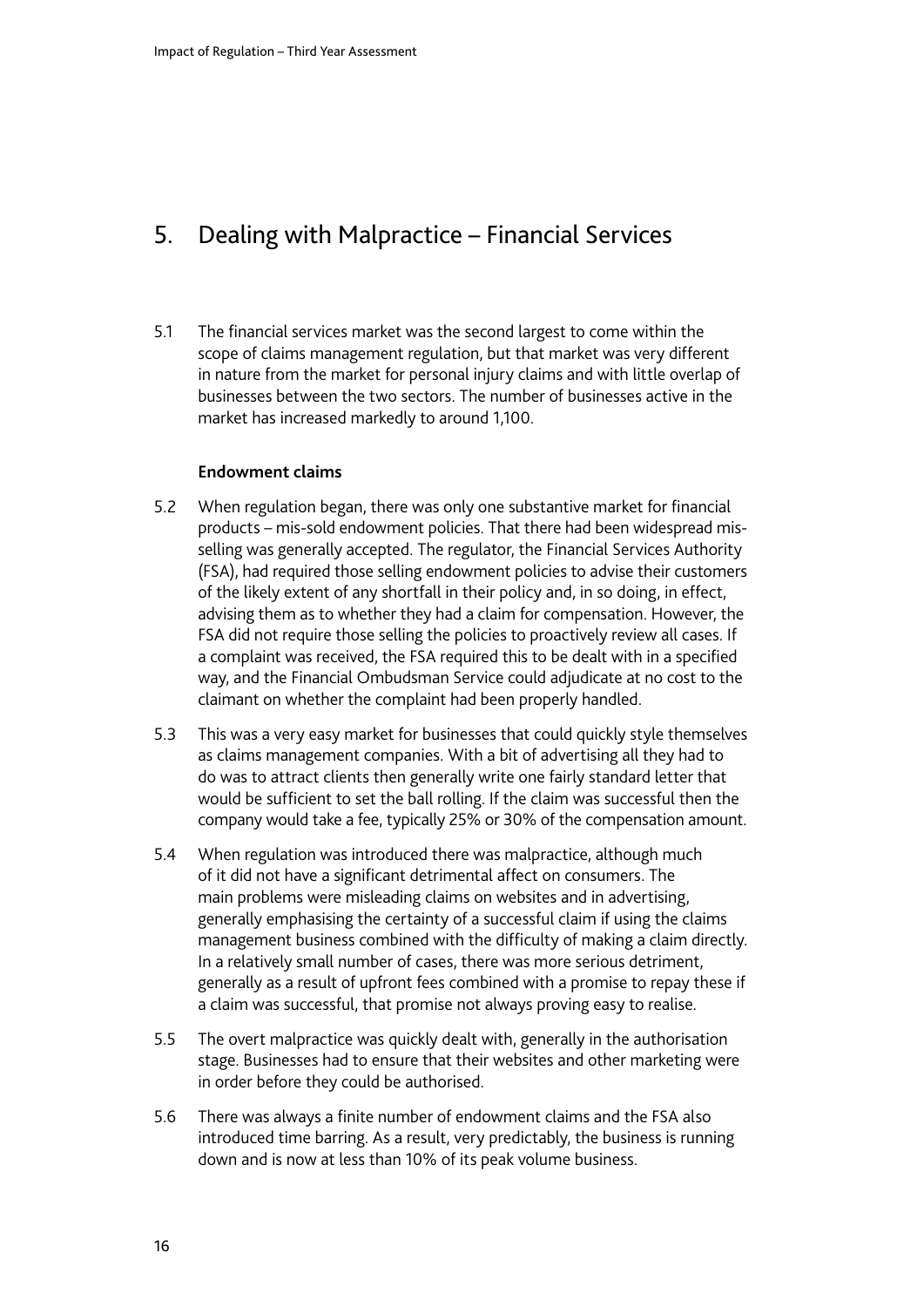# 5. Dealing with Malpractice – Financial Services

5.1 The financial services market was the second largest to come within the scope of claims management regulation, but that market was very different in nature from the market for personal injury claims and with little overlap of businesses between the two sectors. The number of businesses active in the market has increased markedly to around 1,100.

### Endowment claims

5.2 When regulation began, there was only one substantive market for financial products – mis-sold endowment policies. That there had been widespread mis-selling was generally accepted. The regulator, the Financial Services Authority (FSA), had required those selling endowment policies to advise their customers of the likely extent of any shortfall in their policy and, in so doing, in effect, advising them as to whether they had a claim for compensation. However, the FSA did not require those selling the policies to proactively review all cases. If a complaint was received, the FSA required this to be dealt with in a specified way, and the Financial Ombudsman Service could adjudicate at no cost to the claimant on whether the complaint had been properly handled.

5.3 This was a very easy market for businesses that could quickly style themselves as claims management companies. With a bit of advertising all they had to do was to attract clients then generally write one fairly standard letter that would be sufficient to set the ball rolling. If the claim was successful then the company would take a fee, typically 25% or 30% of the compensation amount.

5.4 When regulation was introduced there was malpractice, although much of it did not have a significant detrimental affect on consumers. The main problems were misleading claims on websites and in advertising, generally emphasising the certainty of a successful claim if using the claims management business combined with the difficulty of making a claim directly. In a relatively small number of cases, there was more serious detriment, generally as a result of upfront fees combined with a promise to repay these if a claim was successful, that promise not always proving easy to realise.

5.5 The overt malpractice was quickly dealt with, generally in the authorisation stage. Businesses had to ensure that their websites and other marketing were in order before they could be authorised.

5.6 There was always a finite number of endowment claims and the FSA also introduced time barring. As a result, very predictably, the business is running down and is now at less than 10% of its peak volume business.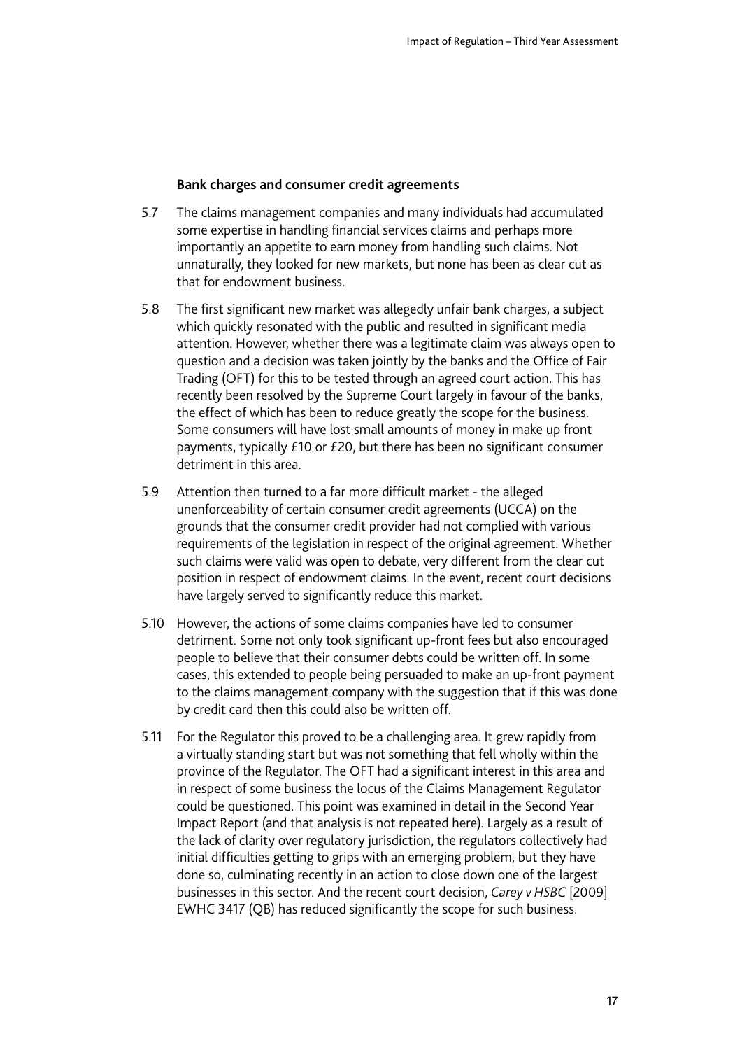**Bank charges and consumer credit agreements**

5.7 The claims management companies and many individuals had accumulated some expertise in handling financial services claims and perhaps more importantly an appetite to earn money from handling such claims. Not unnaturally, they looked for new markets, but none has been as clear cut as that for endowment business.

5.8 The first significant new market was allegedly unfair bank charges, a subject which quickly resonated with the public and resulted in significant media attention. However, whether there was a legitimate claim was always open to question and a decision was taken jointly by the banks and the Office of Fair Trading (OFT) for this to be tested through an agreed court action. This has recently been resolved by the Supreme Court largely in favour of the banks, the effect of which has been to reduce greatly the scope for the business. Some consumers will have lost small amounts of money in make up front payments, typically £10 or £20, but there has been no significant consumer detriment in this area.

5.9 Attention then turned to a far more difficult market - the alleged unenforceability of certain consumer credit agreements (UCCA) on the grounds that the consumer credit provider had not complied with various requirements of the legislation in respect of the original agreement. Whether such claims were valid was open to debate, very different from the clear cut position in respect of endowment claims. In the event, recent court decisions have largely served to significantly reduce this market.

5.10 However, the actions of some claims companies have led to consumer detriment. Some not only took significant up-front fees but also encouraged people to believe that their consumer debts could be written off. In some cases, this extended to people being persuaded to make an up-front payment to the claims management company with the suggestion that if this was done by credit card then this could also be written off.

5.11 For the Regulator this proved to be a challenging area. It grew rapidly from a virtually standing start but was not something that fell wholly within the province of the Regulator. The OFT had a significant interest in this area and in respect of some business the locus of the Claims Management Regulator could be questioned. This point was examined in detail in the Second Year Impact Report (and that analysis is not repeated here). Largely as a result of the lack of clarity over regulatory jurisdiction, the regulators collectively had initial difficulties getting to grips with an emerging problem, but they have done so, culminating recently in an action to close down one of the largest businesses in this sector. And the recent court decision, *Carey v HSBC* [2009] EWHC 3417 (QB) has reduced significantly the scope for such business.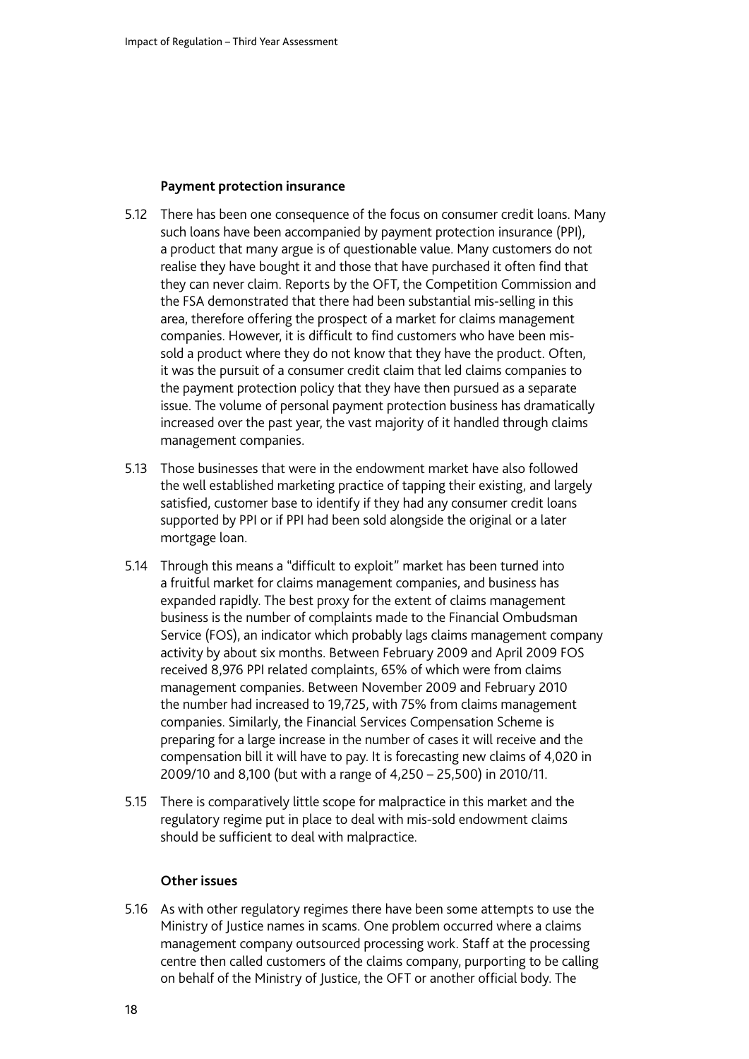### Payment protection insurance

5.12 There has been one consequence of the focus on consumer credit loans. Many such loans have been accompanied by payment protection insurance (PPI), a product that many argue is of questionable value. Many customers do not realise they have bought it and those that have purchased it often find that they can never claim. Reports by the OFT, the Competition Commission and the FSA demonstrated that there had been substantial mis-selling in this area, therefore offering the prospect of a market for claims management companies. However, it is difficult to find customers who have been mis-sold a product where they do not know that they have the product. Often, it was the pursuit of a consumer credit claim that led claims companies to the payment protection policy that they have then pursued as a separate issue. The volume of personal payment protection business has dramatically increased over the past year, the vast majority of it handled through claims management companies.

5.13 Those businesses that were in the endowment market have also followed the well established marketing practice of tapping their existing, and largely satisfied, customer base to identify if they had any consumer credit loans supported by PPI or if PPI had been sold alongside the original or a later mortgage loan.

5.14 Through this means a "difficult to exploit" market has been turned into a fruitful market for claims management companies, and business has expanded rapidly. The best proxy for the extent of claims management business is the number of complaints made to the Financial Ombudsman Service (FOS), an indicator which probably lags claims management company activity by about six months. Between February 2009 and April 2009 FOS received 8,976 PPI related complaints, 65% of which were from claims management companies. Between November 2009 and February 2010 the number had increased to 19,725, with 75% from claims management companies. Similarly, the Financial Services Compensation Scheme is preparing for a large increase in the number of cases it will receive and the compensation bill it will have to pay. It is forecasting new claims of 4,020 in 2009/10 and 8,100 (but with a range of 4,250 – 25,500) in 2010/11.

5.15 There is comparatively little scope for malpractice in this market and the regulatory regime put in place to deal with mis-sold endowment claims should be sufficient to deal with malpractice.

### Other issues

5.16 As with other regulatory regimes there have been some attempts to use the Ministry of Justice names in scams. One problem occurred where a claims management company outsourced processing work. Staff at the processing centre then called customers of the claims company, purporting to be calling on behalf of the Ministry of Justice, the OFT or another official body. The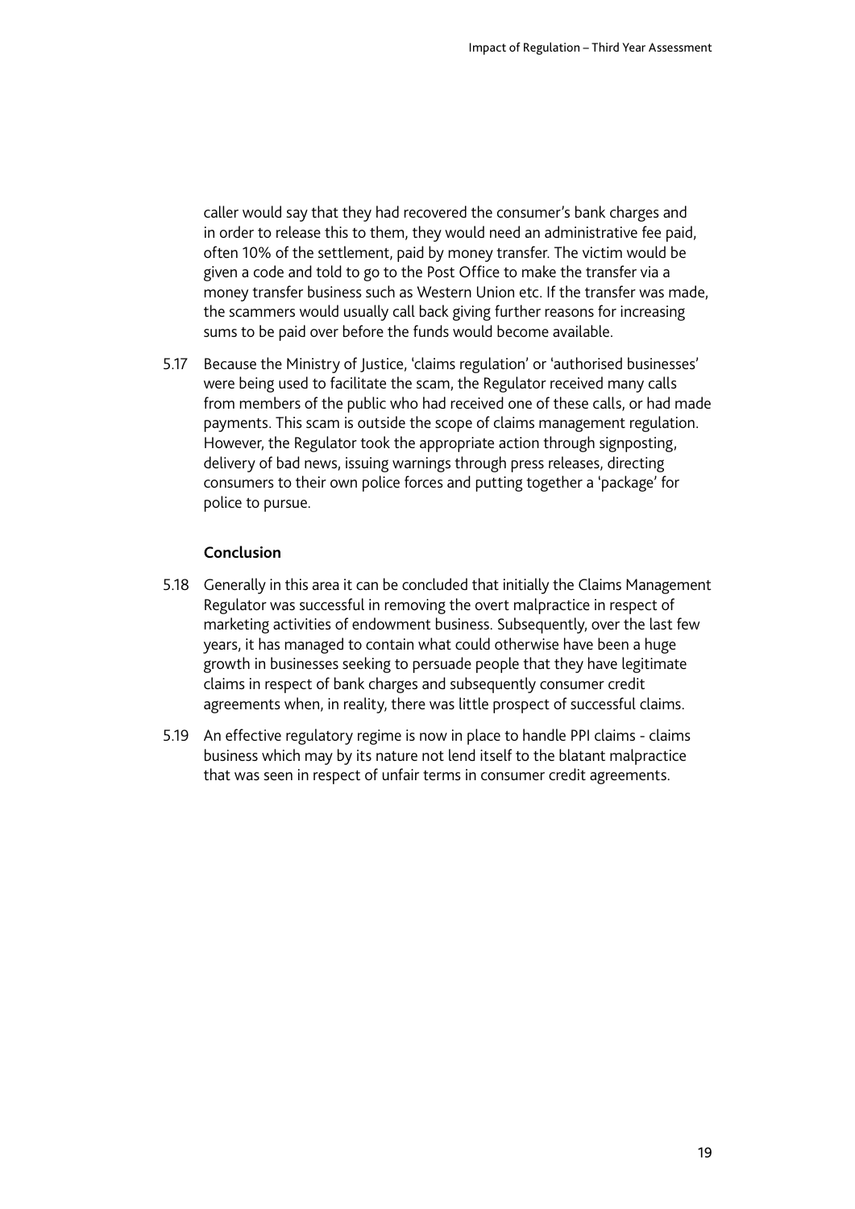caller would say that they had recovered the consumer's bank charges and in order to release this to them, they would need an administrative fee paid, often 10% of the settlement, paid by money transfer. The victim would be given a code and told to go to the Post Office to make the transfer via a money transfer business such as Western Union etc. If the transfer was made, the scammers would usually call back giving further reasons for increasing sums to be paid over before the funds would become available.

5.17 Because the Ministry of Justice, 'claims regulation' or 'authorised businesses' were being used to facilitate the scam, the Regulator received many calls from members of the public who had received one of these calls, or had made payments. This scam is outside the scope of claims management regulation. However, the Regulator took the appropriate action through signposting, delivery of bad news, issuing warnings through press releases, directing consumers to their own police forces and putting together a 'package' for police to pursue.

**Conclusion**

5.18 Generally in this area it can be concluded that initially the Claims Management Regulator was successful in removing the overt malpractice in respect of marketing activities of endowment business. Subsequently, over the last few years, it has managed to contain what could otherwise have been a huge growth in businesses seeking to persuade people that they have legitimate claims in respect of bank charges and subsequently consumer credit agreements when, in reality, there was little prospect of successful claims.

5.19 An effective regulatory regime is now in place to handle PPI claims - claims business which may by its nature not lend itself to the blatant malpractice that was seen in respect of unfair terms in consumer credit agreements.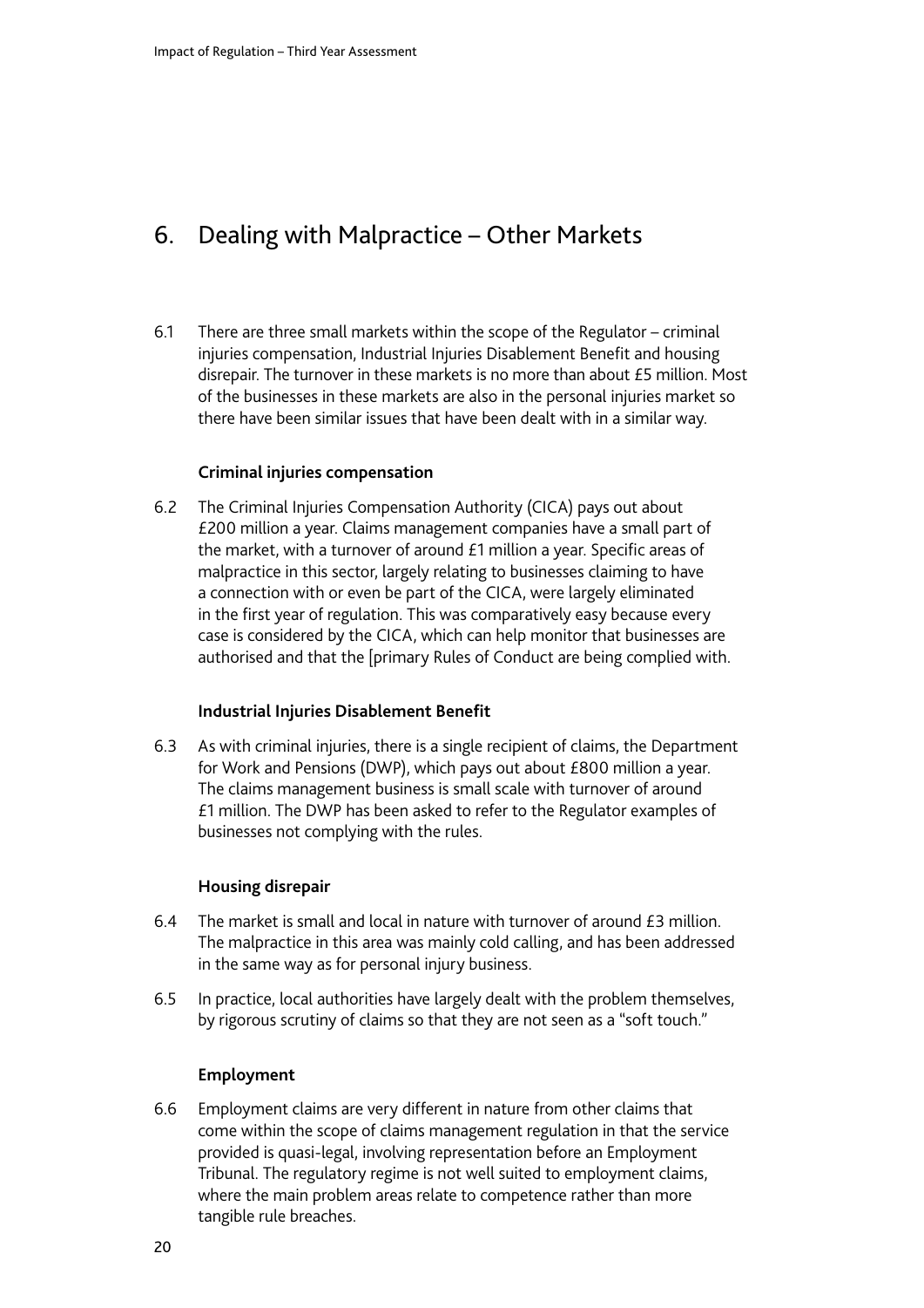# 6. Dealing with Malpractice – Other Markets

6.1 There are three small markets within the scope of the Regulator – criminal injuries compensation, Industrial Injuries Disablement Benefit and housing disrepair. The turnover in these markets is no more than about £5 million. Most of the businesses in these markets are also in the personal injuries market so there have been similar issues that have been dealt with in a similar way.

**Criminal injuries compensation**

6.2 The Criminal Injuries Compensation Authority (CICA) pays out about £200 million a year. Claims management companies have a small part of the market, with a turnover of around £1 million a year. Specific areas of malpractice in this sector, largely relating to businesses claiming to have a connection with or even be part of the CICA, were largely eliminated in the first year of regulation. This was comparatively easy because every case is considered by the CICA, which can help monitor that businesses are authorised and that the [primary Rules of Conduct are being complied with.

**Industrial Injuries Disablement Benefit**

6.3 As with criminal injuries, there is a single recipient of claims, the Department for Work and Pensions (DWP), which pays out about £800 million a year. The claims management business is small scale with turnover of around £1 million. The DWP has been asked to refer to the Regulator examples of businesses not complying with the rules.

**Housing disrepair**

6.4 The market is small and local in nature with turnover of around £3 million. The malpractice in this area was mainly cold calling, and has been addressed in the same way as for personal injury business.

6.5 In practice, local authorities have largely dealt with the problem themselves, by rigorous scrutiny of claims so that they are not seen as a "soft touch."

**Employment**

6.6 Employment claims are very different in nature from other claims that come within the scope of claims management regulation in that the service provided is quasi-legal, involving representation before an Employment Tribunal. The regulatory regime is not well suited to employment claims, where the main problem areas relate to competence rather than more tangible rule breaches.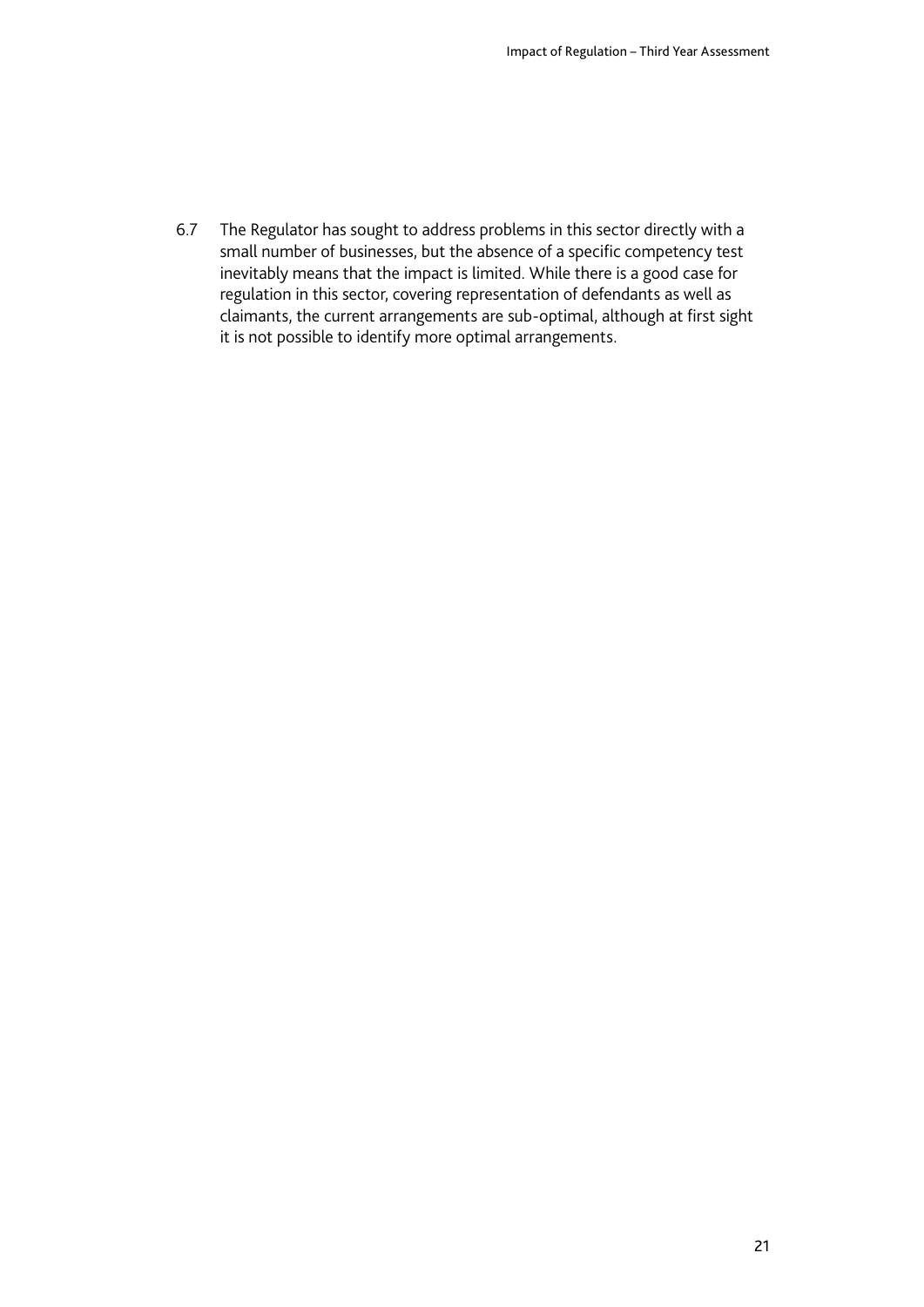6.7 The Regulator has sought to address problems in this sector directly with a small number of businesses, but the absence of a specific competency test inevitably means that the impact is limited. While there is a good case for regulation in this sector, covering representation of defendants as well as claimants, the current arrangements are sub-optimal, although at first sight it is not possible to identify more optimal arrangements.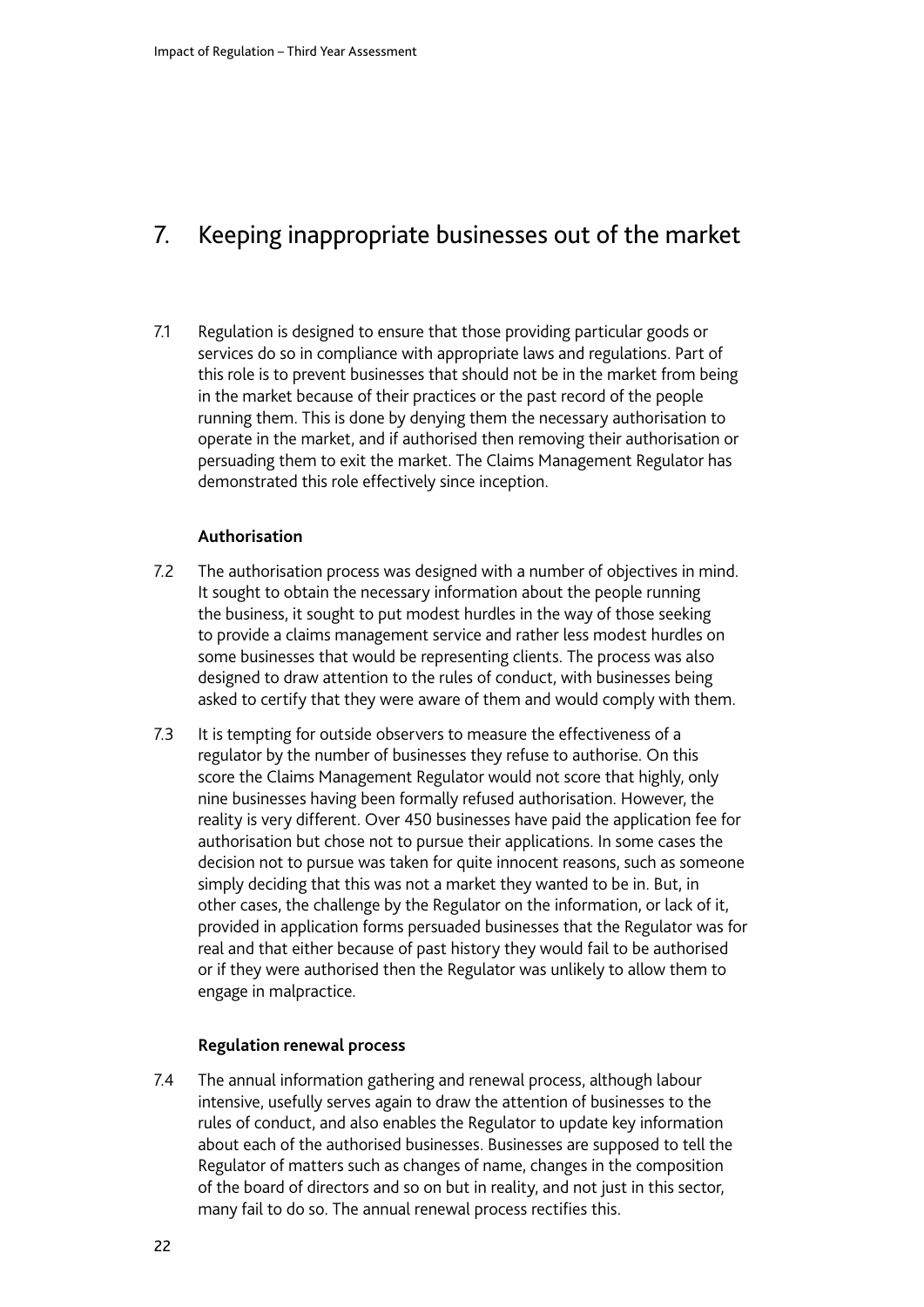# 7. Keeping inappropriate businesses out of the market

7.1 Regulation is designed to ensure that those providing particular goods or services do so in compliance with appropriate laws and regulations. Part of this role is to prevent businesses that should not be in the market from being in the market because of their practices or the past record of the people running them. This is done by denying them the necessary authorisation to operate in the market, and if authorised then removing their authorisation or persuading them to exit the market. The Claims Management Regulator has demonstrated this role effectively since inception.

### Authorisation

7.2 The authorisation process was designed with a number of objectives in mind. It sought to obtain the necessary information about the people running the business, it sought to put modest hurdles in the way of those seeking to provide a claims management service and rather less modest hurdles on some businesses that would be representing clients. The process was also designed to draw attention to the rules of conduct, with businesses being asked to certify that they were aware of them and would comply with them.

7.3 It is tempting for outside observers to measure the effectiveness of a regulator by the number of businesses they refuse to authorise. On this score the Claims Management Regulator would not score that highly, only nine businesses having been formally refused authorisation. However, the reality is very different. Over 450 businesses have paid the application fee for authorisation but chose not to pursue their applications. In some cases the decision not to pursue was taken for quite innocent reasons, such as someone simply deciding that this was not a market they wanted to be in. But, in other cases, the challenge by the Regulator on the information, or lack of it, provided in application forms persuaded businesses that the Regulator was for real and that either because of past history they would fail to be authorised or if they were authorised then the Regulator was unlikely to allow them to engage in malpractice.

### Regulation renewal process

7.4 The annual information gathering and renewal process, although labour intensive, usefully serves again to draw the attention of businesses to the rules of conduct, and also enables the Regulator to update key information about each of the authorised businesses. Businesses are supposed to tell the Regulator of matters such as changes of name, changes in the composition of the board of directors and so on but in reality, and not just in this sector, many fail to do so. The annual renewal process rectifies this.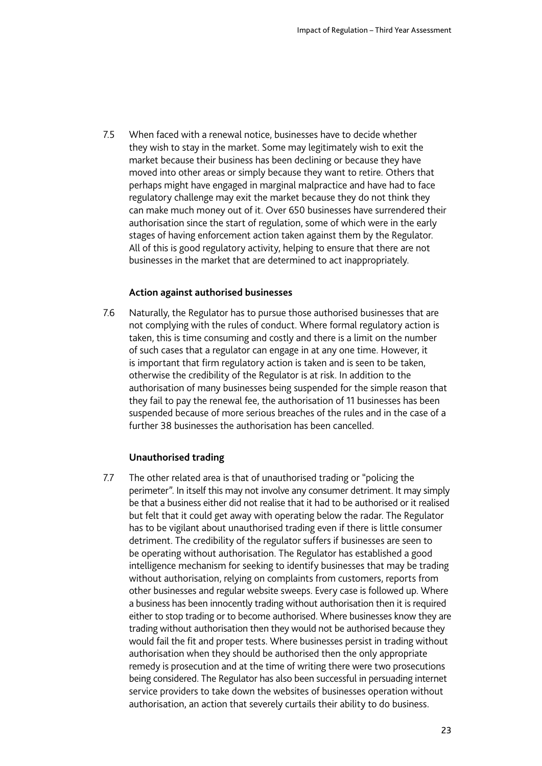7.5 When faced with a renewal notice, businesses have to decide whether they wish to stay in the market. Some may legitimately wish to exit the market because their business has been declining or because they have moved into other areas or simply because they want to retire. Others that perhaps might have engaged in marginal malpractice and have had to face regulatory challenge may exit the market because they do not think they can make much money out of it. Over 650 businesses have surrendered their authorisation since the start of regulation, some of which were in the early stages of having enforcement action taken against them by the Regulator. All of this is good regulatory activity, helping to ensure that there are not businesses in the market that are determined to act inappropriately.

**Action against authorised businesses**

7.6 Naturally, the Regulator has to pursue those authorised businesses that are not complying with the rules of conduct. Where formal regulatory action is taken, this is time consuming and costly and there is a limit on the number of such cases that a regulator can engage in at any one time. However, it is important that firm regulatory action is taken and is seen to be taken, otherwise the credibility of the Regulator is at risk. In addition to the authorisation of many businesses being suspended for the simple reason that they fail to pay the renewal fee, the authorisation of 11 businesses has been suspended because of more serious breaches of the rules and in the case of a further 38 businesses the authorisation has been cancelled.

**Unauthorised trading**

7.7 The other related area is that of unauthorised trading or "policing the perimeter". In itself this may not involve any consumer detriment. It may simply be that a business either did not realise that it had to be authorised or it realised but felt that it could get away with operating below the radar. The Regulator has to be vigilant about unauthorised trading even if there is little consumer detriment. The credibility of the regulator suffers if businesses are seen to be operating without authorisation. The Regulator has established a good intelligence mechanism for seeking to identify businesses that may be trading without authorisation, relying on complaints from customers, reports from other businesses and regular website sweeps. Every case is followed up. Where a business has been innocently trading without authorisation then it is required either to stop trading or to become authorised. Where businesses know they are trading without authorisation then they would not be authorised because they would fail the fit and proper tests. Where businesses persist in trading without authorisation when they should be authorised then the only appropriate remedy is prosecution and at the time of writing there were two prosecutions being considered. The Regulator has also been successful in persuading internet service providers to take down the websites of businesses operation without authorisation, an action that severely curtails their ability to do business.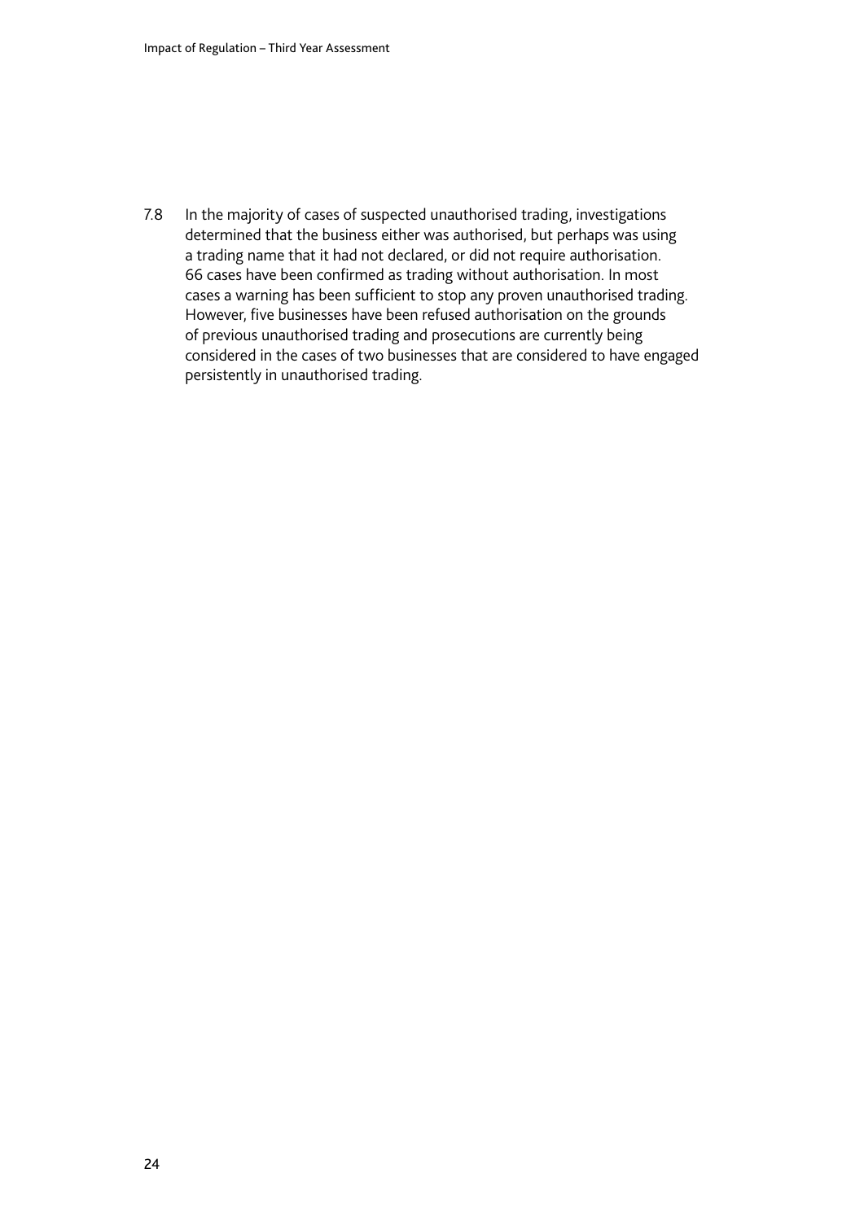7.8 In the majority of cases of suspected unauthorised trading, investigations determined that the business either was authorised, but perhaps was using a trading name that it had not declared, or did not require authorisation. 66 cases have been confirmed as trading without authorisation. In most cases a warning has been sufficient to stop any proven unauthorised trading. However, five businesses have been refused authorisation on the grounds of previous unauthorised trading and prosecutions are currently being considered in the cases of two businesses that are considered to have engaged persistently in unauthorised trading.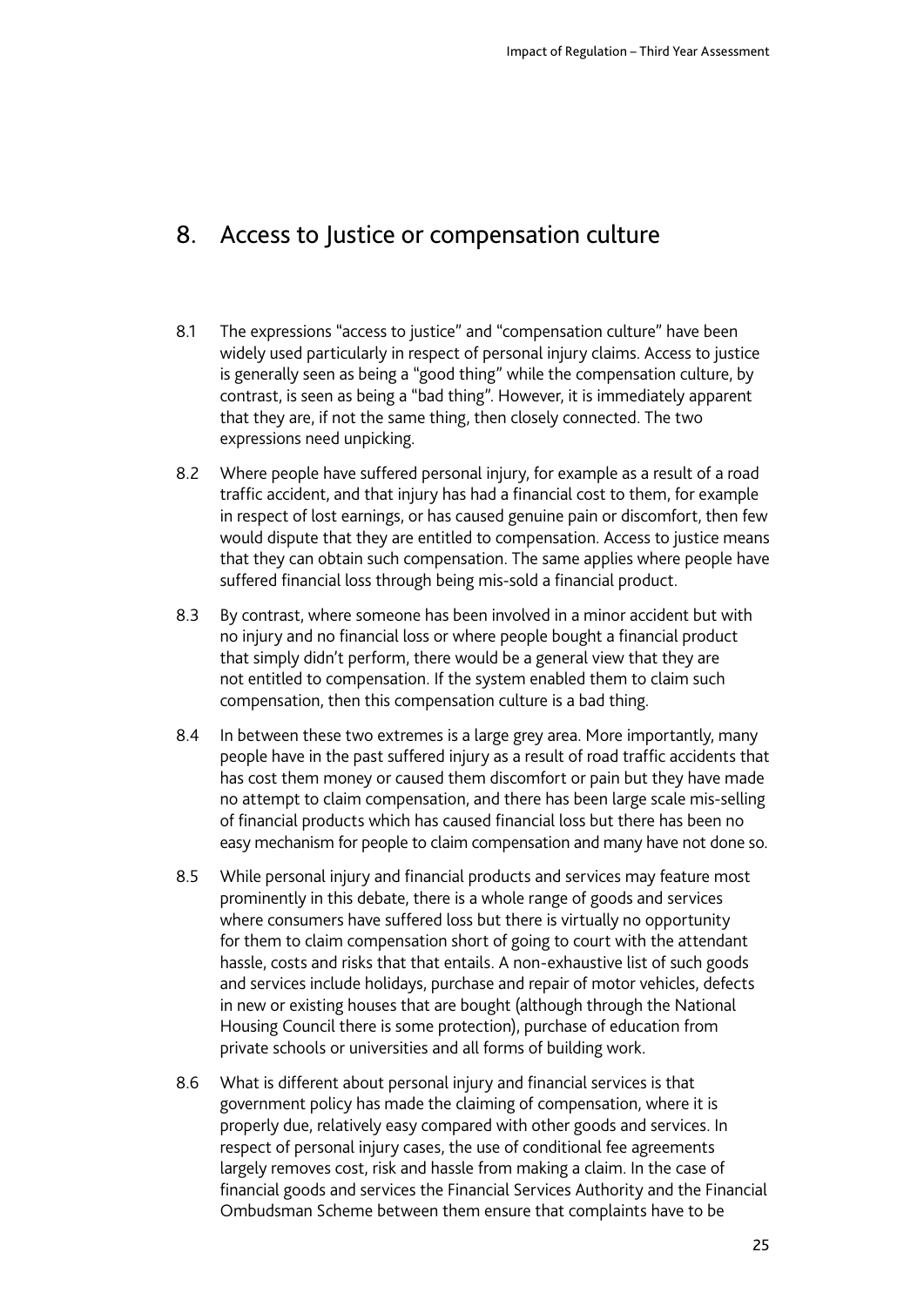## 8. Access to Justice or compensation culture

8.1 The expressions "access to justice" and "compensation culture" have been widely used particularly in respect of personal injury claims. Access to justice is generally seen as being a "good thing" while the compensation culture, by contrast, is seen as being a "bad thing". However, it is immediately apparent that they are, if not the same thing, then closely connected. The two expressions need unpicking.

8.2 Where people have suffered personal injury, for example as a result of a road traffic accident, and that injury has had a financial cost to them, for example in respect of lost earnings, or has caused genuine pain or discomfort, then few would dispute that they are entitled to compensation. Access to justice means that they can obtain such compensation. The same applies where people have suffered financial loss through being mis-sold a financial product.

8.3 By contrast, where someone has been involved in a minor accident but with no injury and no financial loss or where people bought a financial product that simply didn't perform, there would be a general view that they are not entitled to compensation. If the system enabled them to claim such compensation, then this compensation culture is a bad thing.

8.4 In between these two extremes is a large grey area. More importantly, many people have in the past suffered injury as a result of road traffic accidents that has cost them money or caused them discomfort or pain but they have made no attempt to claim compensation, and there has been large scale mis-selling of financial products which has caused financial loss but there has been no easy mechanism for people to claim compensation and many have not done so.

8.5 While personal injury and financial products and services may feature most prominently in this debate, there is a whole range of goods and services where consumers have suffered loss but there is virtually no opportunity for them to claim compensation short of going to court with the attendant hassle, costs and risks that that entails. A non-exhaustive list of such goods and services include holidays, purchase and repair of motor vehicles, defects in new or existing houses that are bought (although through the National Housing Council there is some protection), purchase of education from private schools or universities and all forms of building work.

8.6 What is different about personal injury and financial services is that government policy has made the claiming of compensation, where it is properly due, relatively easy compared with other goods and services. In respect of personal injury cases, the use of conditional fee agreements largely removes cost, risk and hassle from making a claim. In the case of financial goods and services the Financial Services Authority and the Financial Ombudsman Scheme between them ensure that complaints have to be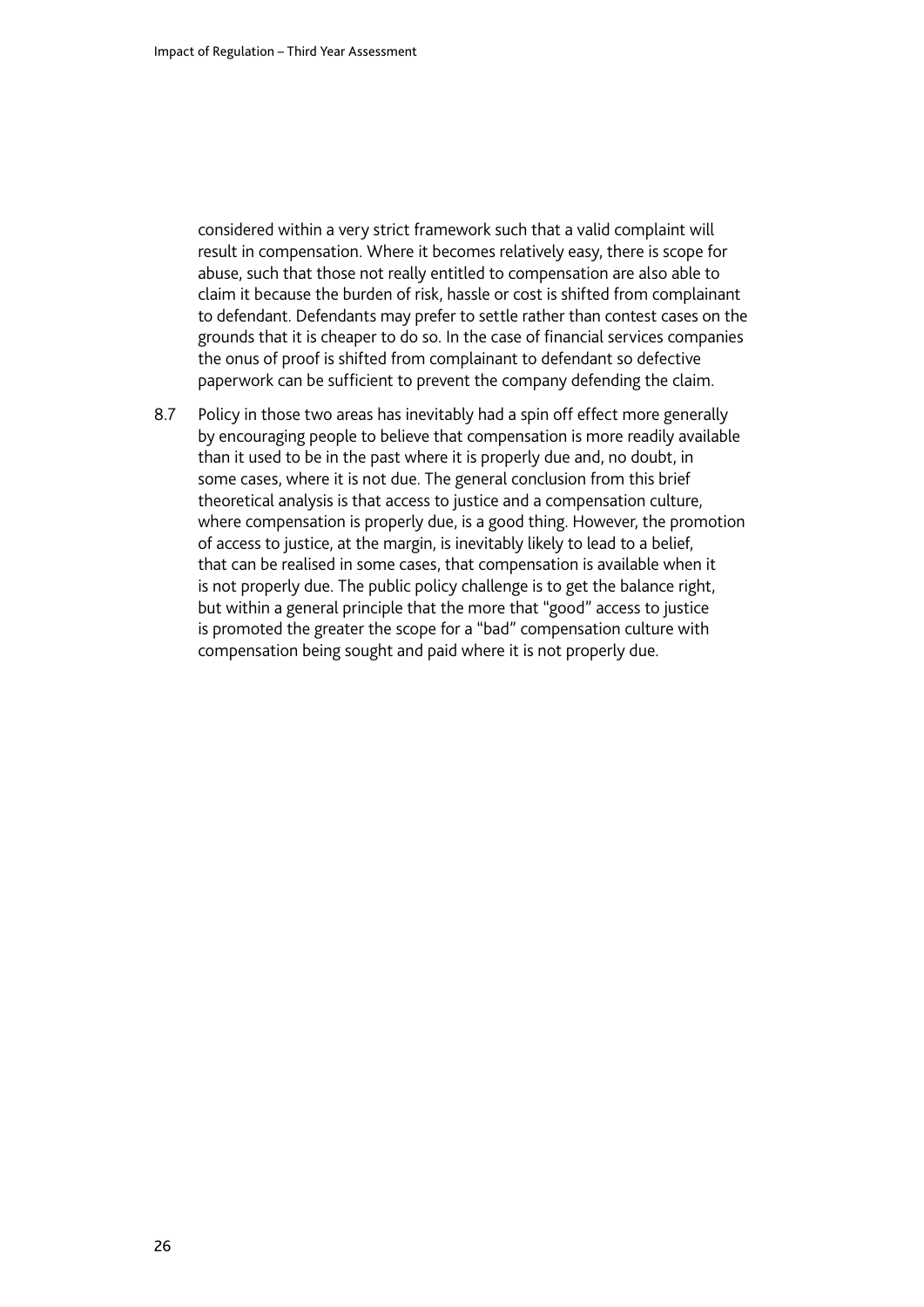considered within a very strict framework such that a valid complaint will result in compensation. Where it becomes relatively easy, there is scope for abuse, such that those not really entitled to compensation are also able to claim it because the burden of risk, hassle or cost is shifted from complainant to defendant. Defendants may prefer to settle rather than contest cases on the grounds that it is cheaper to do so. In the case of financial services companies the onus of proof is shifted from complainant to defendant so defective paperwork can be sufficient to prevent the company defending the claim.

8.7 Policy in those two areas has inevitably had a spin off effect more generally by encouraging people to believe that compensation is more readily available than it used to be in the past where it is properly due and, no doubt, in some cases, where it is not due. The general conclusion from this brief theoretical analysis is that access to justice and a compensation culture, where compensation is properly due, is a good thing. However, the promotion of access to justice, at the margin, is inevitably likely to lead to a belief, that can be realised in some cases, that compensation is available when it is not properly due. The public policy challenge is to get the balance right, but within a general principle that the more that "good" access to justice is promoted the greater the scope for a "bad" compensation culture with compensation being sought and paid where it is not properly due.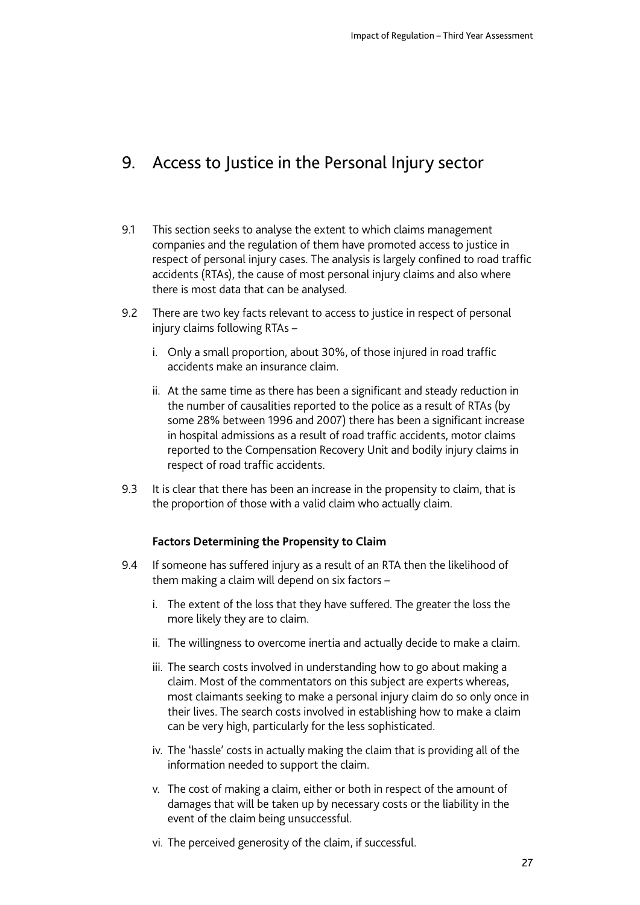## 9. Access to Justice in the Personal Injury sector

9.1 This section seeks to analyse the extent to which claims management companies and the regulation of them have promoted access to justice in respect of personal injury cases. The analysis is largely confined to road traffic accidents (RTAs), the cause of most personal injury claims and also where there is most data that can be analysed.

9.2 There are two key facts relevant to access to justice in respect of personal injury claims following RTAs –

i. Only a small proportion, about 30%, of those injured in road traffic accidents make an insurance claim.

ii. At the same time as there has been a significant and steady reduction in the number of causalities reported to the police as a result of RTAs (by some 28% between 1996 and 2007) there has been a significant increase in hospital admissions as a result of road traffic accidents, motor claims reported to the Compensation Recovery Unit and bodily injury claims in respect of road traffic accidents.

9.3 It is clear that there has been an increase in the propensity to claim, that is the proportion of those with a valid claim who actually claim.

**Factors Determining the Propensity to Claim**

9.4 If someone has suffered injury as a result of an RTA then the likelihood of them making a claim will depend on six factors –

i. The extent of the loss that they have suffered. The greater the loss the more likely they are to claim.

ii. The willingness to overcome inertia and actually decide to make a claim.

iii. The search costs involved in understanding how to go about making a claim. Most of the commentators on this subject are experts whereas, most claimants seeking to make a personal injury claim do so only once in their lives. The search costs involved in establishing how to make a claim can be very high, particularly for the less sophisticated.

iv. The 'hassle' costs in actually making the claim that is providing all of the information needed to support the claim.

v. The cost of making a claim, either or both in respect of the amount of damages that will be taken up by necessary costs or the liability in the event of the claim being unsuccessful.

vi. The perceived generosity of the claim, if successful.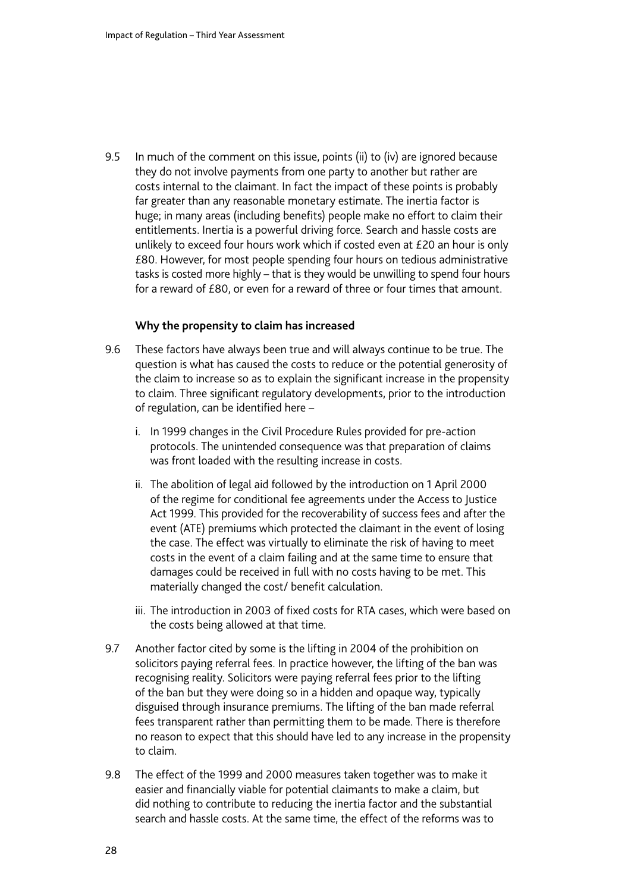9.5 In much of the comment on this issue, points (ii) to (iv) are ignored because they do not involve payments from one party to another but rather are costs internal to the claimant. In fact the impact of these points is probably far greater than any reasonable monetary estimate. The inertia factor is huge; in many areas (including benefits) people make no effort to claim their entitlements. Inertia is a powerful driving force. Search and hassle costs are unlikely to exceed four hours work which if costed even at £20 an hour is only £80. However, for most people spending four hours on tedious administrative tasks is costed more highly – that is they would be unwilling to spend four hours for a reward of £80, or even for a reward of three or four times that amount.

**Why the propensity to claim has increased**

9.6 These factors have always been true and will always continue to be true. The question is what has caused the costs to reduce or the potential generosity of the claim to increase so as to explain the significant increase in the propensity to claim. Three significant regulatory developments, prior to the introduction of regulation, can be identified here –

i. In 1999 changes in the Civil Procedure Rules provided for pre-action protocols. The unintended consequence was that preparation of claims was front loaded with the resulting increase in costs.

ii. The abolition of legal aid followed by the introduction on 1 April 2000 of the regime for conditional fee agreements under the Access to Justice Act 1999. This provided for the recoverability of success fees and after the event (ATE) premiums which protected the claimant in the event of losing the case. The effect was virtually to eliminate the risk of having to meet costs in the event of a claim failing and at the same time to ensure that damages could be received in full with no costs having to be met. This materially changed the cost/ benefit calculation.

iii. The introduction in 2003 of fixed costs for RTA cases, which were based on the costs being allowed at that time.

9.7 Another factor cited by some is the lifting in 2004 of the prohibition on solicitors paying referral fees. In practice however, the lifting of the ban was recognising reality. Solicitors were paying referral fees prior to the lifting of the ban but they were doing so in a hidden and opaque way, typically disguised through insurance premiums. The lifting of the ban made referral fees transparent rather than permitting them to be made. There is therefore no reason to expect that this should have led to any increase in the propensity to claim.

9.8 The effect of the 1999 and 2000 measures taken together was to make it easier and financially viable for potential claimants to make a claim, but did nothing to contribute to reducing the inertia factor and the substantial search and hassle costs. At the same time, the effect of the reforms was to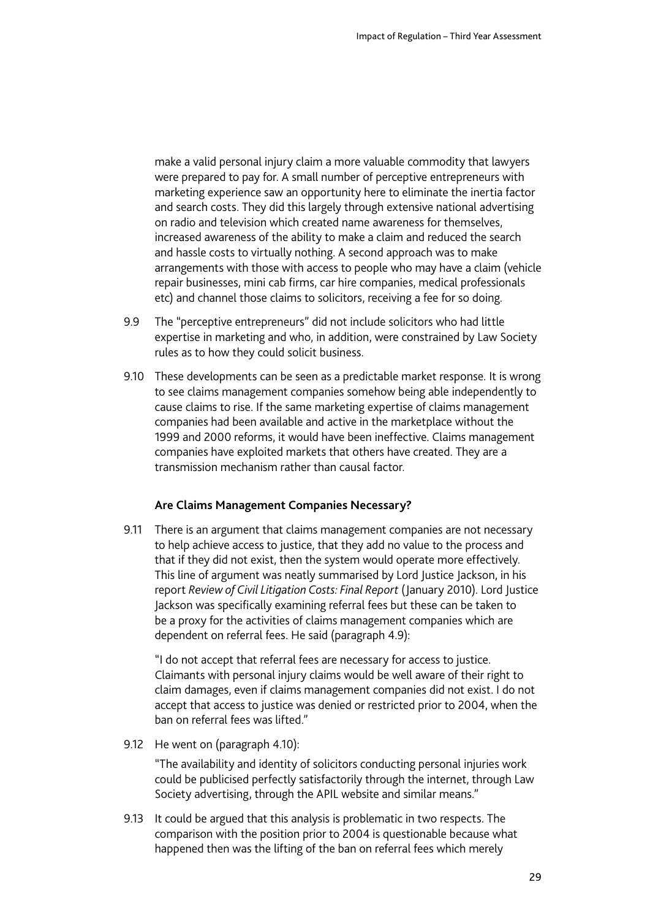make a valid personal injury claim a more valuable commodity that lawyers were prepared to pay for. A small number of perceptive entrepreneurs with marketing experience saw an opportunity here to eliminate the inertia factor and search costs. They did this largely through extensive national advertising on radio and television which created name awareness for themselves, increased awareness of the ability to make a claim and reduced the search and hassle costs to virtually nothing. A second approach was to make arrangements with those with access to people who may have a claim (vehicle repair businesses, mini cab firms, car hire companies, medical professionals etc) and channel those claims to solicitors, receiving a fee for so doing.

9.9 The "perceptive entrepreneurs" did not include solicitors who had little expertise in marketing and who, in addition, were constrained by Law Society rules as to how they could solicit business.

9.10 These developments can be seen as a predictable market response. It is wrong to see claims management companies somehow being able independently to cause claims to rise. If the same marketing expertise of claims management companies had been available and active in the marketplace without the 1999 and 2000 reforms, it would have been ineffective. Claims management companies have exploited markets that others have created. They are a transmission mechanism rather than causal factor.

**Are Claims Management Companies Necessary?**

9.11 There is an argument that claims management companies are not necessary to help achieve access to justice, that they add no value to the process and that if they did not exist, then the system would operate more effectively. This line of argument was neatly summarised by Lord Justice Jackson, in his report *Review of Civil Litigation Costs: Final Report* (January 2010). Lord Justice Jackson was specifically examining referral fees but these can be taken to be a proxy for the activities of claims management companies which are dependent on referral fees. He said (paragraph 4.9):

> "I do not accept that referral fees are necessary for access to justice. Claimants with personal injury claims would be well aware of their right to claim damages, even if claims management companies did not exist. I do not accept that access to justice was denied or restricted prior to 2004, when the ban on referral fees was lifted."

9.12 He went on (paragraph 4.10):

> "The availability and identity of solicitors conducting personal injuries work could be publicised perfectly satisfactorily through the internet, through Law Society advertising, through the APIL website and similar means."

9.13 It could be argued that this analysis is problematic in two respects. The comparison with the position prior to 2004 is questionable because what happened then was the lifting of the ban on referral fees which merely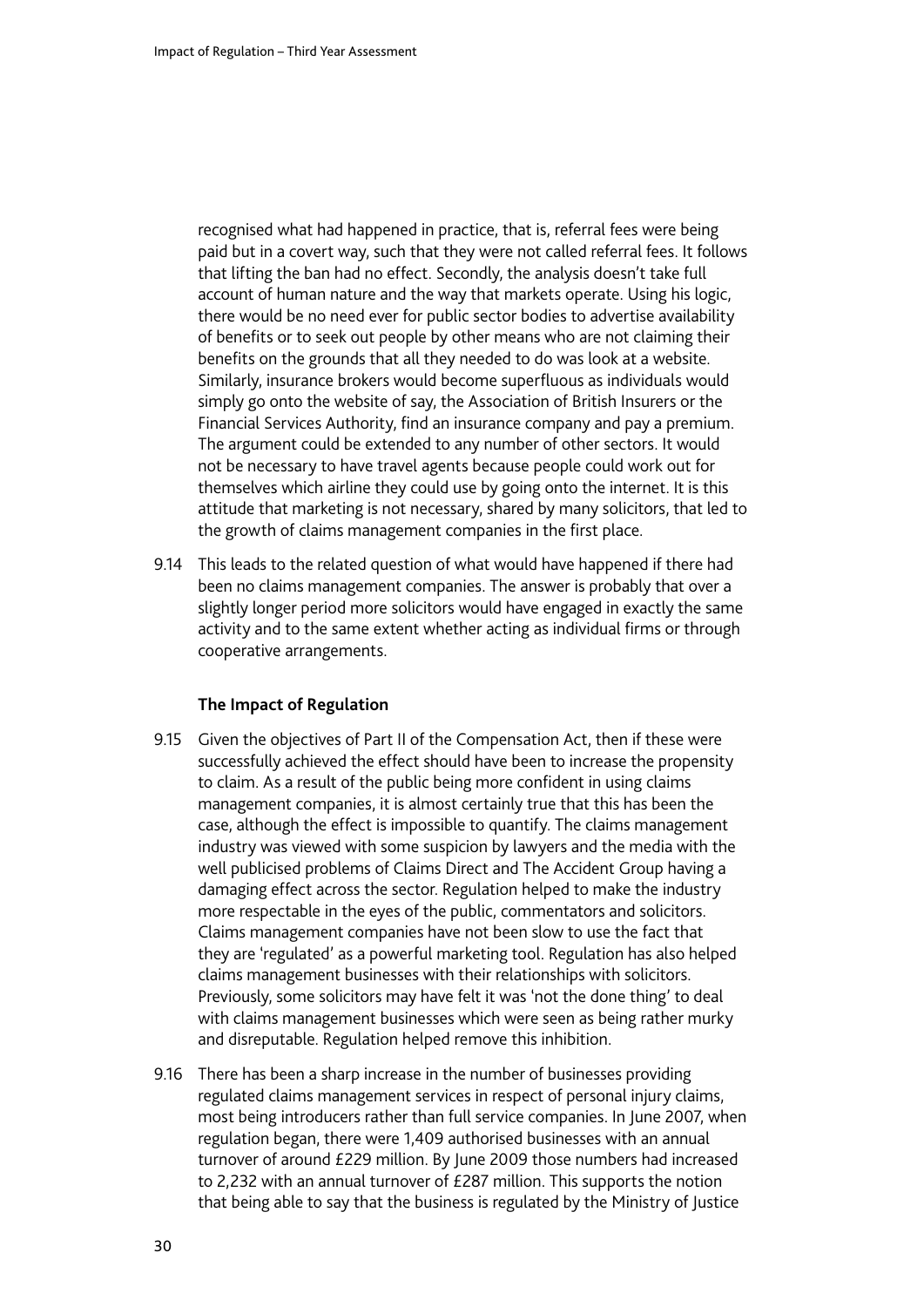recognised what had happened in practice, that is, referral fees were being paid but in a covert way, such that they were not called referral fees. It follows that lifting the ban had no effect. Secondly, the analysis doesn't take full account of human nature and the way that markets operate. Using his logic, there would be no need ever for public sector bodies to advertise availability of benefits or to seek out people by other means who are not claiming their benefits on the grounds that all they needed to do was look at a website. Similarly, insurance brokers would become superfluous as individuals would simply go onto the website of say, the Association of British Insurers or the Financial Services Authority, find an insurance company and pay a premium. The argument could be extended to any number of other sectors. It would not be necessary to have travel agents because people could work out for themselves which airline they could use by going onto the internet. It is this attitude that marketing is not necessary, shared by many solicitors, that led to the growth of claims management companies in the first place.

9.14 This leads to the related question of what would have happened if there had been no claims management companies. The answer is probably that over a slightly longer period more solicitors would have engaged in exactly the same activity and to the same extent whether acting as individual firms or through cooperative arrangements.

### The Impact of Regulation

9.15 Given the objectives of Part II of the Compensation Act, then if these were successfully achieved the effect should have been to increase the propensity to claim. As a result of the public being more confident in using claims management companies, it is almost certainly true that this has been the case, although the effect is impossible to quantify. The claims management industry was viewed with some suspicion by lawyers and the media with the well publicised problems of Claims Direct and The Accident Group having a damaging effect across the sector. Regulation helped to make the industry more respectable in the eyes of the public, commentators and solicitors. Claims management companies have not been slow to use the fact that they are 'regulated' as a powerful marketing tool. Regulation has also helped claims management businesses with their relationships with solicitors. Previously, some solicitors may have felt it was 'not the done thing' to deal with claims management businesses which were seen as being rather murky and disreputable. Regulation helped remove this inhibition.

9.16 There has been a sharp increase in the number of businesses providing regulated claims management services in respect of personal injury claims, most being introducers rather than full service companies. In June 2007, when regulation began, there were 1,409 authorised businesses with an annual turnover of around £229 million. By June 2009 those numbers had increased to 2,232 with an annual turnover of £287 million. This supports the notion that being able to say that the business is regulated by the Ministry of Justice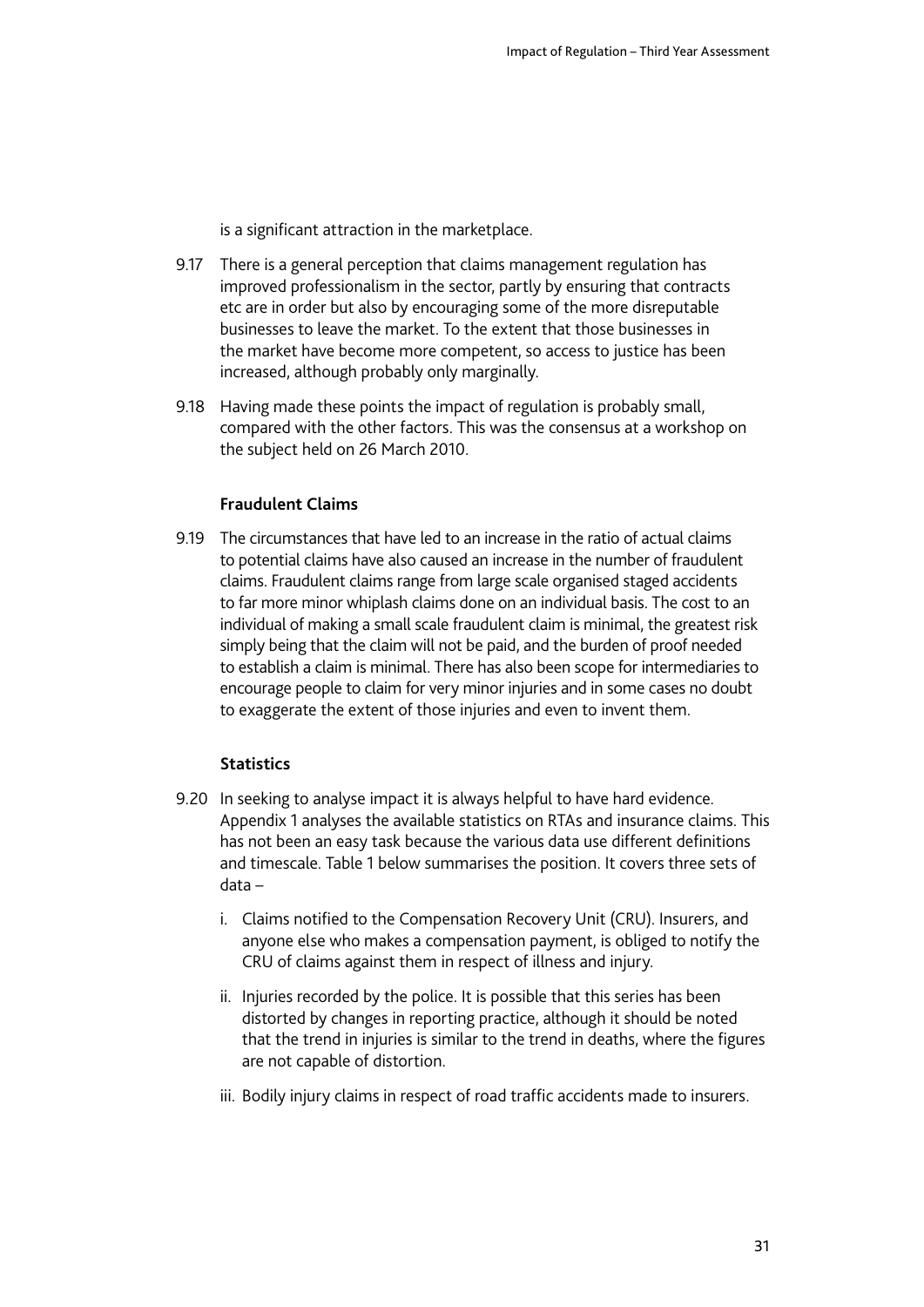is a significant attraction in the marketplace.

9.17 There is a general perception that claims management regulation has improved professionalism in the sector, partly by ensuring that contracts etc are in order but also by encouraging some of the more disreputable businesses to leave the market. To the extent that those businesses in the market have become more competent, so access to justice has been increased, although probably only marginally.

9.18 Having made these points the impact of regulation is probably small, compared with the other factors. This was the consensus at a workshop on the subject held on 26 March 2010.

### Fraudulent Claims

9.19 The circumstances that have led to an increase in the ratio of actual claims to potential claims have also caused an increase in the number of fraudulent claims. Fraudulent claims range from large scale organised staged accidents to far more minor whiplash claims done on an individual basis. The cost to an individual of making a small scale fraudulent claim is minimal, the greatest risk simply being that the claim will not be paid, and the burden of proof needed to establish a claim is minimal. There has also been scope for intermediaries to encourage people to claim for very minor injuries and in some cases no doubt to exaggerate the extent of those injuries and even to invent them.

### Statistics

9.20 In seeking to analyse impact it is always helpful to have hard evidence. Appendix 1 analyses the available statistics on RTAs and insurance claims. This has not been an easy task because the various data use different definitions and timescale. Table 1 below summarises the position. It covers three sets of data –

i. Claims notified to the Compensation Recovery Unit (CRU). Insurers, and anyone else who makes a compensation payment, is obliged to notify the CRU of claims against them in respect of illness and injury.

ii. Injuries recorded by the police. It is possible that this series has been distorted by changes in reporting practice, although it should be noted that the trend in injuries is similar to the trend in deaths, where the figures are not capable of distortion.

iii. Bodily injury claims in respect of road traffic accidents made to insurers.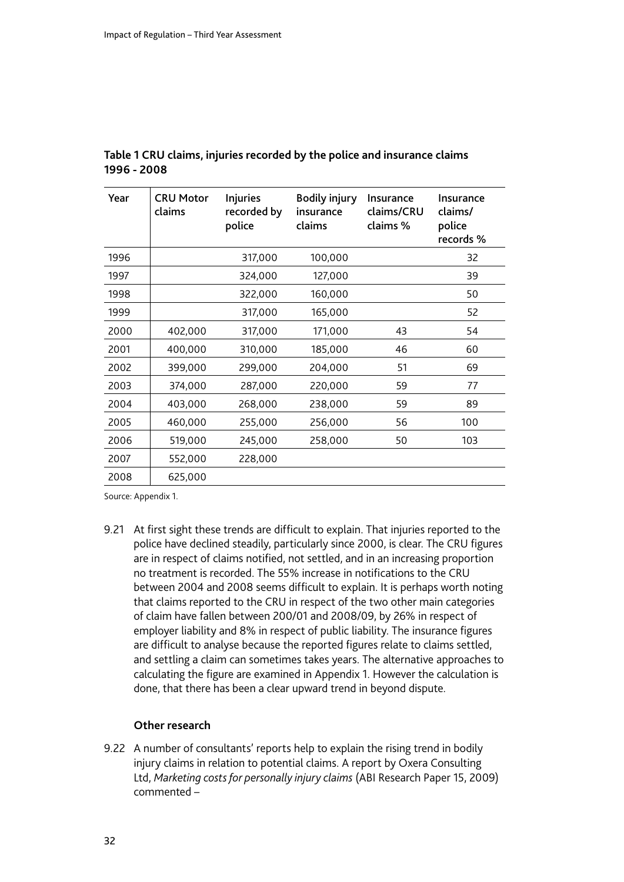**Table 1 CRU claims, injuries recorded by the police and insurance claims 1996 - 2008**

| Year | CRU Motor claims | Injuries recorded by police | Bodily injury insurance claims | Insurance claims/CRU claims % | Insurance claims/ police records % |
|---|---|---|---|---|---|
| 1996 | | 317,000 | 100,000 | | 32 |
| 1997 | | 324,000 | 127,000 | | 39 |
| 1998 | | 322,000 | 160,000 | | 50 |
| 1999 | | 317,000 | 165,000 | | 52 |
| 2000 | 402,000 | 317,000 | 171,000 | 43 | 54 |
| 2001 | 400,000 | 310,000 | 185,000 | 46 | 60 |
| 2002 | 399,000 | 299,000 | 204,000 | 51 | 69 |
| 2003 | 374,000 | 287,000 | 220,000 | 59 | 77 |
| 2004 | 403,000 | 268,000 | 238,000 | 59 | 89 |
| 2005 | 460,000 | 255,000 | 256,000 | 56 | 100 |
| 2006 | 519,000 | 245,000 | 258,000 | 50 | 103 |
| 2007 | 552,000 | 228,000 | | | |
| 2008 | 625,000 | | | | |

Source: Appendix 1.

9.21 At first sight these trends are difficult to explain. That injuries reported to the police have declined steadily, particularly since 2000, is clear. The CRU figures are in respect of claims notified, not settled, and in an increasing proportion no treatment is recorded. The 55% increase in notifications to the CRU between 2004 and 2008 seems difficult to explain. It is perhaps worth noting that claims reported to the CRU in respect of the two other main categories of claim have fallen between 200/01 and 2008/09, by 26% in respect of employer liability and 8% in respect of public liability. The insurance figures are difficult to analyse because the reported figures relate to claims settled, and settling a claim can sometimes takes years. The alternative approaches to calculating the figure are examined in Appendix 1. However the calculation is done, that there has been a clear upward trend in beyond dispute.

### Other research

9.22 A number of consultants' reports help to explain the rising trend in bodily injury claims in relation to potential claims. A report by Oxera Consulting Ltd, *Marketing costs for personally injury claims* (ABI Research Paper 15, 2009) commented –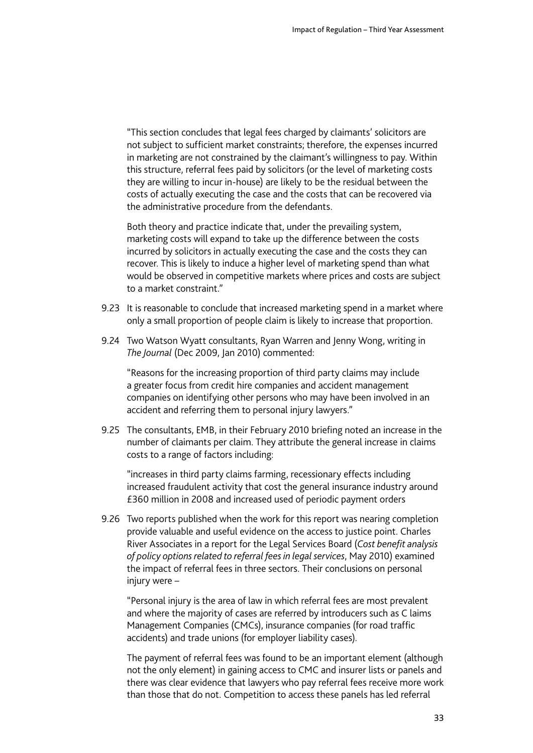"This section concludes that legal fees charged by claimants' solicitors are not subject to sufficient market constraints; therefore, the expenses incurred in marketing are not constrained by the claimant's willingness to pay. Within this structure, referral fees paid by solicitors (or the level of marketing costs they are willing to incur in-house) are likely to be the residual between the costs of actually executing the case and the costs that can be recovered via the administrative procedure from the defendants.

Both theory and practice indicate that, under the prevailing system, marketing costs will expand to take up the difference between the costs incurred by solicitors in actually executing the case and the costs they can recover. This is likely to induce a higher level of marketing spend than what would be observed in competitive markets where prices and costs are subject to a market constraint."

9.23 It is reasonable to conclude that increased marketing spend in a market where only a small proportion of people claim is likely to increase that proportion.

9.24 Two Watson Wyatt consultants, Ryan Warren and Jenny Wong, writing in *The Journal* (Dec 2009, Jan 2010) commented:

"Reasons for the increasing proportion of third party claims may include a greater focus from credit hire companies and accident management companies on identifying other persons who may have been involved in an accident and referring them to personal injury lawyers."

9.25 The consultants, EMB, in their February 2010 briefing noted an increase in the number of claimants per claim. They attribute the general increase in claims costs to a range of factors including:

"increases in third party claims farming, recessionary effects including increased fraudulent activity that cost the general insurance industry around £360 million in 2008 and increased used of periodic payment orders

9.26 Two reports published when the work for this report was nearing completion provide valuable and useful evidence on the access to justice point. Charles River Associates in a report for the Legal Services Board (*Cost benefit analysis of policy options related to referral fees in legal services*, May 2010) examined the impact of referral fees in three sectors. Their conclusions on personal injury were –

"Personal injury is the area of law in which referral fees are most prevalent and where the majority of cases are referred by introducers such as C laims Management Companies (CMCs), insurance companies (for road traffic accidents) and trade unions (for employer liability cases).

The payment of referral fees was found to be an important element (although not the only element) in gaining access to CMC and insurer lists or panels and there was clear evidence that lawyers who pay referral fees receive more work than those that do not. Competition to access these panels has led referral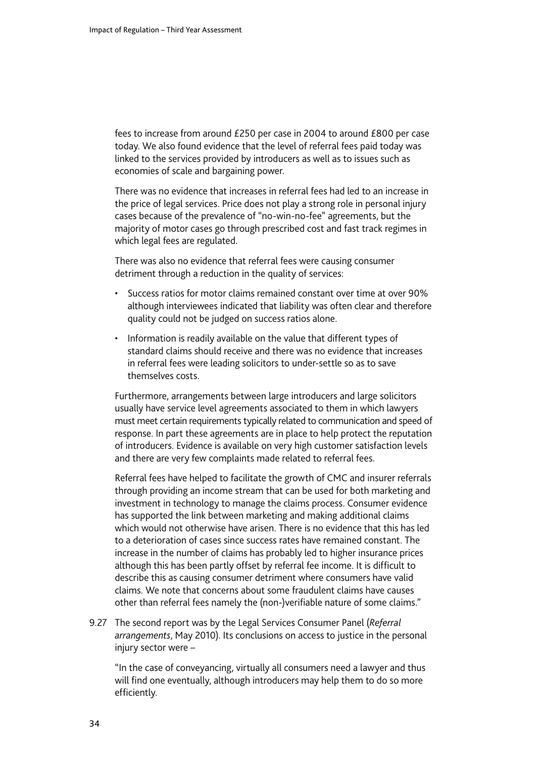fees to increase from around £250 per case in 2004 to around £800 per case today. We also found evidence that the level of referral fees paid today was linked to the services provided by introducers as well as to issues such as economies of scale and bargaining power.

There was no evidence that increases in referral fees had led to an increase in the price of legal services. Price does not play a strong role in personal injury cases because of the prevalence of "no-win-no-fee" agreements, but the majority of motor cases go through prescribed cost and fast track regimes in which legal fees are regulated.

There was also no evidence that referral fees were causing consumer detriment through a reduction in the quality of services:

- Success ratios for motor claims remained constant over time at over 90% although interviewees indicated that liability was often clear and therefore quality could not be judged on success ratios alone.
- Information is readily available on the value that different types of standard claims should receive and there was no evidence that increases in referral fees were leading solicitors to under-settle so as to save themselves costs.

Furthermore, arrangements between large introducers and large solicitors usually have service level agreements associated to them in which lawyers must meet certain requirements typically related to communication and speed of response. In part these agreements are in place to help protect the reputation of introducers. Evidence is available on very high customer satisfaction levels and there are very few complaints made related to referral fees.

Referral fees have helped to facilitate the growth of CMC and insurer referrals through providing an income stream that can be used for both marketing and investment in technology to manage the claims process. Consumer evidence has supported the link between marketing and making additional claims which would not otherwise have arisen. There is no evidence that this has led to a deterioration of cases since success rates have remained constant. The increase in the number of claims has probably led to higher insurance prices although this has been partly offset by referral fee income. It is difficult to describe this as causing consumer detriment where consumers have valid claims. We note that concerns about some fraudulent claims have causes other than referral fees namely the (non-)verifiable nature of some claims."

9.27 The second report was by the Legal Services Consumer Panel (*Referral arrangements*, May 2010). Its conclusions on access to justice in the personal injury sector were –

"In the case of conveyancing, virtually all consumers need a lawyer and thus will find one eventually, although introducers may help them to do so more efficiently.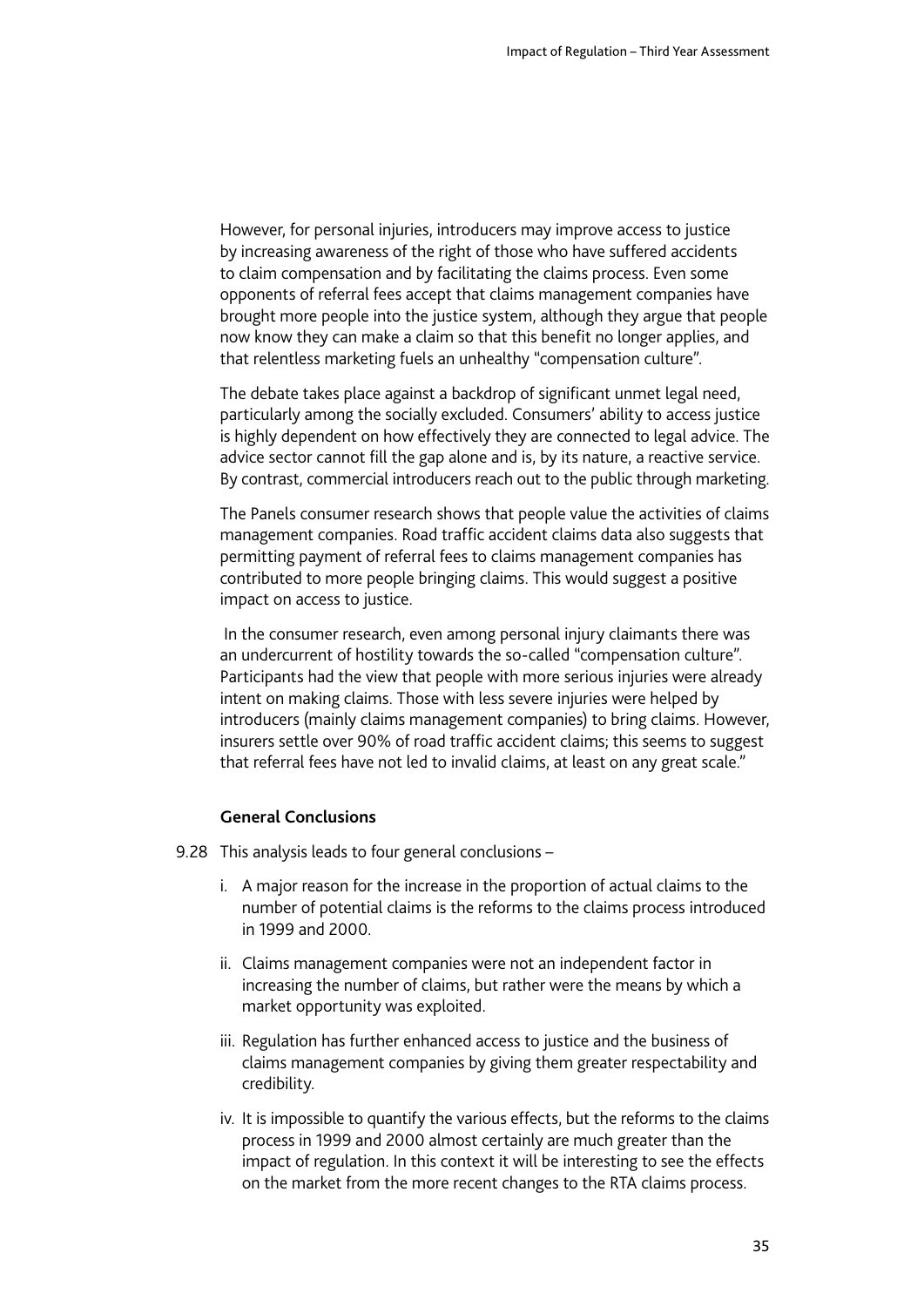However, for personal injuries, introducers may improve access to justice by increasing awareness of the right of those who have suffered accidents to claim compensation and by facilitating the claims process. Even some opponents of referral fees accept that claims management companies have brought more people into the justice system, although they argue that people now know they can make a claim so that this benefit no longer applies, and that relentless marketing fuels an unhealthy "compensation culture".

The debate takes place against a backdrop of significant unmet legal need, particularly among the socially excluded. Consumers' ability to access justice is highly dependent on how effectively they are connected to legal advice. The advice sector cannot fill the gap alone and is, by its nature, a reactive service. By contrast, commercial introducers reach out to the public through marketing.

The Panels consumer research shows that people value the activities of claims management companies. Road traffic accident claims data also suggests that permitting payment of referral fees to claims management companies has contributed to more people bringing claims. This would suggest a positive impact on access to justice.

In the consumer research, even among personal injury claimants there was an undercurrent of hostility towards the so-called "compensation culture". Participants had the view that people with more serious injuries were already intent on making claims. Those with less severe injuries were helped by introducers (mainly claims management companies) to bring claims. However, insurers settle over 90% of road traffic accident claims; this seems to suggest that referral fees have not led to invalid claims, at least on any great scale."

**General Conclusions**

9.28 This analysis leads to four general conclusions –

i. A major reason for the increase in the proportion of actual claims to the number of potential claims is the reforms to the claims process introduced in 1999 and 2000.

ii. Claims management companies were not an independent factor in increasing the number of claims, but rather were the means by which a market opportunity was exploited.

iii. Regulation has further enhanced access to justice and the business of claims management companies by giving them greater respectability and credibility.

iv. It is impossible to quantify the various effects, but the reforms to the claims process in 1999 and 2000 almost certainly are much greater than the impact of regulation. In this context it will be interesting to see the effects on the market from the more recent changes to the RTA claims process.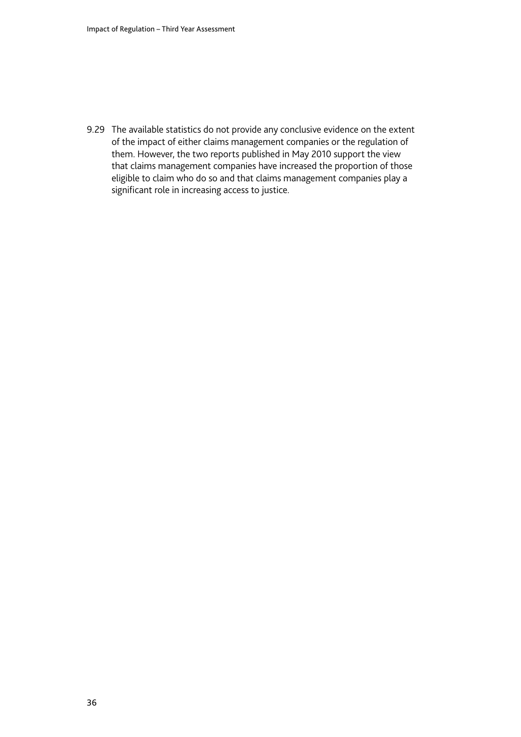9.29 The available statistics do not provide any conclusive evidence on the extent of the impact of either claims management companies or the regulation of them. However, the two reports published in May 2010 support the view that claims management companies have increased the proportion of those eligible to claim who do so and that claims management companies play a significant role in increasing access to justice.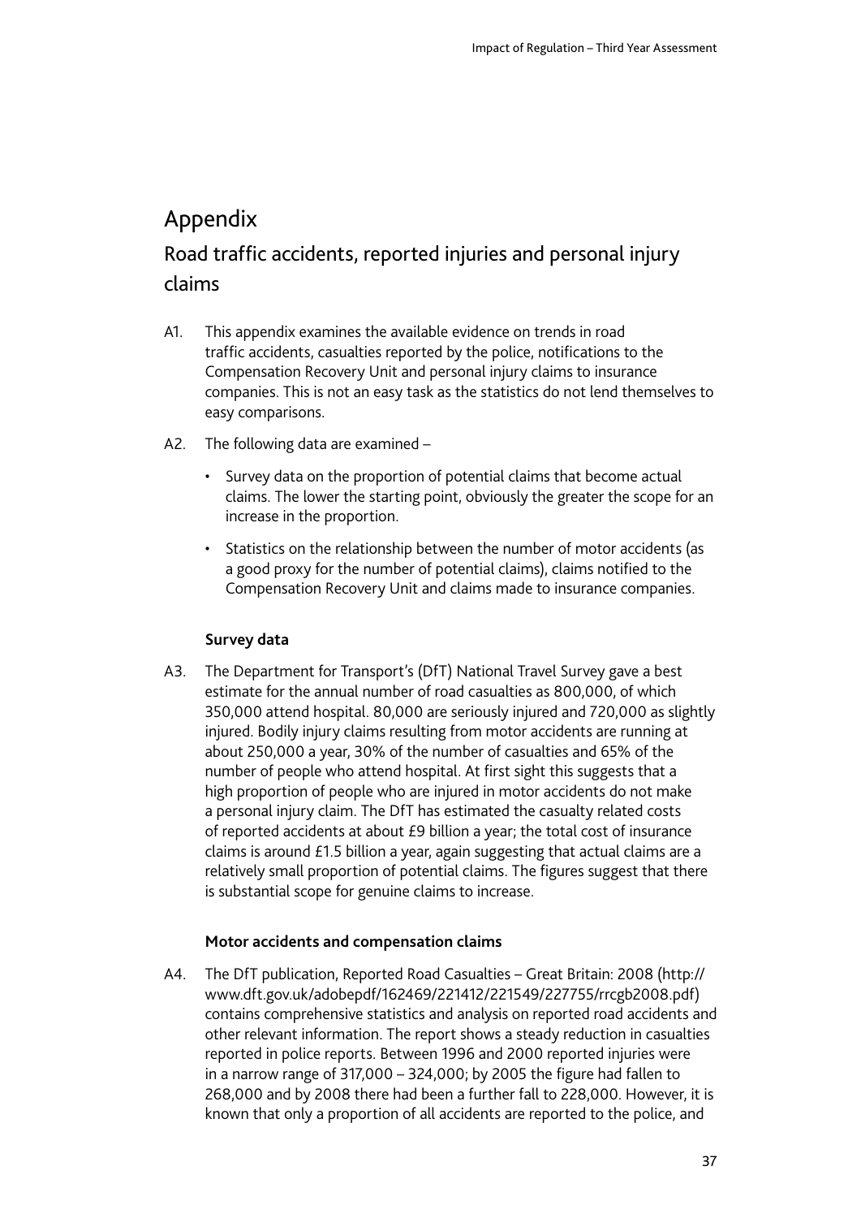# Appendix

## Road traffic accidents, reported injuries and personal injury claims

A1. This appendix examines the available evidence on trends in road traffic accidents, casualties reported by the police, notifications to the Compensation Recovery Unit and personal injury claims to insurance companies. This is not an easy task as the statistics do not lend themselves to easy comparisons.

A2. The following data are examined –

- Survey data on the proportion of potential claims that become actual claims. The lower the starting point, obviously the greater the scope for an increase in the proportion.
- Statistics on the relationship between the number of motor accidents (as a good proxy for the number of potential claims), claims notified to the Compensation Recovery Unit and claims made to insurance companies.

### Survey data

A3. The Department for Transport's (DfT) National Travel Survey gave a best estimate for the annual number of road casualties as 800,000, of which 350,000 attend hospital. 80,000 are seriously injured and 720,000 as slightly injured. Bodily injury claims resulting from motor accidents are running at about 250,000 a year, 30% of the number of casualties and 65% of the number of people who attend hospital. At first sight this suggests that a high proportion of people who are injured in motor accidents do not make a personal injury claim. The DfT has estimated the casualty related costs of reported accidents at about £9 billion a year; the total cost of insurance claims is around £1.5 billion a year, again suggesting that actual claims are a relatively small proportion of potential claims. The figures suggest that there is substantial scope for genuine claims to increase.

### Motor accidents and compensation claims

A4. The DfT publication, Reported Road Casualties – Great Britain: 2008 (http://www.dft.gov.uk/adobepdf/162469/221412/221549/227755/rrcgb2008.pdf) contains comprehensive statistics and analysis on reported road accidents and other relevant information. The report shows a steady reduction in casualties reported in police reports. Between 1996 and 2000 reported injuries were in a narrow range of 317,000 – 324,000; by 2005 the figure had fallen to 268,000 and by 2008 there had been a further fall to 228,000. However, it is known that only a proportion of all accidents are reported to the police, and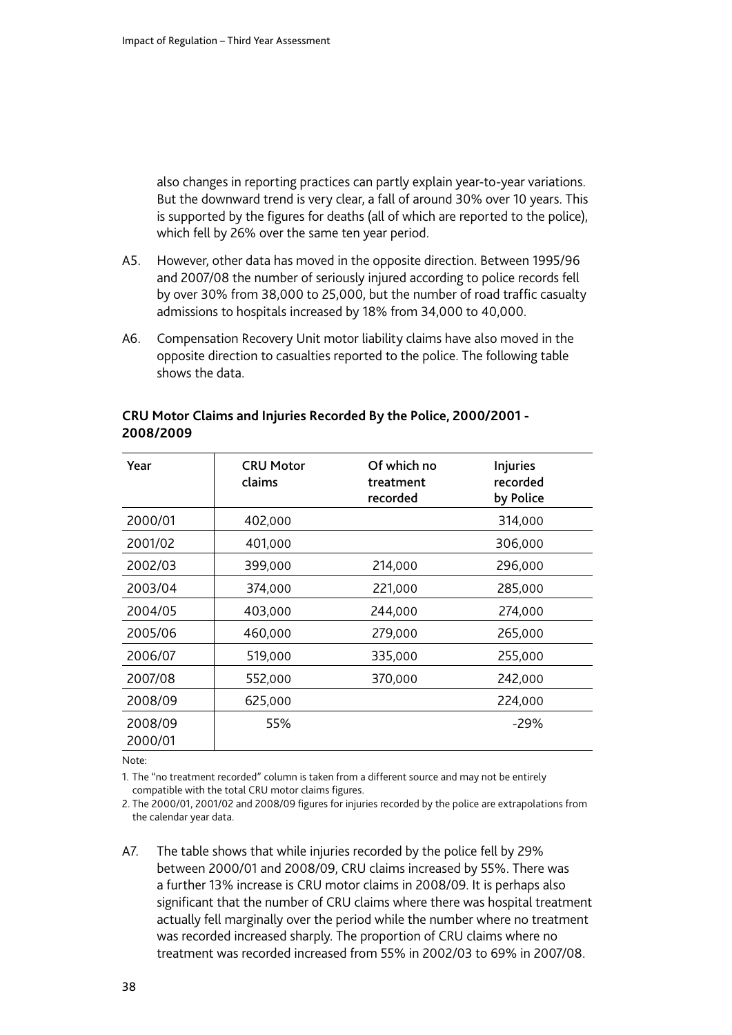also changes in reporting practices can partly explain year-to-year variations. But the downward trend is very clear, a fall of around 30% over 10 years. This is supported by the figures for deaths (all of which are reported to the police), which fell by 26% over the same ten year period.

A5. However, other data has moved in the opposite direction. Between 1995/96 and 2007/08 the number of seriously injured according to police records fell by over 30% from 38,000 to 25,000, but the number of road traffic casualty admissions to hospitals increased by 18% from 34,000 to 40,000.

A6. Compensation Recovery Unit motor liability claims have also moved in the opposite direction to casualties reported to the police. The following table shows the data.

**CRU Motor Claims and Injuries Recorded By the Police, 2000/2001 - 2008/2009**

| Year | CRU Motor claims | Of which no treatment recorded | Injuries recorded by Police |
|---|---|---|---|
| 2000/01 | 402,000 | | 314,000 |
| 2001/02 | 401,000 | | 306,000 |
| 2002/03 | 399,000 | 214,000 | 296,000 |
| 2003/04 | 374,000 | 221,000 | 285,000 |
| 2004/05 | 403,000 | 244,000 | 274,000 |
| 2005/06 | 460,000 | 279,000 | 265,000 |
| 2006/07 | 519,000 | 335,000 | 255,000 |
| 2007/08 | 552,000 | 370,000 | 242,000 |
| 2008/09 | 625,000 | | 224,000 |
| 2008/09 2000/01 | 55% | | -29% |

Note:

1. The "no treatment recorded" column is taken from a different source and may not be entirely compatible with the total CRU motor claims figures.
2. The 2000/01, 2001/02 and 2008/09 figures for injuries recorded by the police are extrapolations from the calendar year data.

A7. The table shows that while injuries recorded by the police fell by 29% between 2000/01 and 2008/09, CRU claims increased by 55%. There was a further 13% increase is CRU motor claims in 2008/09. It is perhaps also significant that the number of CRU claims where there was hospital treatment actually fell marginally over the period while the number where no treatment was recorded increased sharply. The proportion of CRU claims where no treatment was recorded increased from 55% in 2002/03 to 69% in 2007/08.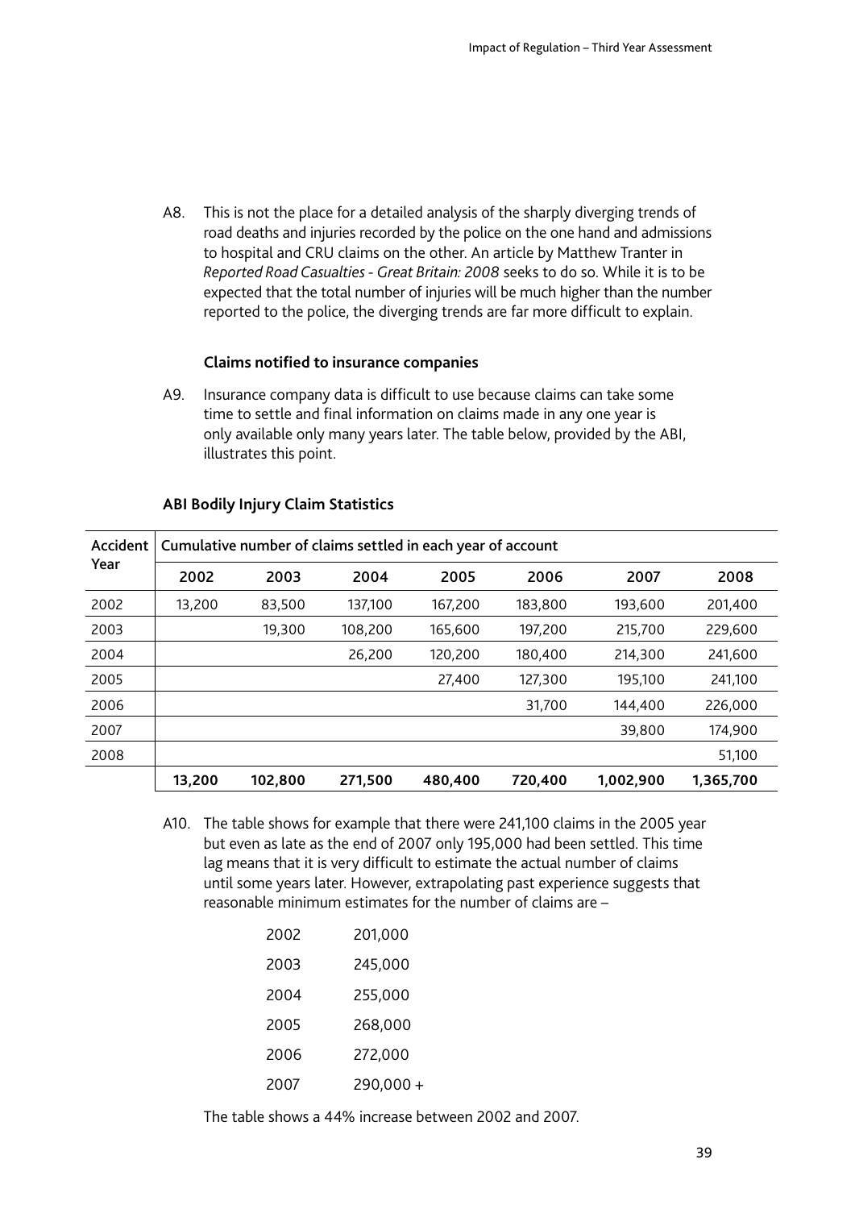A8. This is not the place for a detailed analysis of the sharply diverging trends of road deaths and injuries recorded by the police on the one hand and admissions to hospital and CRU claims on the other. An article by Matthew Tranter in *Reported Road Casualties - Great Britain: 2008* seeks to do so. While it is to be expected that the total number of injuries will be much higher than the number reported to the police, the diverging trends are far more difficult to explain.

**Claims notified to insurance companies**

A9. Insurance company data is difficult to use because claims can take some time to settle and final information on claims made in any one year is only available only many years later. The table below, provided by the ABI, illustrates this point.

**ABI Bodily Injury Claim Statistics**

| Accident Year | Cumulative number of claims settled in each year of account | | | | | | |
|---|---|---|---|---|---|---|---|
| | **2002** | **2003** | **2004** | **2005** | **2006** | **2007** | **2008** |
| 2002 | 13,200 | 83,500 | 137,100 | 167,200 | 183,800 | 193,600 | 201,400 |
| 2003 | | 19,300 | 108,200 | 165,600 | 197,200 | 215,700 | 229,600 |
| 2004 | | | 26,200 | 120,200 | 180,400 | 214,300 | 241,600 |
| 2005 | | | | 27,400 | 127,300 | 195,100 | 241,100 |
| 2006 | | | | | 31,700 | 144,400 | 226,000 |
| 2007 | | | | | | 39,800 | 174,900 |
| 2008 | | | | | | | 51,100 |
| | **13,200** | **102,800** | **271,500** | **480,400** | **720,400** | **1,002,900** | **1,365,700** |

A10. The table shows for example that there were 241,100 claims in the 2005 year but even as late as the end of 2007 only 195,000 had been settled. This time lag means that it is very difficult to estimate the actual number of claims until some years later. However, extrapolating past experience suggests that reasonable minimum estimates for the number of claims are –

| | |
|---|---|
| 2002 | 201,000 |
| 2003 | 245,000 |
| 2004 | 255,000 |
| 2005 | 268,000 |
| 2006 | 272,000 |
| 2007 | 290,000 + |

The table shows a 44% increase between 2002 and 2007.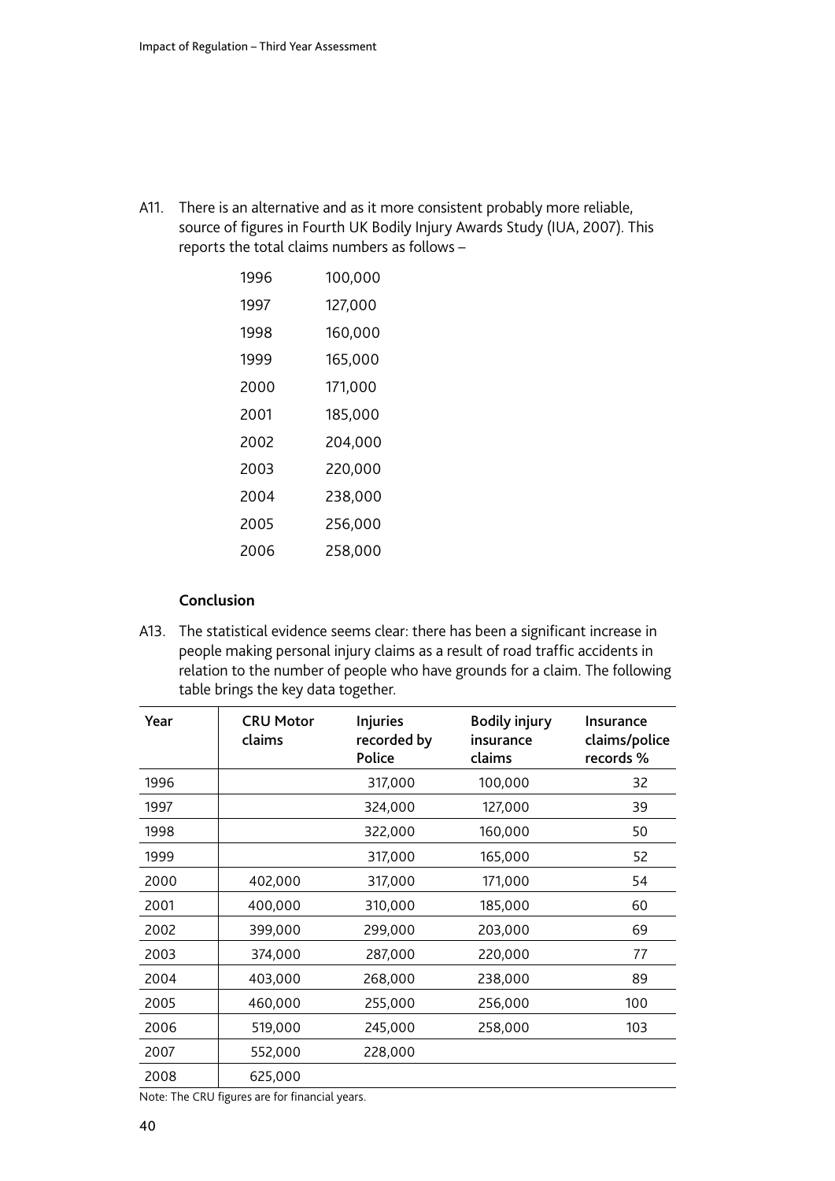A11. There is an alternative and as it more consistent probably more reliable, source of figures in Fourth UK Bodily Injury Awards Study (IUA, 2007). This reports the total claims numbers as follows –

| | |
|---|---|
| 1996 | 100,000 |
| 1997 | 127,000 |
| 1998 | 160,000 |
| 1999 | 165,000 |
| 2000 | 171,000 |
| 2001 | 185,000 |
| 2002 | 204,000 |
| 2003 | 220,000 |
| 2004 | 238,000 |
| 2005 | 256,000 |
| 2006 | 258,000 |

**Conclusion**

A13. The statistical evidence seems clear: there has been a significant increase in people making personal injury claims as a result of road traffic accidents in relation to the number of people who have grounds for a claim. The following table brings the key data together.

| Year | CRU Motor claims | Injuries recorded by Police | Bodily injury insurance claims | Insurance claims/police records % |
|---|---|---|---|---|
| 1996 | | 317,000 | 100,000 | 32 |
| 1997 | | 324,000 | 127,000 | 39 |
| 1998 | | 322,000 | 160,000 | 50 |
| 1999 | | 317,000 | 165,000 | 52 |
| 2000 | 402,000 | 317,000 | 171,000 | 54 |
| 2001 | 400,000 | 310,000 | 185,000 | 60 |
| 2002 | 399,000 | 299,000 | 203,000 | 69 |
| 2003 | 374,000 | 287,000 | 220,000 | 77 |
| 2004 | 403,000 | 268,000 | 238,000 | 89 |
| 2005 | 460,000 | 255,000 | 256,000 | 100 |
| 2006 | 519,000 | 245,000 | 258,000 | 103 |
| 2007 | 552,000 | 228,000 | | |
| 2008 | 625,000 | | | |

Note: The CRU figures are for financial years.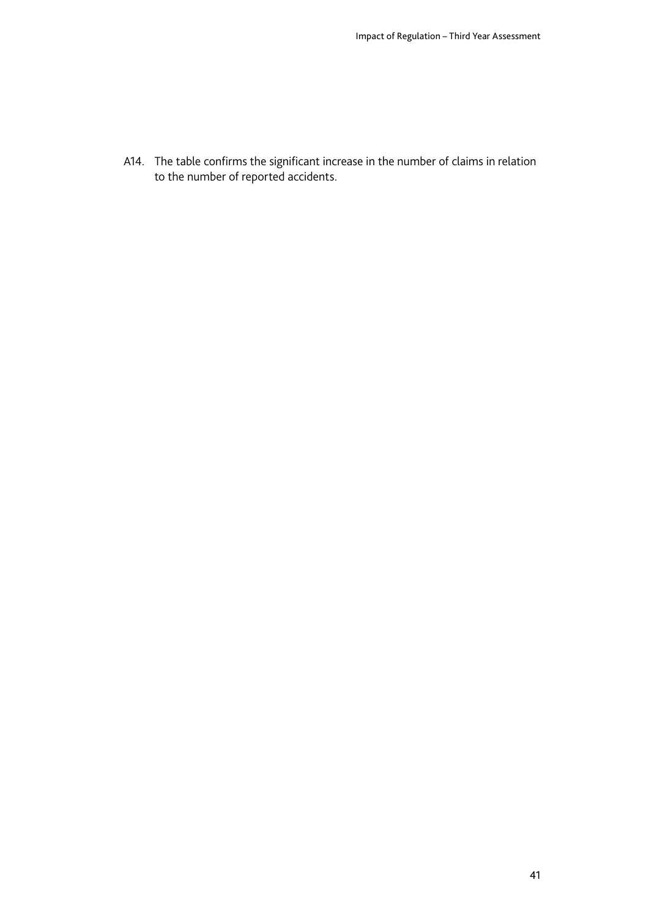A14. The table confirms the significant increase in the number of claims in relation to the number of reported accidents.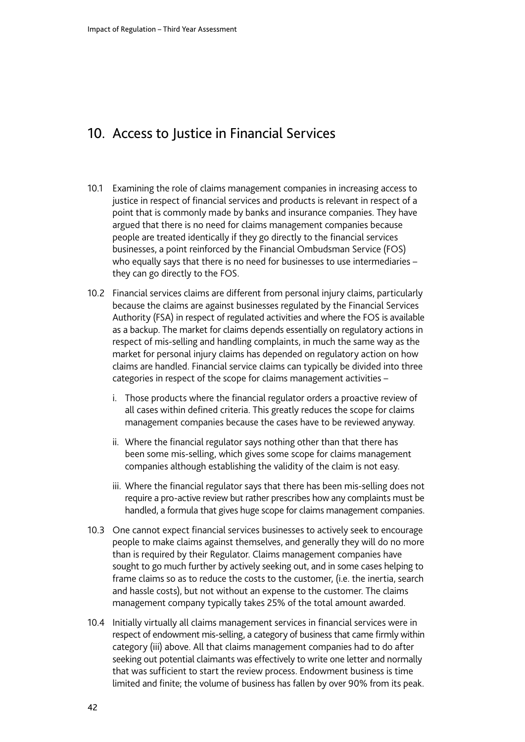## 10. Access to Justice in Financial Services

10.1 Examining the role of claims management companies in increasing access to justice in respect of financial services and products is relevant in respect of a point that is commonly made by banks and insurance companies. They have argued that there is no need for claims management companies because people are treated identically if they go directly to the financial services businesses, a point reinforced by the Financial Ombudsman Service (FOS) who equally says that there is no need for businesses to use intermediaries – they can go directly to the FOS.

10.2 Financial services claims are different from personal injury claims, particularly because the claims are against businesses regulated by the Financial Services Authority (FSA) in respect of regulated activities and where the FOS is available as a backup. The market for claims depends essentially on regulatory actions in respect of mis-selling and handling complaints, in much the same way as the market for personal injury claims has depended on regulatory action on how claims are handled. Financial service claims can typically be divided into three categories in respect of the scope for claims management activities –

  i. Those products where the financial regulator orders a proactive review of all cases within defined criteria. This greatly reduces the scope for claims management companies because the cases have to be reviewed anyway.

  ii. Where the financial regulator says nothing other than that there has been some mis-selling, which gives some scope for claims management companies although establishing the validity of the claim is not easy.

  iii. Where the financial regulator says that there has been mis-selling does not require a pro-active review but rather prescribes how any complaints must be handled, a formula that gives huge scope for claims management companies.

10.3 One cannot expect financial services businesses to actively seek to encourage people to make claims against themselves, and generally they will do no more than is required by their Regulator. Claims management companies have sought to go much further by actively seeking out, and in some cases helping to frame claims so as to reduce the costs to the customer, (i.e. the inertia, search and hassle costs), but not without an expense to the customer. The claims management company typically takes 25% of the total amount awarded.

10.4 Initially virtually all claims management services in financial services were in respect of endowment mis-selling, a category of business that came firmly within category (iii) above. All that claims management companies had to do after seeking out potential claimants was effectively to write one letter and normally that was sufficient to start the review process. Endowment business is time limited and finite; the volume of business has fallen by over 90% from its peak.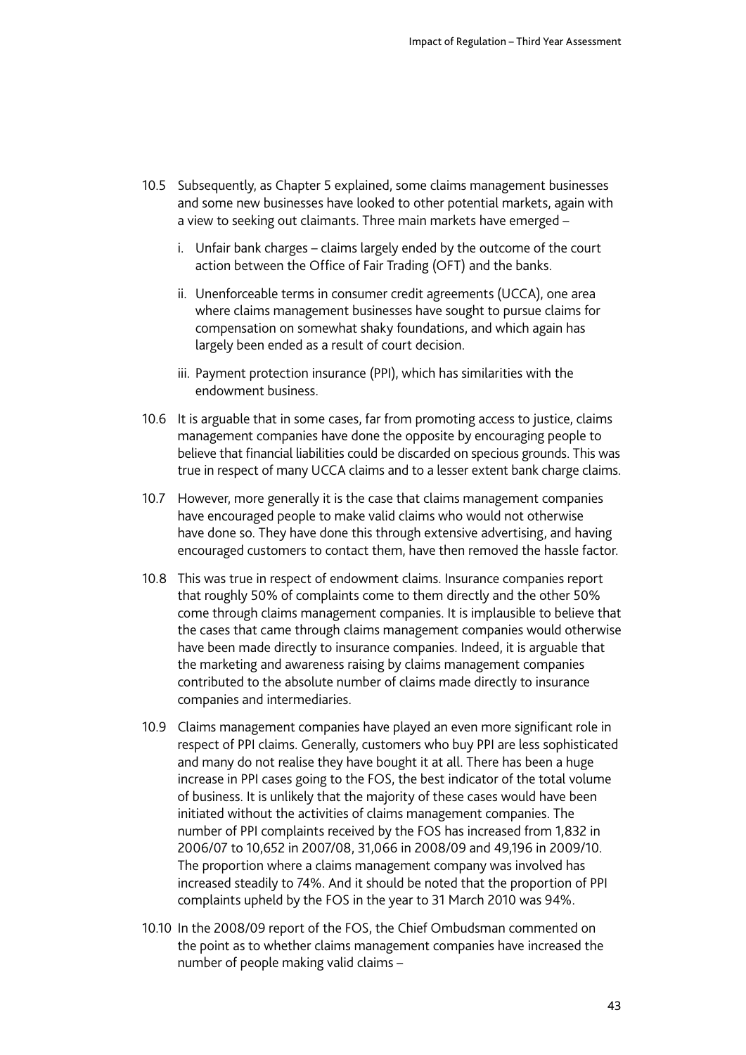10.5 Subsequently, as Chapter 5 explained, some claims management businesses and some new businesses have looked to other potential markets, again with a view to seeking out claimants. Three main markets have emerged –

   i. Unfair bank charges – claims largely ended by the outcome of the court action between the Office of Fair Trading (OFT) and the banks.

   ii. Unenforceable terms in consumer credit agreements (UCCA), one area where claims management businesses have sought to pursue claims for compensation on somewhat shaky foundations, and which again has largely been ended as a result of court decision.

   iii. Payment protection insurance (PPI), which has similarities with the endowment business.

10.6 It is arguable that in some cases, far from promoting access to justice, claims management companies have done the opposite by encouraging people to believe that financial liabilities could be discarded on specious grounds. This was true in respect of many UCCA claims and to a lesser extent bank charge claims.

10.7 However, more generally it is the case that claims management companies have encouraged people to make valid claims who would not otherwise have done so. They have done this through extensive advertising, and having encouraged customers to contact them, have then removed the hassle factor.

10.8 This was true in respect of endowment claims. Insurance companies report that roughly 50% of complaints come to them directly and the other 50% come through claims management companies. It is implausible to believe that the cases that came through claims management companies would otherwise have been made directly to insurance companies. Indeed, it is arguable that the marketing and awareness raising by claims management companies contributed to the absolute number of claims made directly to insurance companies and intermediaries.

10.9 Claims management companies have played an even more significant role in respect of PPI claims. Generally, customers who buy PPI are less sophisticated and many do not realise they have bought it at all. There has been a huge increase in PPI cases going to the FOS, the best indicator of the total volume of business. It is unlikely that the majority of these cases would have been initiated without the activities of claims management companies. The number of PPI complaints received by the FOS has increased from 1,832 in 2006/07 to 10,652 in 2007/08, 31,066 in 2008/09 and 49,196 in 2009/10. The proportion where a claims management company was involved has increased steadily to 74%. And it should be noted that the proportion of PPI complaints upheld by the FOS in the year to 31 March 2010 was 94%.

10.10 In the 2008/09 report of the FOS, the Chief Ombudsman commented on the point as to whether claims management companies have increased the number of people making valid claims –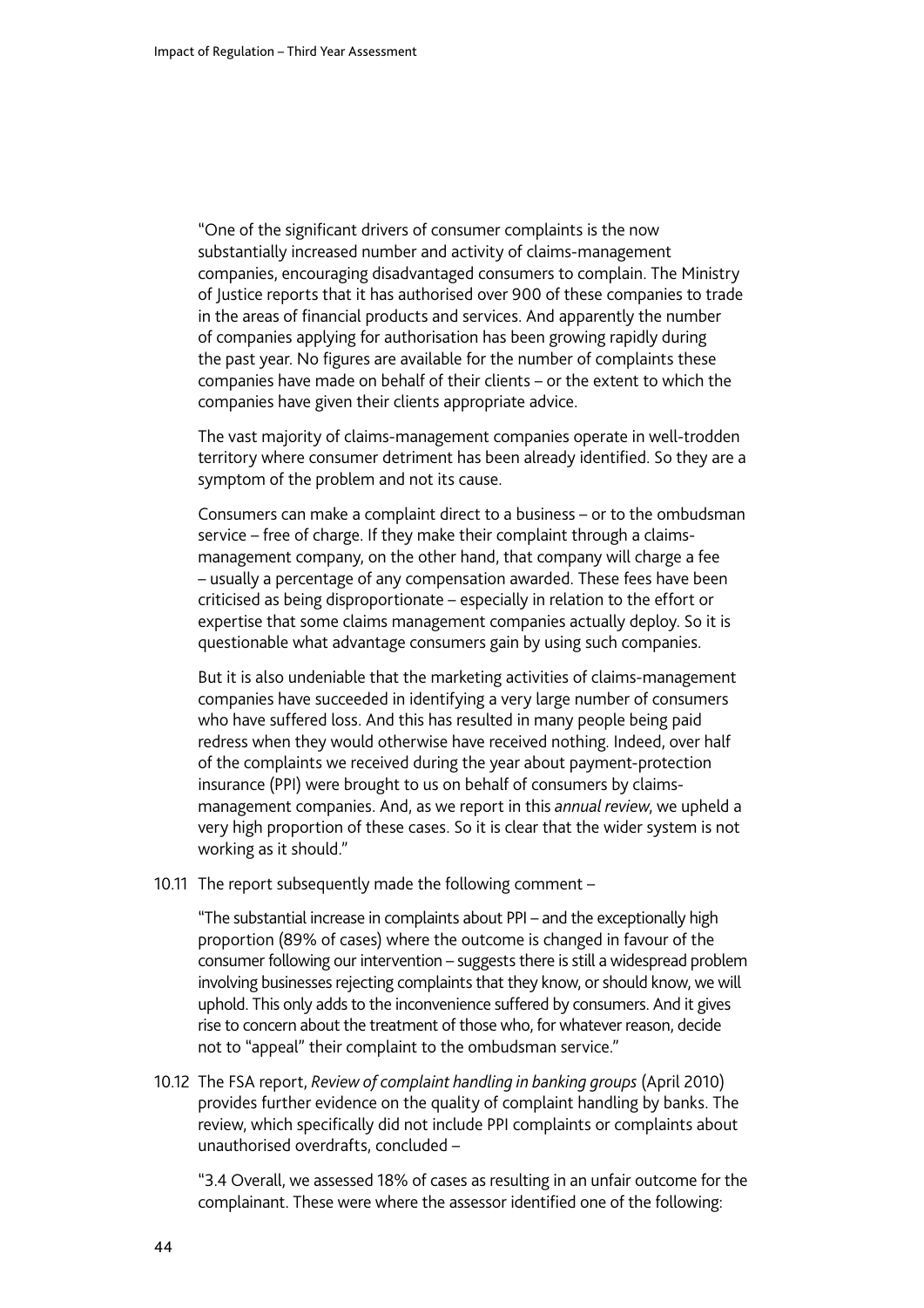"One of the significant drivers of consumer complaints is the now substantially increased number and activity of claims-management companies, encouraging disadvantaged consumers to complain. The Ministry of Justice reports that it has authorised over 900 of these companies to trade in the areas of financial products and services. And apparently the number of companies applying for authorisation has been growing rapidly during the past year. No figures are available for the number of complaints these companies have made on behalf of their clients – or the extent to which the companies have given their clients appropriate advice.

The vast majority of claims-management companies operate in well-trodden territory where consumer detriment has been already identified. So they are a symptom of the problem and not its cause.

Consumers can make a complaint direct to a business – or to the ombudsman service – free of charge. If they make their complaint through a claims-management company, on the other hand, that company will charge a fee – usually a percentage of any compensation awarded. These fees have been criticised as being disproportionate – especially in relation to the effort or expertise that some claims management companies actually deploy. So it is questionable what advantage consumers gain by using such companies.

But it is also undeniable that the marketing activities of claims-management companies have succeeded in identifying a very large number of consumers who have suffered loss. And this has resulted in many people being paid redress when they would otherwise have received nothing. Indeed, over half of the complaints we received during the year about payment-protection insurance (PPI) were brought to us on behalf of consumers by claims-management companies. And, as we report in this *annual review*, we upheld a very high proportion of these cases. So it is clear that the wider system is not working as it should."

10.11 The report subsequently made the following comment –

"The substantial increase in complaints about PPI – and the exceptionally high proportion (89% of cases) where the outcome is changed in favour of the consumer following our intervention – suggests there is still a widespread problem involving businesses rejecting complaints that they know, or should know, we will uphold. This only adds to the inconvenience suffered by consumers. And it gives rise to concern about the treatment of those who, for whatever reason, decide not to "appeal" their complaint to the ombudsman service."

10.12 The FSA report, *Review of complaint handling in banking groups* (April 2010) provides further evidence on the quality of complaint handling by banks. The review, which specifically did not include PPI complaints or complaints about unauthorised overdrafts, concluded –

"3.4 Overall, we assessed 18% of cases as resulting in an unfair outcome for the complainant. These were where the assessor identified one of the following: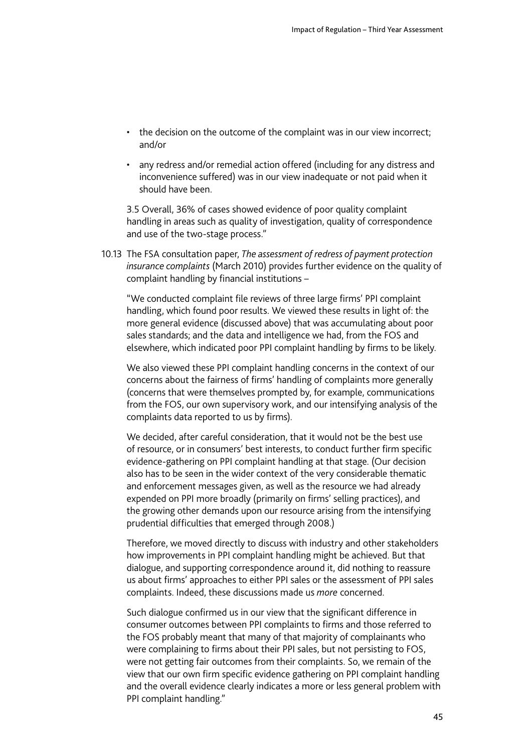- the decision on the outcome of the complaint was in our view incorrect; and/or
- any redress and/or remedial action offered (including for any distress and inconvenience suffered) was in our view inadequate or not paid when it should have been.

3.5 Overall, 36% of cases showed evidence of poor quality complaint handling in areas such as quality of investigation, quality of correspondence and use of the two-stage process."

10.13 The FSA consultation paper, *The assessment of redress of payment protection insurance complaints* (March 2010) provides further evidence on the quality of complaint handling by financial institutions –

"We conducted complaint file reviews of three large firms' PPI complaint handling, which found poor results. We viewed these results in light of: the more general evidence (discussed above) that was accumulating about poor sales standards; and the data and intelligence we had, from the FOS and elsewhere, which indicated poor PPI complaint handling by firms to be likely.

We also viewed these PPI complaint handling concerns in the context of our concerns about the fairness of firms' handling of complaints more generally (concerns that were themselves prompted by, for example, communications from the FOS, our own supervisory work, and our intensifying analysis of the complaints data reported to us by firms).

We decided, after careful consideration, that it would not be the best use of resource, or in consumers' best interests, to conduct further firm specific evidence-gathering on PPI complaint handling at that stage. (Our decision also has to be seen in the wider context of the very considerable thematic and enforcement messages given, as well as the resource we had already expended on PPI more broadly (primarily on firms' selling practices), and the growing other demands upon our resource arising from the intensifying prudential difficulties that emerged through 2008.)

Therefore, we moved directly to discuss with industry and other stakeholders how improvements in PPI complaint handling might be achieved. But that dialogue, and supporting correspondence around it, did nothing to reassure us about firms' approaches to either PPI sales or the assessment of PPI sales complaints. Indeed, these discussions made us *more* concerned.

Such dialogue confirmed us in our view that the significant difference in consumer outcomes between PPI complaints to firms and those referred to the FOS probably meant that many of that majority of complainants who were complaining to firms about their PPI sales, but not persisting to FOS, were not getting fair outcomes from their complaints. So, we remain of the view that our own firm specific evidence gathering on PPI complaint handling and the overall evidence clearly indicates a more or less general problem with PPI complaint handling."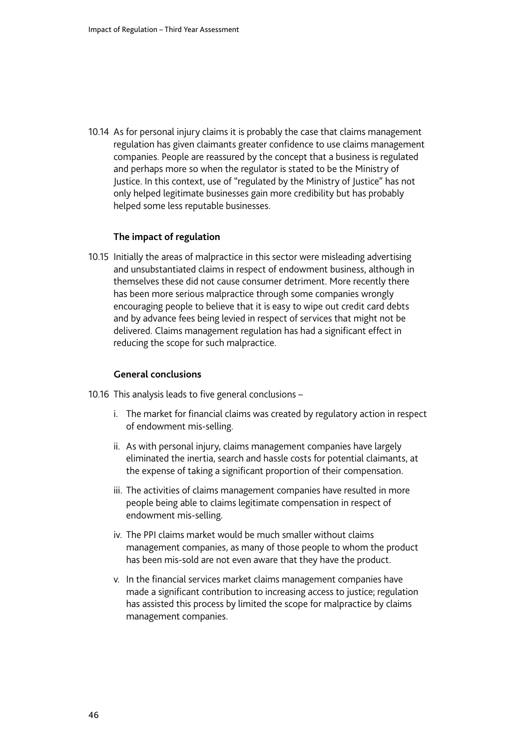10.14 As for personal injury claims it is probably the case that claims management regulation has given claimants greater confidence to use claims management companies. People are reassured by the concept that a business is regulated and perhaps more so when the regulator is stated to be the Ministry of Justice. In this context, use of "regulated by the Ministry of Justice" has not only helped legitimate businesses gain more credibility but has probably helped some less reputable businesses.

**The impact of regulation**

10.15 Initially the areas of malpractice in this sector were misleading advertising and unsubstantiated claims in respect of endowment business, although in themselves these did not cause consumer detriment. More recently there has been more serious malpractice through some companies wrongly encouraging people to believe that it is easy to wipe out credit card debts and by advance fees being levied in respect of services that might not be delivered. Claims management regulation has had a significant effect in reducing the scope for such malpractice.

**General conclusions**

10.16 This analysis leads to five general conclusions –

i. The market for financial claims was created by regulatory action in respect of endowment mis-selling.

ii. As with personal injury, claims management companies have largely eliminated the inertia, search and hassle costs for potential claimants, at the expense of taking a significant proportion of their compensation.

iii. The activities of claims management companies have resulted in more people being able to claims legitimate compensation in respect of endowment mis-selling.

iv. The PPI claims market would be much smaller without claims management companies, as many of those people to whom the product has been mis-sold are not even aware that they have the product.

v. In the financial services market claims management companies have made a significant contribution to increasing access to justice; regulation has assisted this process by limited the scope for malpractice by claims management companies.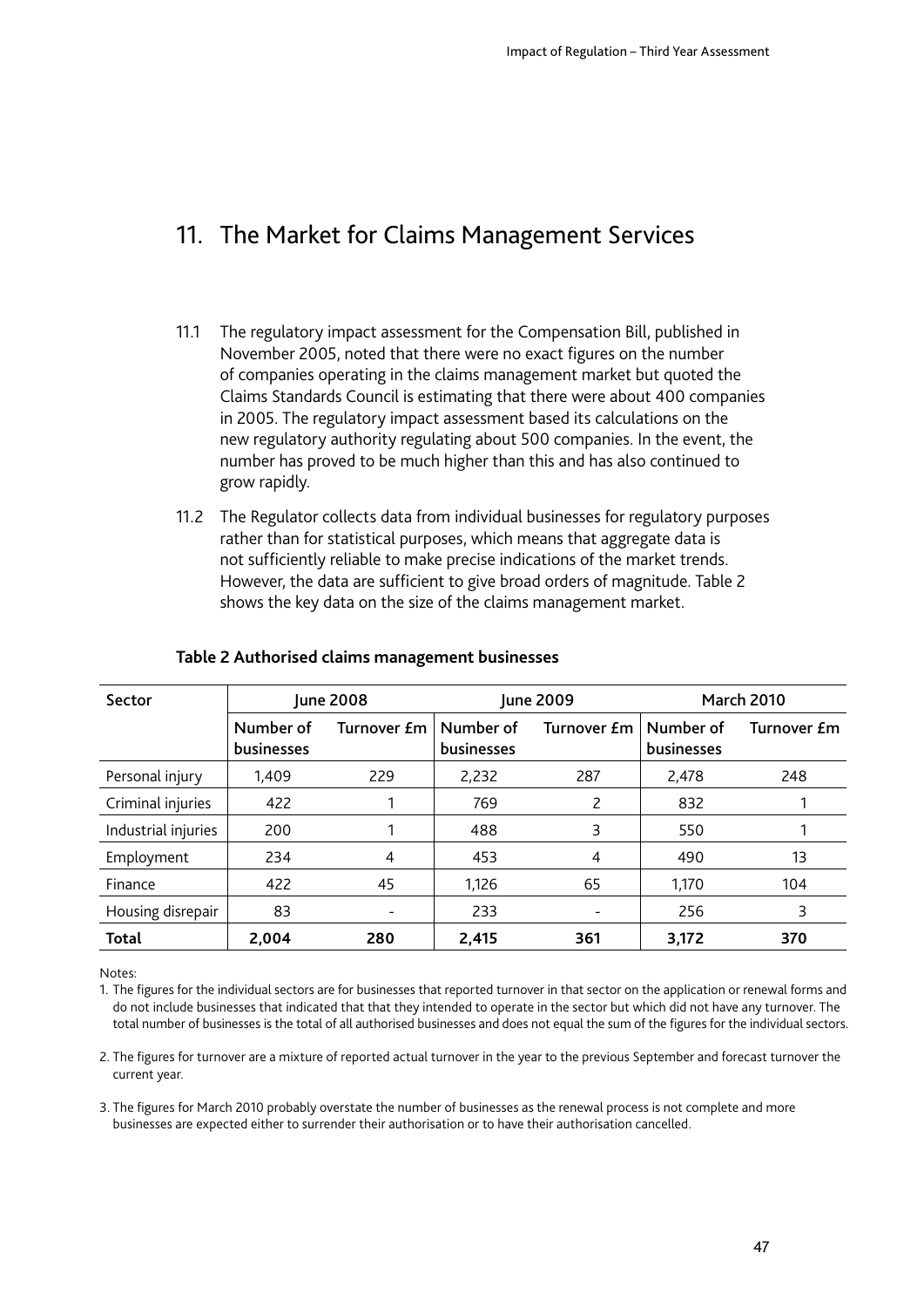# 11. The Market for Claims Management Services

11.1 The regulatory impact assessment for the Compensation Bill, published in November 2005, noted that there were no exact figures on the number of companies operating in the claims management market but quoted the Claims Standards Council is estimating that there were about 400 companies in 2005. The regulatory impact assessment based its calculations on the new regulatory authority regulating about 500 companies. In the event, the number has proved to be much higher than this and has also continued to grow rapidly.

11.2 The Regulator collects data from individual businesses for regulatory purposes rather than for statistical purposes, which means that aggregate data is not sufficiently reliable to make precise indications of the market trends. However, the data are sufficient to give broad orders of magnitude. Table 2 shows the key data on the size of the claims management market.

**Table 2 Authorised claims management businesses**

| Sector | June 2008 | | June 2009 | | March 2010 | |
|---|---|---|---|---|---|---|
| | Number of businesses | Turnover £m | Number of businesses | Turnover £m | Number of businesses | Turnover £m |
| Personal injury | 1,409 | 229 | 2,232 | 287 | 2,478 | 248 |
| Criminal injuries | 422 | 1 | 769 | 2 | 832 | 1 |
| Industrial injuries | 200 | 1 | 488 | 3 | 550 | 1 |
| Employment | 234 | 4 | 453 | 4 | 490 | 13 |
| Finance | 422 | 45 | 1,126 | 65 | 1,170 | 104 |
| Housing disrepair | 83 | - | 233 | - | 256 | 3 |
| **Total** | **2,004** | **280** | **2,415** | **361** | **3,172** | **370** |

Notes:

1. The figures for the individual sectors are for businesses that reported turnover in that sector on the application or renewal forms and do not include businesses that indicated that that they intended to operate in the sector but which did not have any turnover. The total number of businesses is the total of all authorised businesses and does not equal the sum of the figures for the individual sectors.

2. The figures for turnover are a mixture of reported actual turnover in the year to the previous September and forecast turnover the current year.

3. The figures for March 2010 probably overstate the number of businesses as the renewal process is not complete and more businesses are expected either to surrender their authorisation or to have their authorisation cancelled.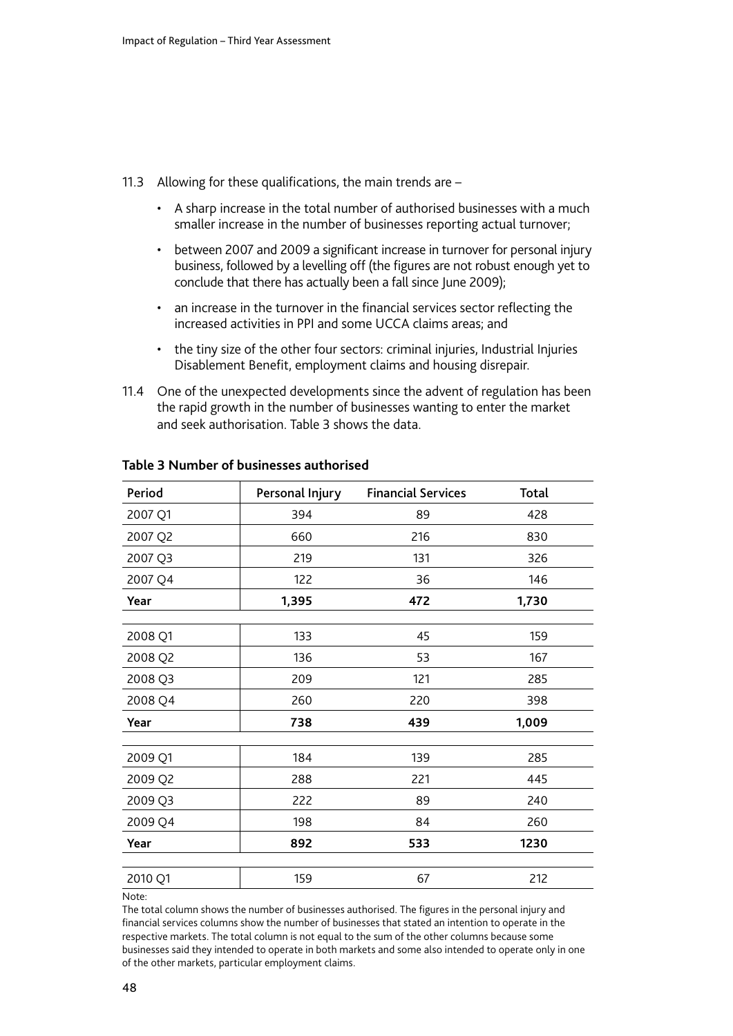11.3 Allowing for these qualifications, the main trends are –

- A sharp increase in the total number of authorised businesses with a much smaller increase in the number of businesses reporting actual turnover;
- between 2007 and 2009 a significant increase in turnover for personal injury business, followed by a levelling off (the figures are not robust enough yet to conclude that there has actually been a fall since June 2009);
- an increase in the turnover in the financial services sector reflecting the increased activities in PPI and some UCCA claims areas; and
- the tiny size of the other four sectors: criminal injuries, Industrial Injuries Disablement Benefit, employment claims and housing disrepair.

11.4 One of the unexpected developments since the advent of regulation has been the rapid growth in the number of businesses wanting to enter the market and seek authorisation. Table 3 shows the data.

**Table 3 Number of businesses authorised**

| Period | Personal Injury | Financial Services | Total |
|---|---|---|---|
| 2007 Q1 | 394 | 89 | 428 |
| 2007 Q2 | 660 | 216 | 830 |
| 2007 Q3 | 219 | 131 | 326 |
| 2007 Q4 | 122 | 36 | 146 |
| **Year** | **1,395** | **472** | **1,730** |
| | | | |
| 2008 Q1 | 133 | 45 | 159 |
| 2008 Q2 | 136 | 53 | 167 |
| 2008 Q3 | 209 | 121 | 285 |
| 2008 Q4 | 260 | 220 | 398 |
| **Year** | **738** | **439** | **1,009** |
| | | | |
| 2009 Q1 | 184 | 139 | 285 |
| 2009 Q2 | 288 | 221 | 445 |
| 2009 Q3 | 222 | 89 | 240 |
| 2009 Q4 | 198 | 84 | 260 |
| **Year** | **892** | **533** | **1230** |
| | | | |
| 2010 Q1 | 159 | 67 | 212 |

Note:
The total column shows the number of businesses authorised. The figures in the personal injury and financial services columns show the number of businesses that stated an intention to operate in the respective markets. The total column is not equal to the sum of the other columns because some businesses said they intended to operate in both markets and some also intended to operate only in one of the other markets, particular employment claims.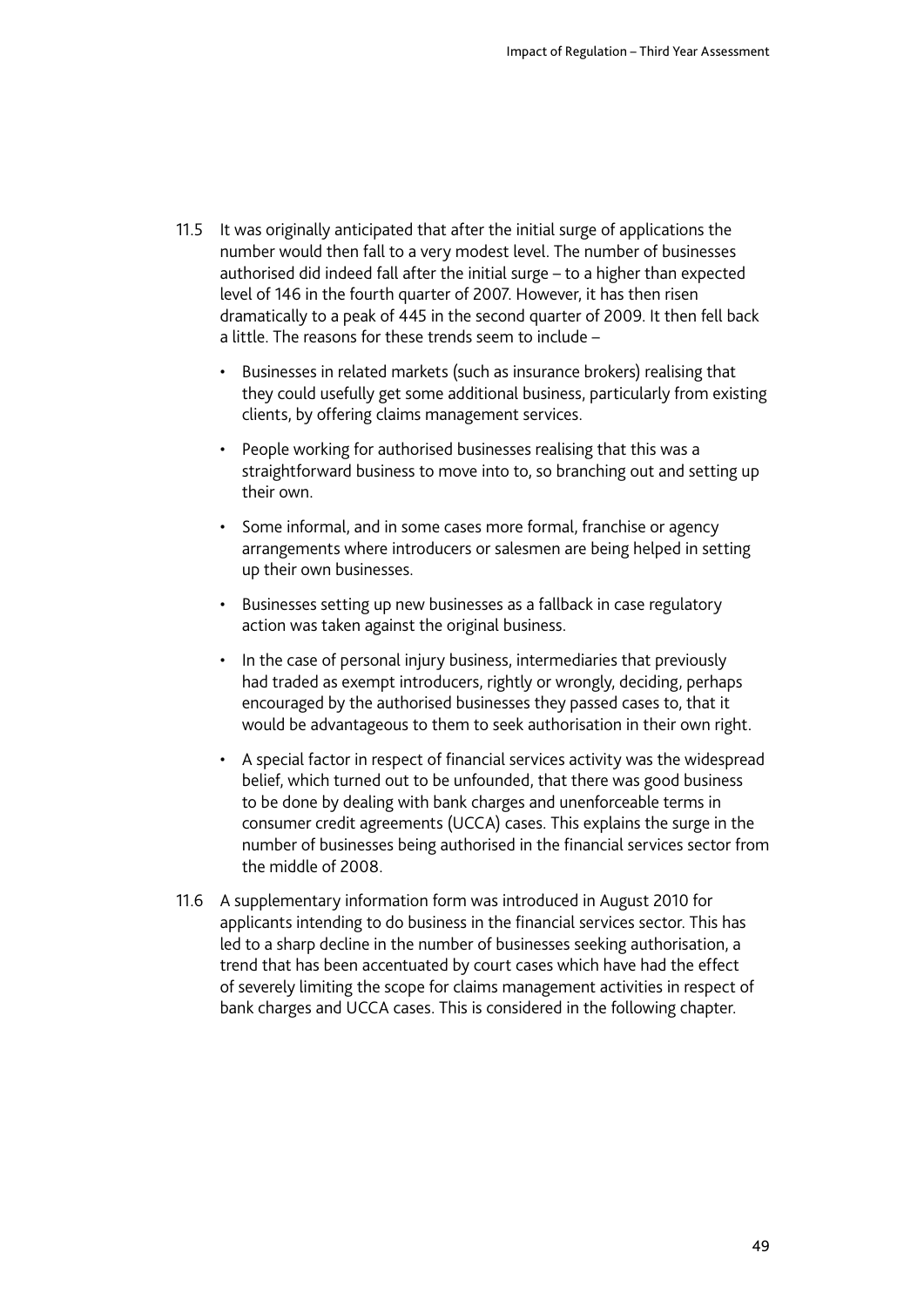11.5 It was originally anticipated that after the initial surge of applications the number would then fall to a very modest level. The number of businesses authorised did indeed fall after the initial surge – to a higher than expected level of 146 in the fourth quarter of 2007. However, it has then risen dramatically to a peak of 445 in the second quarter of 2009. It then fell back a little. The reasons for these trends seem to include –

- Businesses in related markets (such as insurance brokers) realising that they could usefully get some additional business, particularly from existing clients, by offering claims management services.
- People working for authorised businesses realising that this was a straightforward business to move into to, so branching out and setting up their own.
- Some informal, and in some cases more formal, franchise or agency arrangements where introducers or salesmen are being helped in setting up their own businesses.
- Businesses setting up new businesses as a fallback in case regulatory action was taken against the original business.
- In the case of personal injury business, intermediaries that previously had traded as exempt introducers, rightly or wrongly, deciding, perhaps encouraged by the authorised businesses they passed cases to, that it would be advantageous to them to seek authorisation in their own right.
- A special factor in respect of financial services activity was the widespread belief, which turned out to be unfounded, that there was good business to be done by dealing with bank charges and unenforceable terms in consumer credit agreements (UCCA) cases. This explains the surge in the number of businesses being authorised in the financial services sector from the middle of 2008.

11.6 A supplementary information form was introduced in August 2010 for applicants intending to do business in the financial services sector. This has led to a sharp decline in the number of businesses seeking authorisation, a trend that has been accentuated by court cases which have had the effect of severely limiting the scope for claims management activities in respect of bank charges and UCCA cases. This is considered in the following chapter.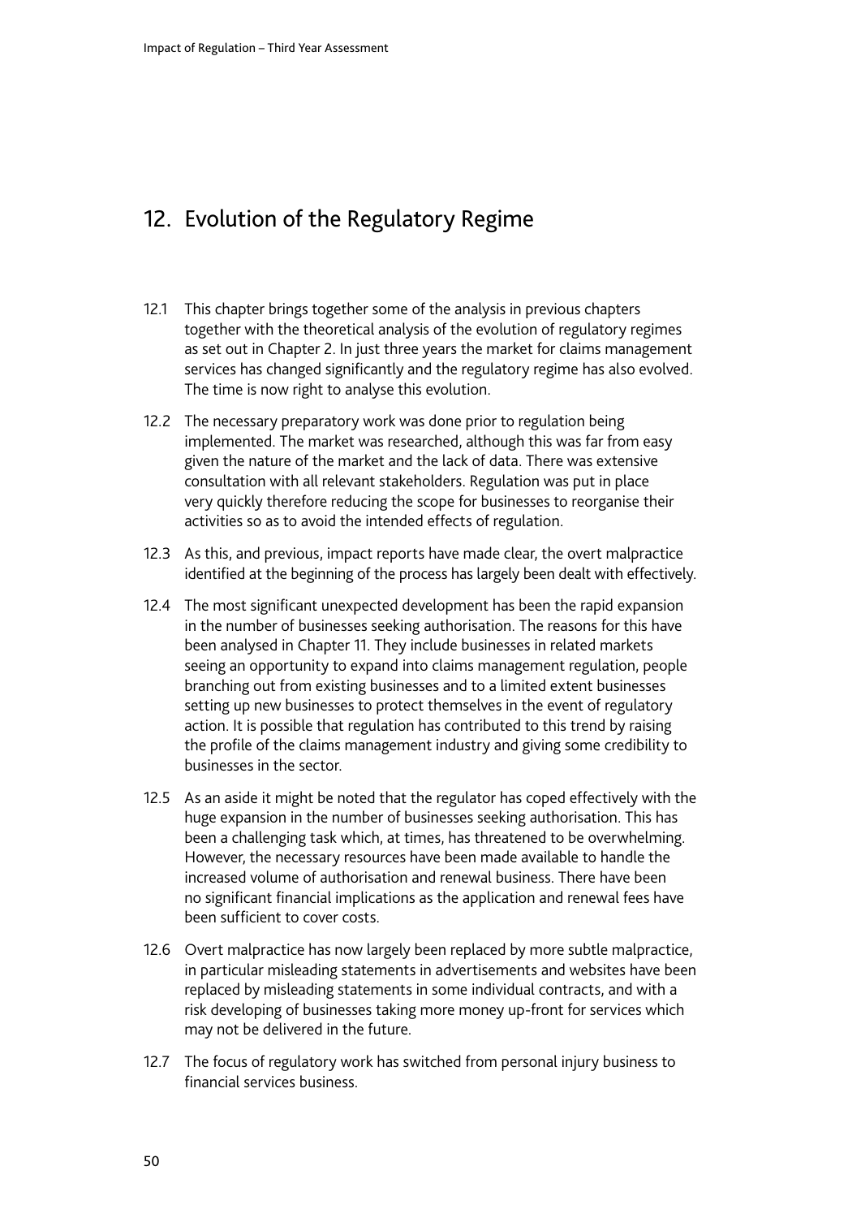# 12. Evolution of the Regulatory Regime

12.1 This chapter brings together some of the analysis in previous chapters together with the theoretical analysis of the evolution of regulatory regimes as set out in Chapter 2. In just three years the market for claims management services has changed significantly and the regulatory regime has also evolved. The time is now right to analyse this evolution.

12.2 The necessary preparatory work was done prior to regulation being implemented. The market was researched, although this was far from easy given the nature of the market and the lack of data. There was extensive consultation with all relevant stakeholders. Regulation was put in place very quickly therefore reducing the scope for businesses to reorganise their activities so as to avoid the intended effects of regulation.

12.3 As this, and previous, impact reports have made clear, the overt malpractice identified at the beginning of the process has largely been dealt with effectively.

12.4 The most significant unexpected development has been the rapid expansion in the number of businesses seeking authorisation. The reasons for this have been analysed in Chapter 11. They include businesses in related markets seeing an opportunity to expand into claims management regulation, people branching out from existing businesses and to a limited extent businesses setting up new businesses to protect themselves in the event of regulatory action. It is possible that regulation has contributed to this trend by raising the profile of the claims management industry and giving some credibility to businesses in the sector.

12.5 As an aside it might be noted that the regulator has coped effectively with the huge expansion in the number of businesses seeking authorisation. This has been a challenging task which, at times, has threatened to be overwhelming. However, the necessary resources have been made available to handle the increased volume of authorisation and renewal business. There have been no significant financial implications as the application and renewal fees have been sufficient to cover costs.

12.6 Overt malpractice has now largely been replaced by more subtle malpractice, in particular misleading statements in advertisements and websites have been replaced by misleading statements in some individual contracts, and with a risk developing of businesses taking more money up-front for services which may not be delivered in the future.

12.7 The focus of regulatory work has switched from personal injury business to financial services business.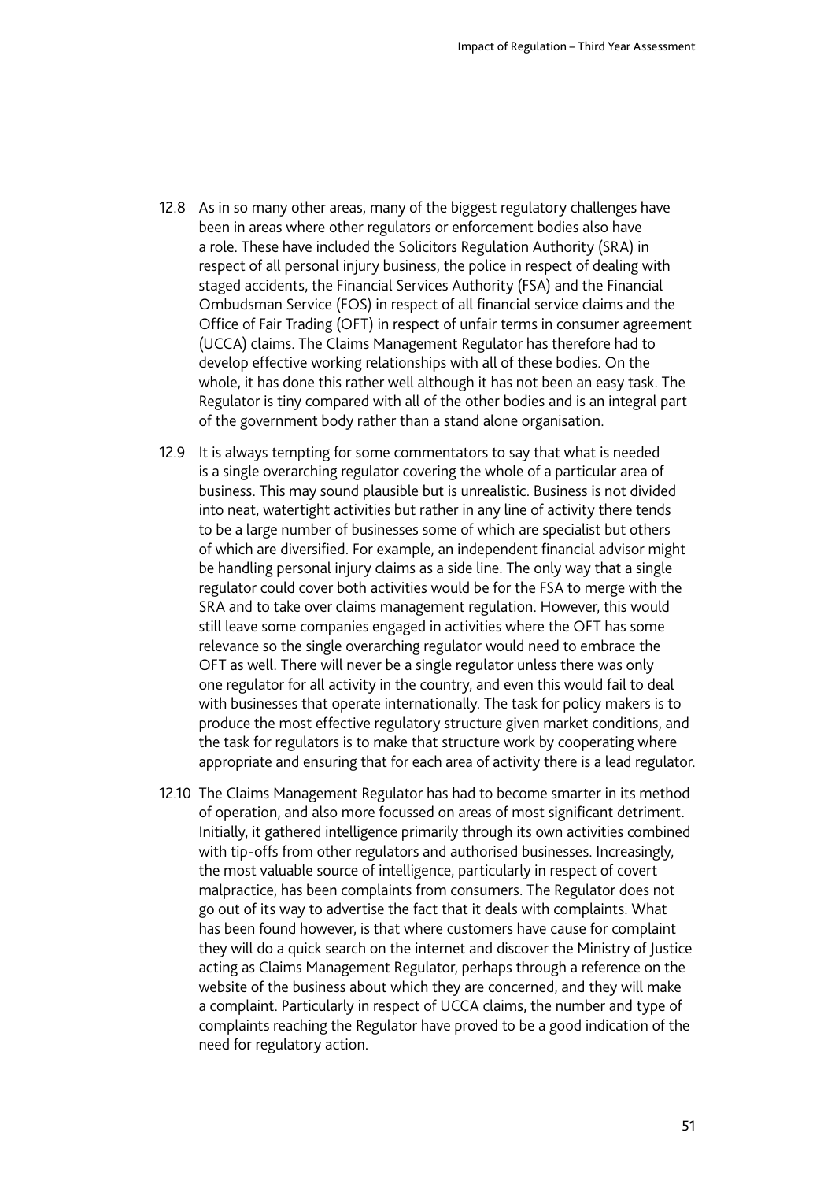12.8 As in so many other areas, many of the biggest regulatory challenges have been in areas where other regulators or enforcement bodies also have a role. These have included the Solicitors Regulation Authority (SRA) in respect of all personal injury business, the police in respect of dealing with staged accidents, the Financial Services Authority (FSA) and the Financial Ombudsman Service (FOS) in respect of all financial service claims and the Office of Fair Trading (OFT) in respect of unfair terms in consumer agreement (UCCA) claims. The Claims Management Regulator has therefore had to develop effective working relationships with all of these bodies. On the whole, it has done this rather well although it has not been an easy task. The Regulator is tiny compared with all of the other bodies and is an integral part of the government body rather than a stand alone organisation.

12.9 It is always tempting for some commentators to say that what is needed is a single overarching regulator covering the whole of a particular area of business. This may sound plausible but is unrealistic. Business is not divided into neat, watertight activities but rather in any line of activity there tends to be a large number of businesses some of which are specialist but others of which are diversified. For example, an independent financial advisor might be handling personal injury claims as a side line. The only way that a single regulator could cover both activities would be for the FSA to merge with the SRA and to take over claims management regulation. However, this would still leave some companies engaged in activities where the OFT has some relevance so the single overarching regulator would need to embrace the OFT as well. There will never be a single regulator unless there was only one regulator for all activity in the country, and even this would fail to deal with businesses that operate internationally. The task for policy makers is to produce the most effective regulatory structure given market conditions, and the task for regulators is to make that structure work by cooperating where appropriate and ensuring that for each area of activity there is a lead regulator.

12.10 The Claims Management Regulator has had to become smarter in its method of operation, and also more focussed on areas of most significant detriment. Initially, it gathered intelligence primarily through its own activities combined with tip-offs from other regulators and authorised businesses. Increasingly, the most valuable source of intelligence, particularly in respect of covert malpractice, has been complaints from consumers. The Regulator does not go out of its way to advertise the fact that it deals with complaints. What has been found however, is that where customers have cause for complaint they will do a quick search on the internet and discover the Ministry of Justice acting as Claims Management Regulator, perhaps through a reference on the website of the business about which they are concerned, and they will make a complaint. Particularly in respect of UCCA claims, the number and type of complaints reaching the Regulator have proved to be a good indication of the need for regulatory action.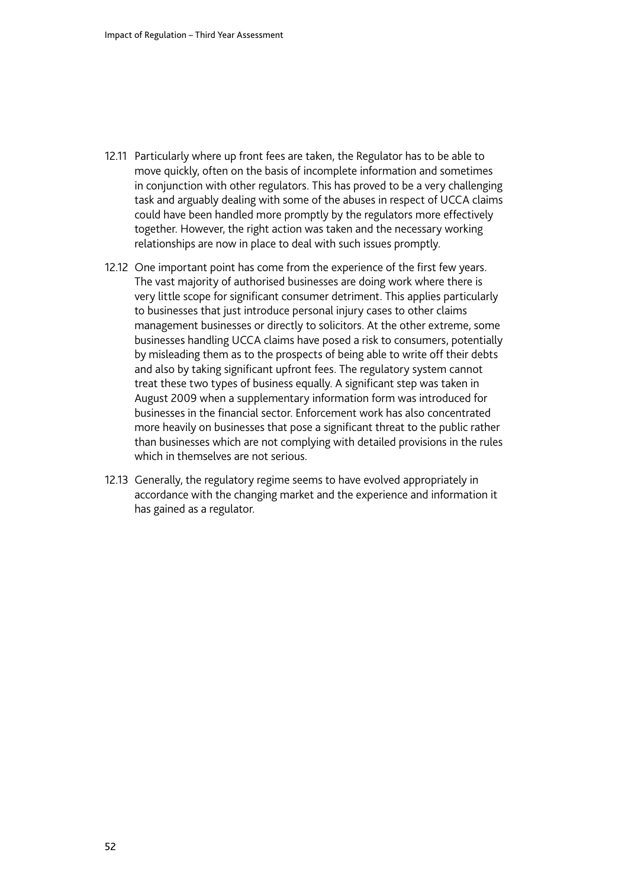12.11 Particularly where up front fees are taken, the Regulator has to be able to move quickly, often on the basis of incomplete information and sometimes in conjunction with other regulators. This has proved to be a very challenging task and arguably dealing with some of the abuses in respect of UCCA claims could have been handled more promptly by the regulators more effectively together. However, the right action was taken and the necessary working relationships are now in place to deal with such issues promptly.

12.12 One important point has come from the experience of the first few years. The vast majority of authorised businesses are doing work where there is very little scope for significant consumer detriment. This applies particularly to businesses that just introduce personal injury cases to other claims management businesses or directly to solicitors. At the other extreme, some businesses handling UCCA claims have posed a risk to consumers, potentially by misleading them as to the prospects of being able to write off their debts and also by taking significant upfront fees. The regulatory system cannot treat these two types of business equally. A significant step was taken in August 2009 when a supplementary information form was introduced for businesses in the financial sector. Enforcement work has also concentrated more heavily on businesses that pose a significant threat to the public rather than businesses which are not complying with detailed provisions in the rules which in themselves are not serious.

12.13 Generally, the regulatory regime seems to have evolved appropriately in accordance with the changing market and the experience and information it has gained as a regulator.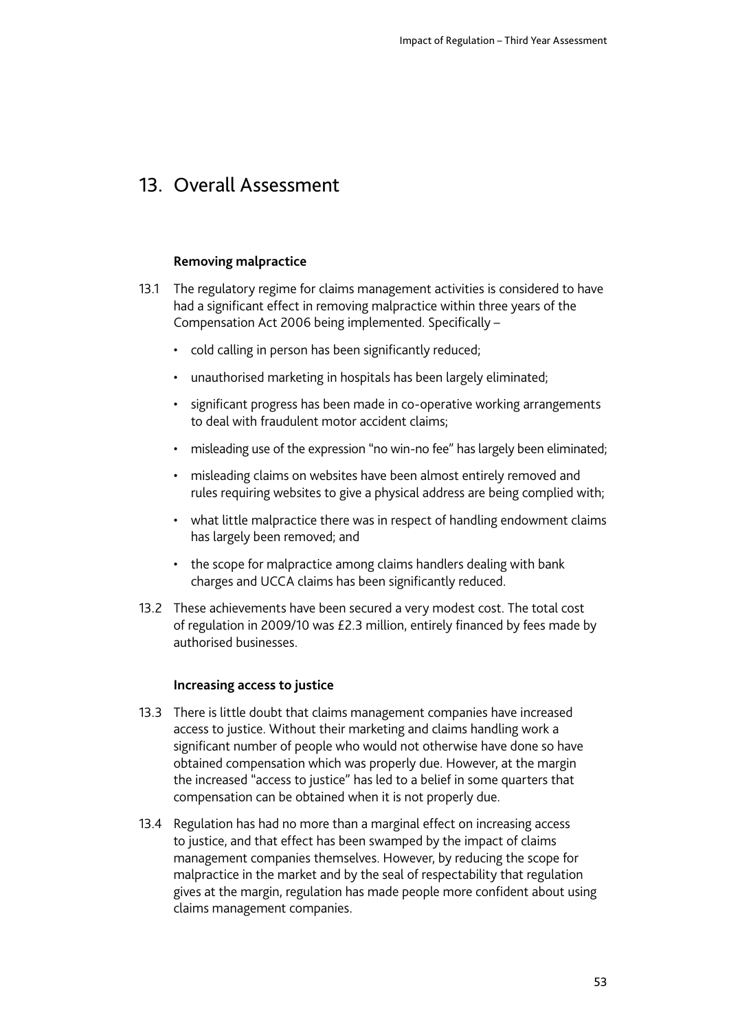# 13. Overall Assessment

### Removing malpractice

13.1 The regulatory regime for claims management activities is considered to have had a significant effect in removing malpractice within three years of the Compensation Act 2006 being implemented. Specifically –

- cold calling in person has been significantly reduced;
- unauthorised marketing in hospitals has been largely eliminated;
- significant progress has been made in co-operative working arrangements to deal with fraudulent motor accident claims;
- misleading use of the expression "no win-no fee" has largely been eliminated;
- misleading claims on websites have been almost entirely removed and rules requiring websites to give a physical address are being complied with;
- what little malpractice there was in respect of handling endowment claims has largely been removed; and
- the scope for malpractice among claims handlers dealing with bank charges and UCCA claims has been significantly reduced.

13.2 These achievements have been secured a very modest cost. The total cost of regulation in 2009/10 was £2.3 million, entirely financed by fees made by authorised businesses.

### Increasing access to justice

13.3 There is little doubt that claims management companies have increased access to justice. Without their marketing and claims handling work a significant number of people who would not otherwise have done so have obtained compensation which was properly due. However, at the margin the increased "access to justice" has led to a belief in some quarters that compensation can be obtained when it is not properly due.

13.4 Regulation has had no more than a marginal effect on increasing access to justice, and that effect has been swamped by the impact of claims management companies themselves. However, by reducing the scope for malpractice in the market and by the seal of respectability that regulation gives at the margin, regulation has made people more confident about using claims management companies.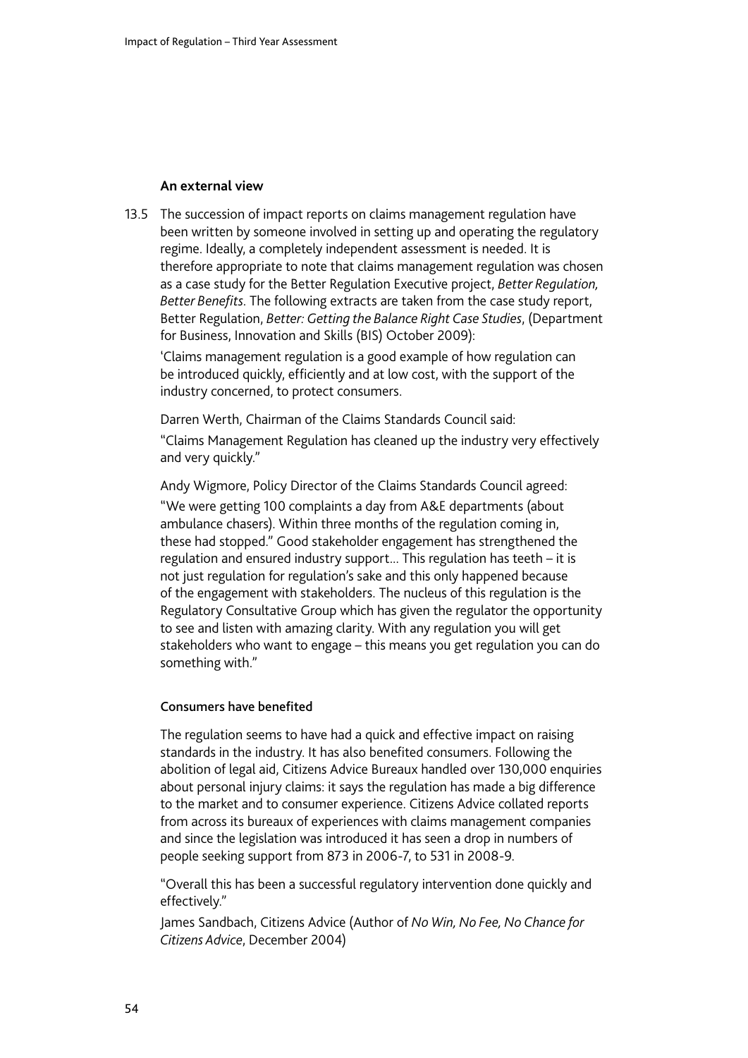### An external view

13.5 The succession of impact reports on claims management regulation have been written by someone involved in setting up and operating the regulatory regime. Ideally, a completely independent assessment is needed. It is therefore appropriate to note that claims management regulation was chosen as a case study for the Better Regulation Executive project, *Better Regulation, Better Benefits*. The following extracts are taken from the case study report, Better Regulation, *Better: Getting the Balance Right Case Studies*, (Department for Business, Innovation and Skills (BIS) October 2009):

'Claims management regulation is a good example of how regulation can be introduced quickly, efficiently and at low cost, with the support of the industry concerned, to protect consumers.

Darren Werth, Chairman of the Claims Standards Council said:

"Claims Management Regulation has cleaned up the industry very effectively and very quickly."

Andy Wigmore, Policy Director of the Claims Standards Council agreed:

"We were getting 100 complaints a day from A&E departments (about ambulance chasers). Within three months of the regulation coming in, these had stopped." Good stakeholder engagement has strengthened the regulation and ensured industry support... This regulation has teeth – it is not just regulation for regulation's sake and this only happened because of the engagement with stakeholders. The nucleus of this regulation is the Regulatory Consultative Group which has given the regulator the opportunity to see and listen with amazing clarity. With any regulation you will get stakeholders who want to engage – this means you get regulation you can do something with."

#### Consumers have benefited

The regulation seems to have had a quick and effective impact on raising standards in the industry. It has also benefited consumers. Following the abolition of legal aid, Citizens Advice Bureaux handled over 130,000 enquiries about personal injury claims: it says the regulation has made a big difference to the market and to consumer experience. Citizens Advice collated reports from across its bureaux of experiences with claims management companies and since the legislation was introduced it has seen a drop in numbers of people seeking support from 873 in 2006-7, to 531 in 2008-9.

"Overall this has been a successful regulatory intervention done quickly and effectively."

James Sandbach, Citizens Advice (Author of *No Win, No Fee, No Chance for Citizens Advice*, December 2004)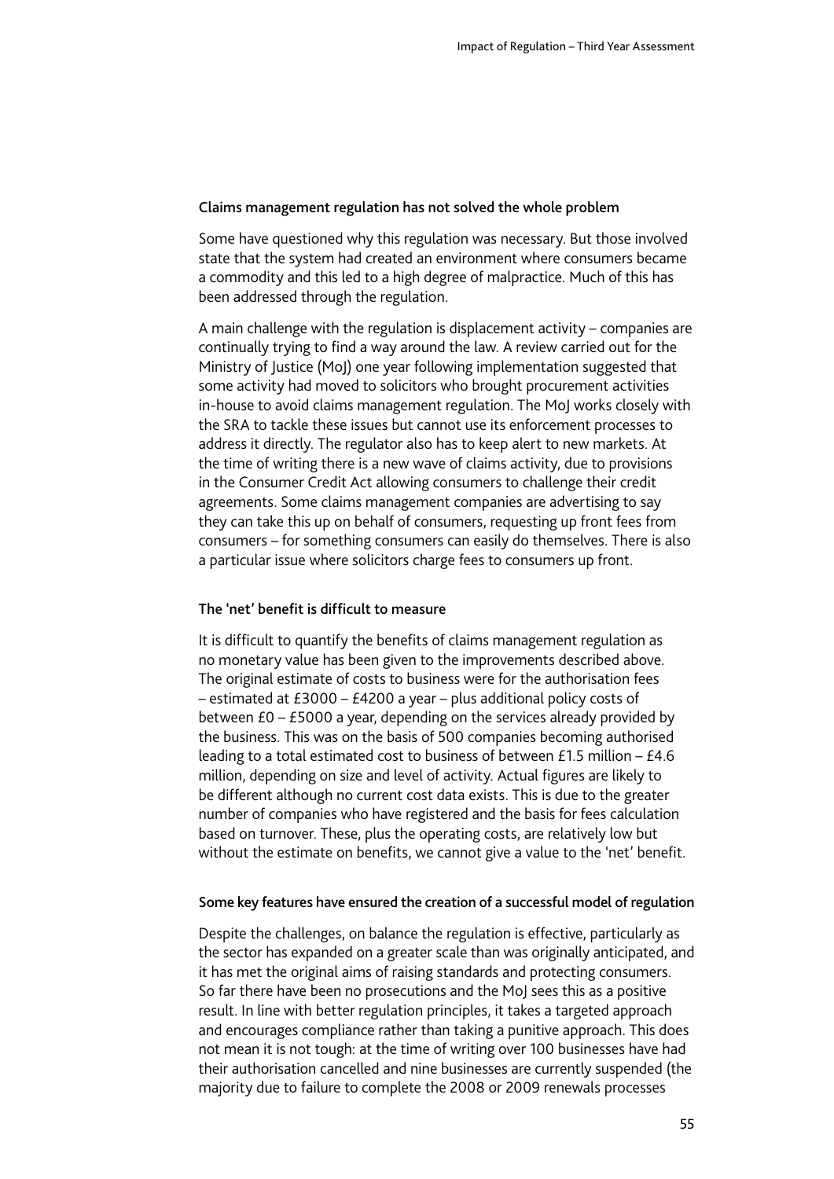### Claims management regulation has not solved the whole problem

Some have questioned why this regulation was necessary. But those involved state that the system had created an environment where consumers became a commodity and this led to a high degree of malpractice. Much of this has been addressed through the regulation.

A main challenge with the regulation is displacement activity – companies are continually trying to find a way around the law. A review carried out for the Ministry of Justice (MoJ) one year following implementation suggested that some activity had moved to solicitors who brought procurement activities in-house to avoid claims management regulation. The MoJ works closely with the SRA to tackle these issues but cannot use its enforcement processes to address it directly. The regulator also has to keep alert to new markets. At the time of writing there is a new wave of claims activity, due to provisions in the Consumer Credit Act allowing consumers to challenge their credit agreements. Some claims management companies are advertising to say they can take this up on behalf of consumers, requesting up front fees from consumers – for something consumers can easily do themselves. There is also a particular issue where solicitors charge fees to consumers up front.

### The 'net' benefit is difficult to measure

It is difficult to quantify the benefits of claims management regulation as no monetary value has been given to the improvements described above. The original estimate of costs to business were for the authorisation fees – estimated at £3000 – £4200 a year – plus additional policy costs of between £0 – £5000 a year, depending on the services already provided by the business. This was on the basis of 500 companies becoming authorised leading to a total estimated cost to business of between £1.5 million – £4.6 million, depending on size and level of activity. Actual figures are likely to be different although no current cost data exists. This is due to the greater number of companies who have registered and the basis for fees calculation based on turnover. These, plus the operating costs, are relatively low but without the estimate on benefits, we cannot give a value to the 'net' benefit.

### Some key features have ensured the creation of a successful model of regulation

Despite the challenges, on balance the regulation is effective, particularly as the sector has expanded on a greater scale than was originally anticipated, and it has met the original aims of raising standards and protecting consumers. So far there have been no prosecutions and the MoJ sees this as a positive result. In line with better regulation principles, it takes a targeted approach and encourages compliance rather than taking a punitive approach. This does not mean it is not tough: at the time of writing over 100 businesses have had their authorisation cancelled and nine businesses are currently suspended (the majority due to failure to complete the 2008 or 2009 renewals processes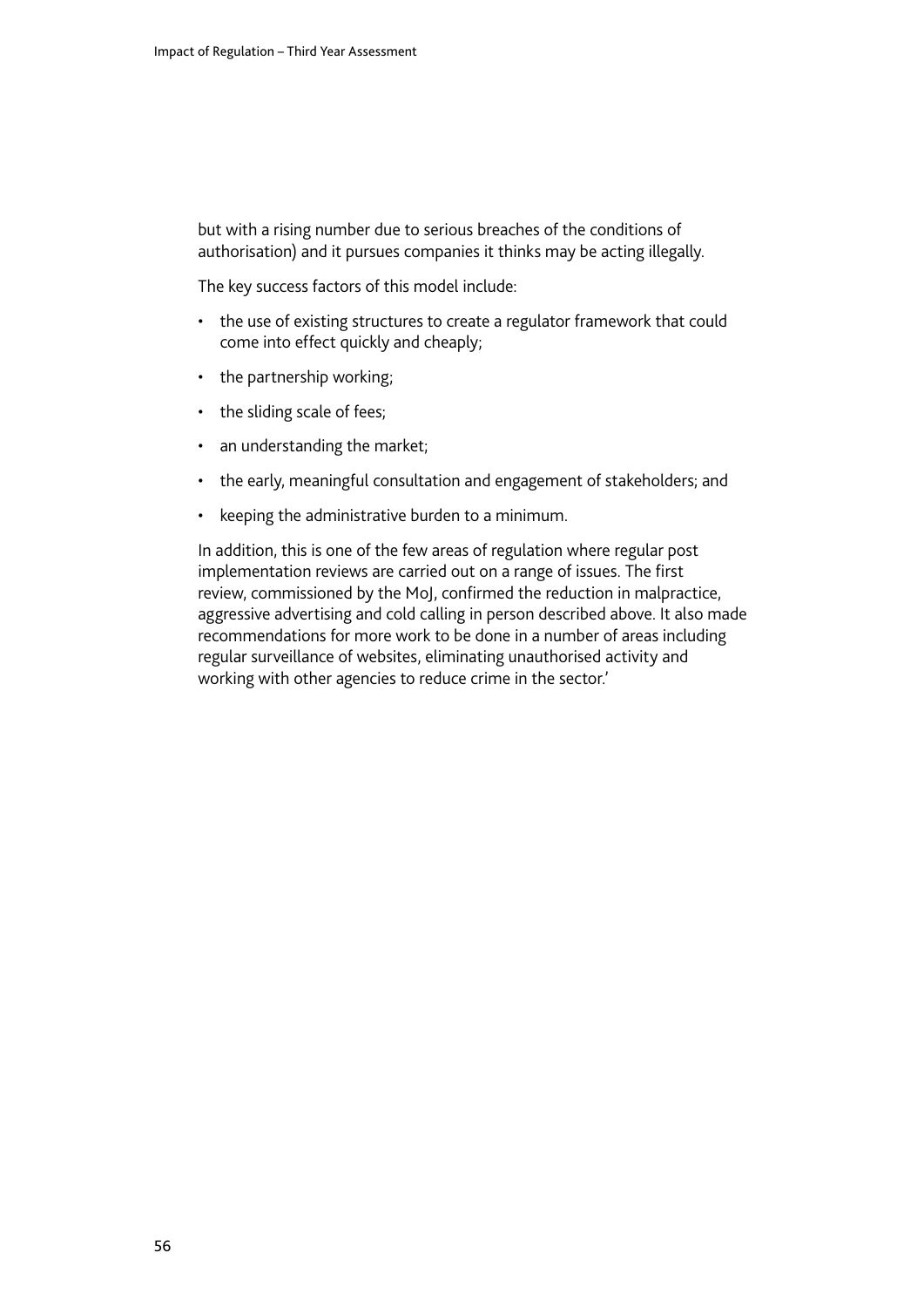but with a rising number due to serious breaches of the conditions of authorisation) and it pursues companies it thinks may be acting illegally.

The key success factors of this model include:

- the use of existing structures to create a regulator framework that could come into effect quickly and cheaply;
- the partnership working;
- the sliding scale of fees;
- an understanding the market;
- the early, meaningful consultation and engagement of stakeholders; and
- keeping the administrative burden to a minimum.

In addition, this is one of the few areas of regulation where regular post implementation reviews are carried out on a range of issues. The first review, commissioned by the MoJ, confirmed the reduction in malpractice, aggressive advertising and cold calling in person described above. It also made recommendations for more work to be done in a number of areas including regular surveillance of websites, eliminating unauthorised activity and working with other agencies to reduce crime in the sector.'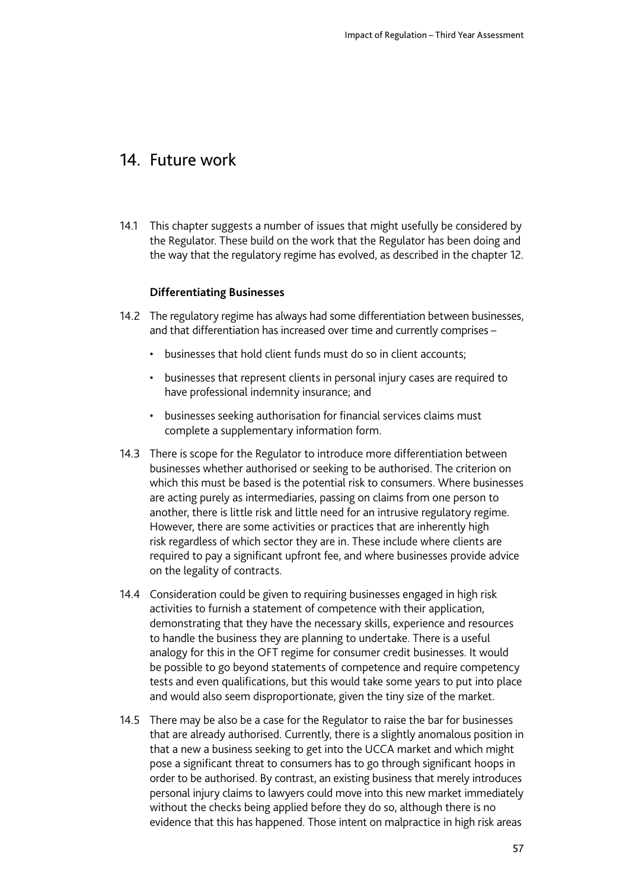## 14. Future work

14.1 This chapter suggests a number of issues that might usefully be considered by the Regulator. These build on the work that the Regulator has been doing and the way that the regulatory regime has evolved, as described in the chapter 12.

### Differentiating Businesses

14.2 The regulatory regime has always had some differentiation between businesses, and that differentiation has increased over time and currently comprises –

- businesses that hold client funds must do so in client accounts;
- businesses that represent clients in personal injury cases are required to have professional indemnity insurance; and
- businesses seeking authorisation for financial services claims must complete a supplementary information form.

14.3 There is scope for the Regulator to introduce more differentiation between businesses whether authorised or seeking to be authorised. The criterion on which this must be based is the potential risk to consumers. Where businesses are acting purely as intermediaries, passing on claims from one person to another, there is little risk and little need for an intrusive regulatory regime. However, there are some activities or practices that are inherently high risk regardless of which sector they are in. These include where clients are required to pay a significant upfront fee, and where businesses provide advice on the legality of contracts.

14.4 Consideration could be given to requiring businesses engaged in high risk activities to furnish a statement of competence with their application, demonstrating that they have the necessary skills, experience and resources to handle the business they are planning to undertake. There is a useful analogy for this in the OFT regime for consumer credit businesses. It would be possible to go beyond statements of competence and require competency tests and even qualifications, but this would take some years to put into place and would also seem disproportionate, given the tiny size of the market.

14.5 There may be also be a case for the Regulator to raise the bar for businesses that are already authorised. Currently, there is a slightly anomalous position in that a new a business seeking to get into the UCCA market and which might pose a significant threat to consumers has to go through significant hoops in order to be authorised. By contrast, an existing business that merely introduces personal injury claims to lawyers could move into this new market immediately without the checks being applied before they do so, although there is no evidence that this has happened. Those intent on malpractice in high risk areas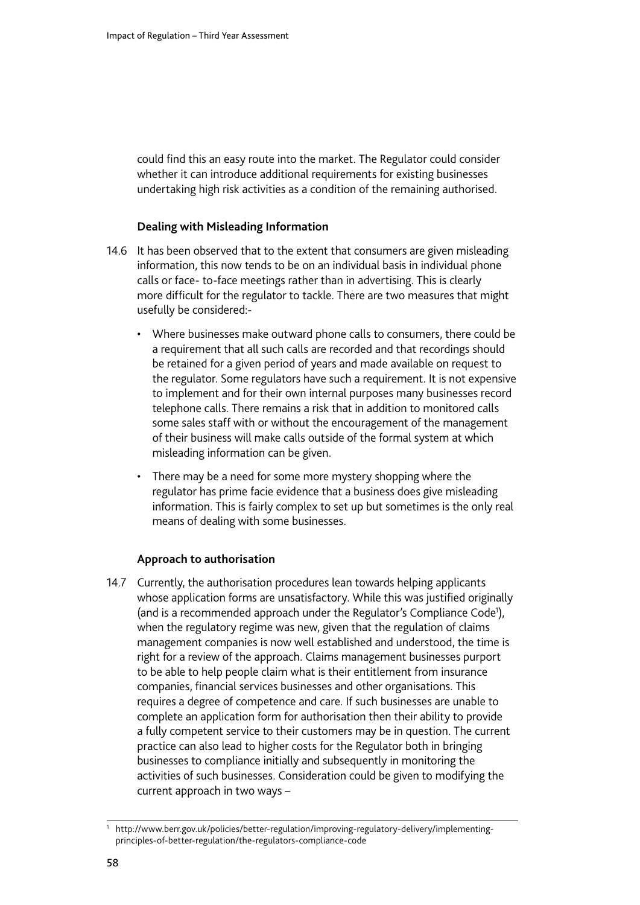could find this an easy route into the market. The Regulator could consider whether it can introduce additional requirements for existing businesses undertaking high risk activities as a condition of the remaining authorised.

**Dealing with Misleading Information**

14.6 It has been observed that to the extent that consumers are given misleading information, this now tends to be on an individual basis in individual phone calls or face- to-face meetings rather than in advertising. This is clearly more difficult for the regulator to tackle. There are two measures that might usefully be considered:-

- Where businesses make outward phone calls to consumers, there could be a requirement that all such calls are recorded and that recordings should be retained for a given period of years and made available on request to the regulator. Some regulators have such a requirement. It is not expensive to implement and for their own internal purposes many businesses record telephone calls. There remains a risk that in addition to monitored calls some sales staff with or without the encouragement of the management of their business will make calls outside of the formal system at which misleading information can be given.
- There may be a need for some more mystery shopping where the regulator has prime facie evidence that a business does give misleading information. This is fairly complex to set up but sometimes is the only real means of dealing with some businesses.

**Approach to authorisation**

14.7 Currently, the authorisation procedures lean towards helping applicants whose application forms are unsatisfactory. While this was justified originally (and is a recommended approach under the Regulator's Compliance Code[1]), when the regulatory regime was new, given that the regulation of claims management companies is now well established and understood, the time is right for a review of the approach. Claims management businesses purport to be able to help people claim what is their entitlement from insurance companies, financial services businesses and other organisations. This requires a degree of competence and care. If such businesses are unable to complete an application form for authorisation then their ability to provide a fully competent service to their customers may be in question. The current practice can also lead to higher costs for the Regulator both in bringing businesses to compliance initially and subsequently in monitoring the activities of such businesses. Consideration could be given to modifying the current approach in two ways –

[1] http://www.berr.gov.uk/policies/better-regulation/improving-regulatory-delivery/implementing-principles-of-better-regulation/the-regulators-compliance-code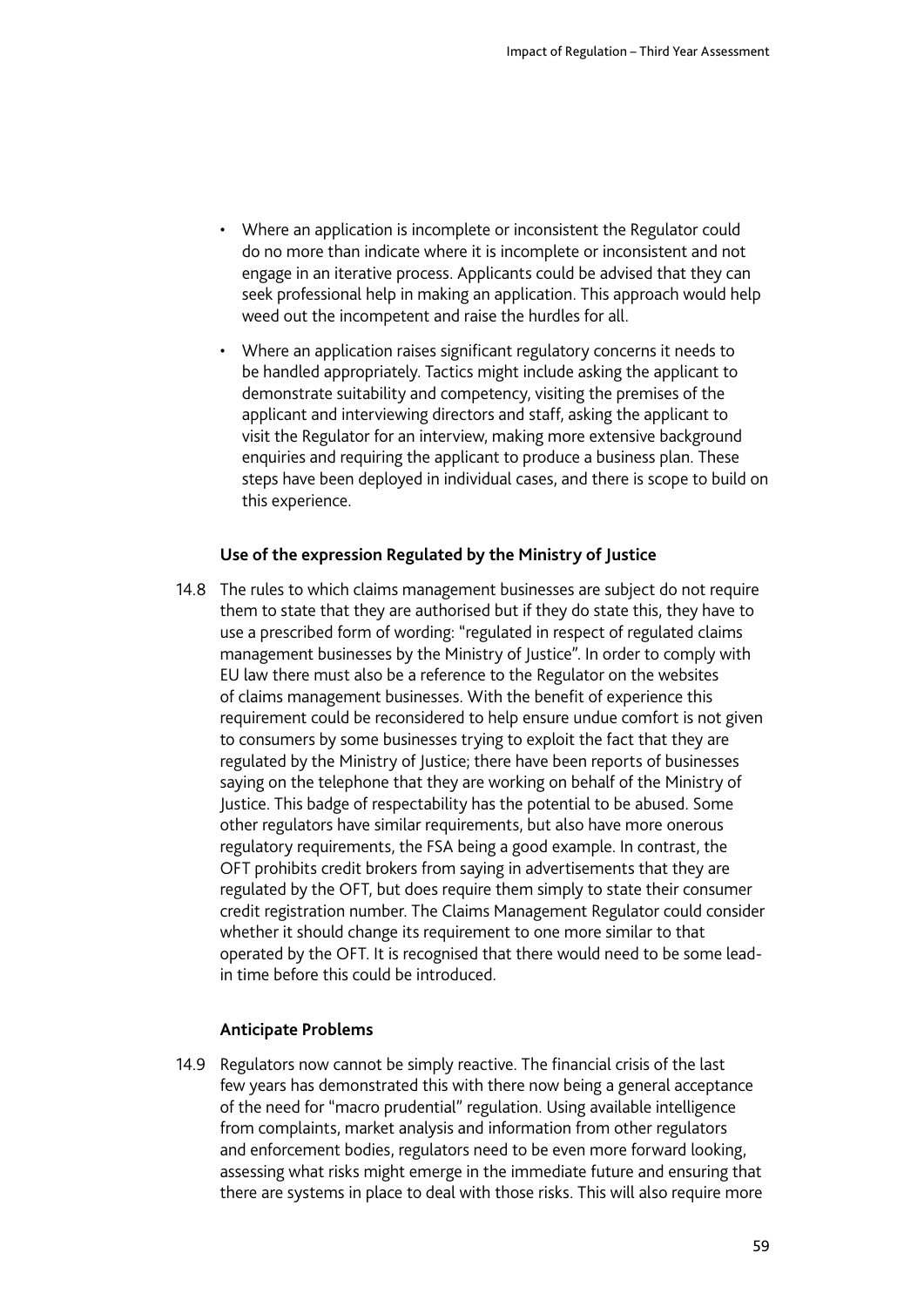- Where an application is incomplete or inconsistent the Regulator could do no more than indicate where it is incomplete or inconsistent and not engage in an iterative process. Applicants could be advised that they can seek professional help in making an application. This approach would help weed out the incompetent and raise the hurdles for all.
- Where an application raises significant regulatory concerns it needs to be handled appropriately. Tactics might include asking the applicant to demonstrate suitability and competency, visiting the premises of the applicant and interviewing directors and staff, asking the applicant to visit the Regulator for an interview, making more extensive background enquiries and requiring the applicant to produce a business plan. These steps have been deployed in individual cases, and there is scope to build on this experience.

**Use of the expression Regulated by the Ministry of Justice**

14.8 The rules to which claims management businesses are subject do not require them to state that they are authorised but if they do state this, they have to use a prescribed form of wording: "regulated in respect of regulated claims management businesses by the Ministry of Justice". In order to comply with EU law there must also be a reference to the Regulator on the websites of claims management businesses. With the benefit of experience this requirement could be reconsidered to help ensure undue comfort is not given to consumers by some businesses trying to exploit the fact that they are regulated by the Ministry of Justice; there have been reports of businesses saying on the telephone that they are working on behalf of the Ministry of Justice. This badge of respectability has the potential to be abused. Some other regulators have similar requirements, but also have more onerous regulatory requirements, the FSA being a good example. In contrast, the OFT prohibits credit brokers from saying in advertisements that they are regulated by the OFT, but does require them simply to state their consumer credit registration number. The Claims Management Regulator could consider whether it should change its requirement to one more similar to that operated by the OFT. It is recognised that there would need to be some lead-in time before this could be introduced.

**Anticipate Problems**

14.9 Regulators now cannot be simply reactive. The financial crisis of the last few years has demonstrated this with there now being a general acceptance of the need for "macro prudential" regulation. Using available intelligence from complaints, market analysis and information from other regulators and enforcement bodies, regulators need to be even more forward looking, assessing what risks might emerge in the immediate future and ensuring that there are systems in place to deal with those risks. This will also require more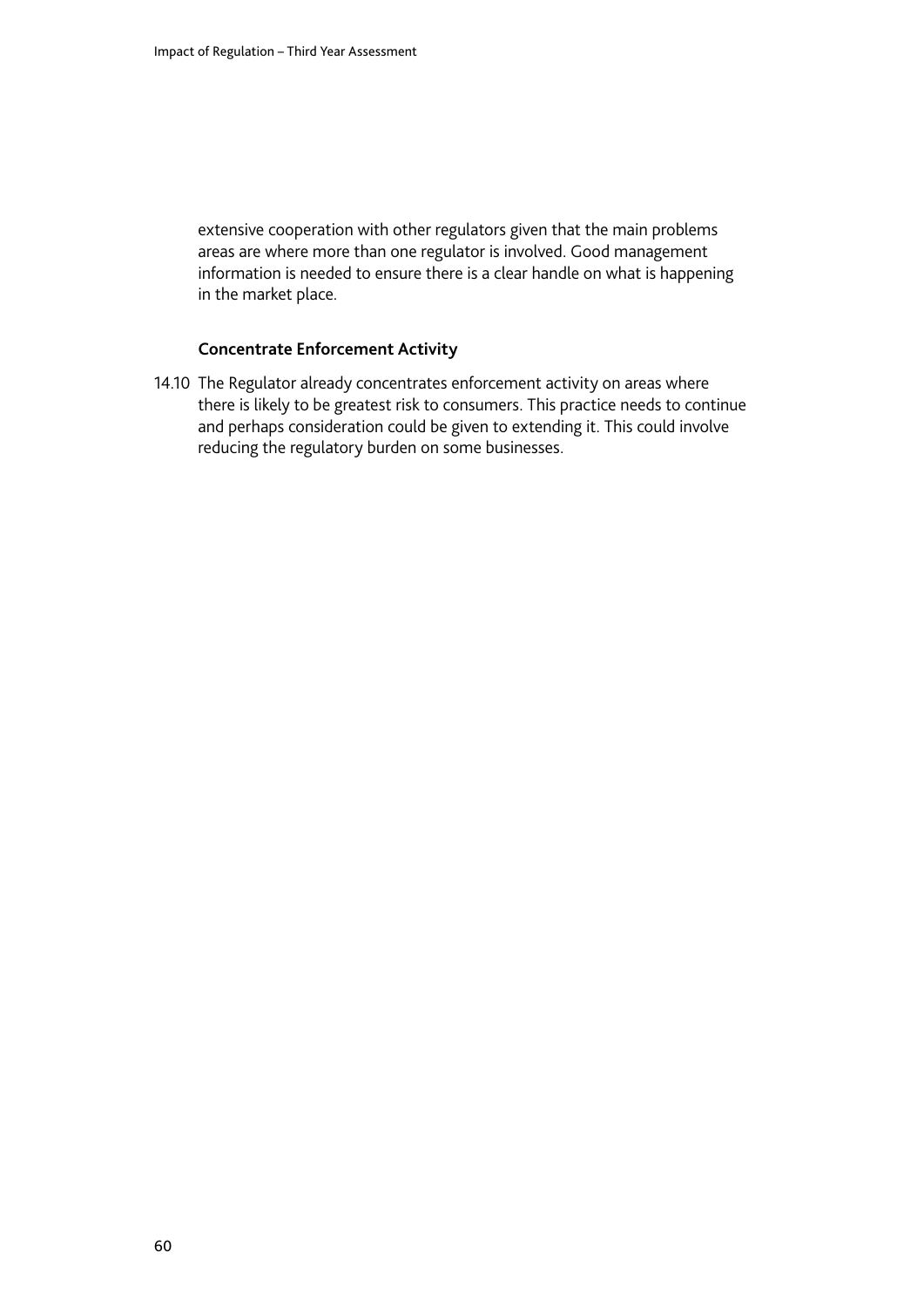extensive cooperation with other regulators given that the main problems areas are where more than one regulator is involved. Good management information is needed to ensure there is a clear handle on what is happening in the market place.

**Concentrate Enforcement Activity**

14.10 The Regulator already concentrates enforcement activity on areas where there is likely to be greatest risk to consumers. This practice needs to continue and perhaps consideration could be given to extending it. This could involve reducing the regulatory burden on some businesses.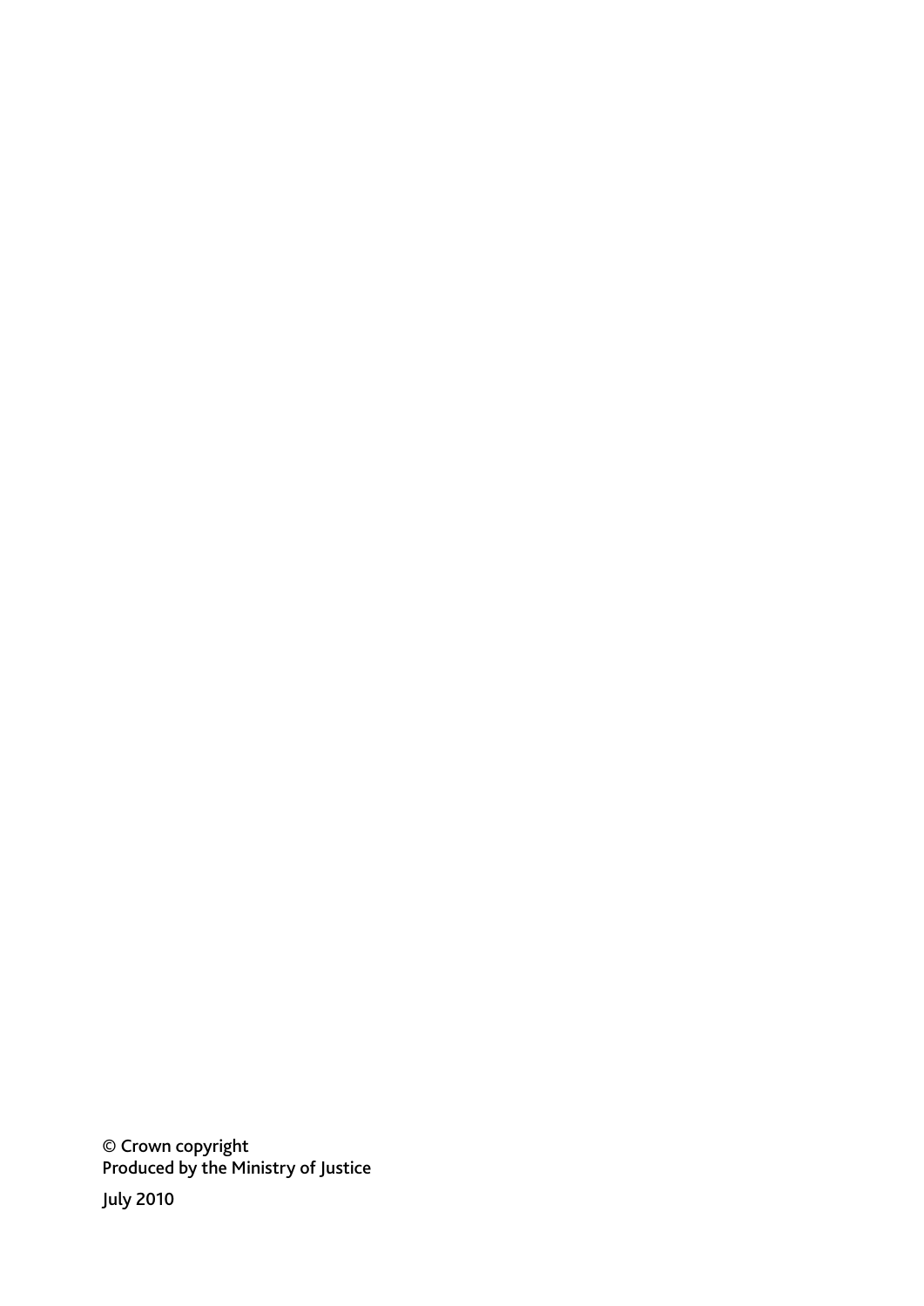© Crown copyright
Produced by the Ministry of Justice

July 2010